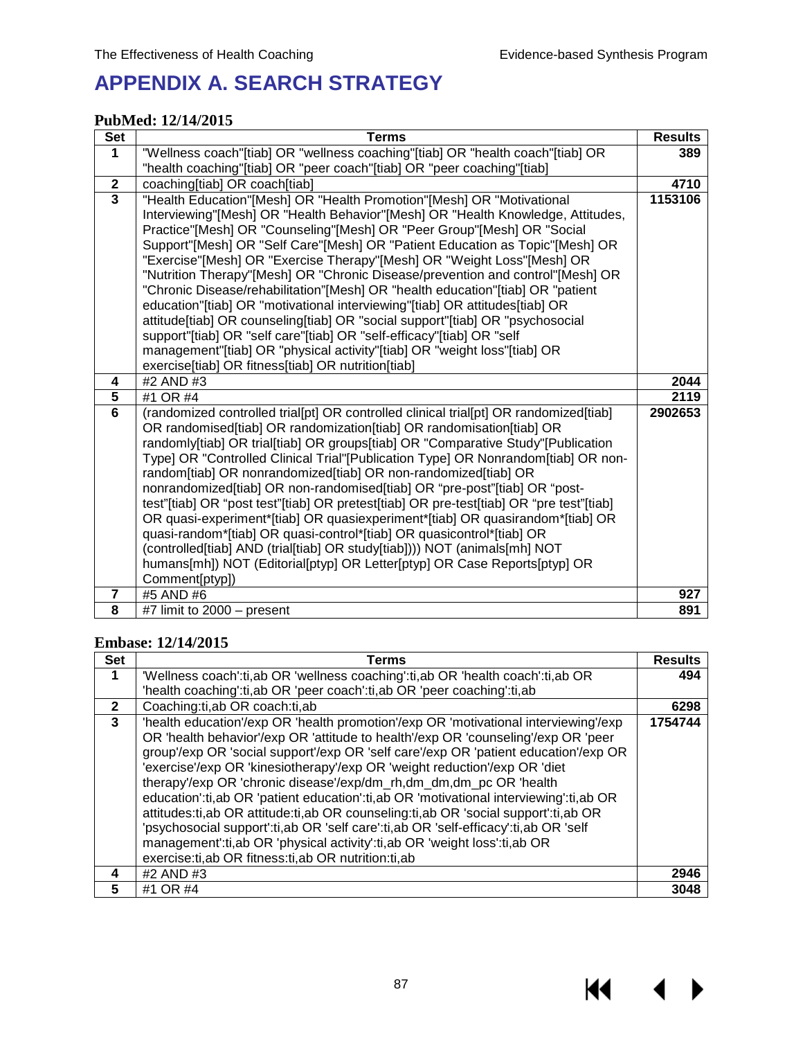# APPENDIX A. SEARCH STRATEGY

**PubMed: 12/14/2015**

| Set | Terms | Results |
|---|---|---|
| 1 | "Wellness coach"[tiab] OR "wellness coaching"[tiab] OR "health coach"[tiab] OR "health coaching"[tiab] OR "peer coach"[tiab] OR "peer coaching"[tiab] | 389 |
| 2 | coaching[tiab] OR coach[tiab] | 4710 |
| 3 | "Health Education"[Mesh] OR "Health Promotion"[Mesh] OR "Motivational Interviewing"[Mesh] OR "Health Behavior"[Mesh] OR "Health Knowledge, Attitudes, Practice"[Mesh] OR "Counseling"[Mesh] OR "Peer Group"[Mesh] OR "Social Support"[Mesh] OR "Self Care"[Mesh] OR "Patient Education as Topic"[Mesh] OR "Exercise"[Mesh] OR "Exercise Therapy"[Mesh] OR "Weight Loss"[Mesh] OR "Nutrition Therapy"[Mesh] OR "Chronic Disease/prevention and control"[Mesh] OR "Chronic Disease/rehabilitation"[Mesh] OR "health education"[tiab] OR "patient education"[tiab] OR "motivational interviewing"[tiab] OR attitudes[tiab] OR attitude[tiab] OR counseling[tiab] OR "social support"[tiab] OR "psychosocial support"[tiab] OR "self care"[tiab] OR "self-efficacy"[tiab] OR "self management"[tiab] OR "physical activity"[tiab] OR "weight loss"[tiab] OR exercise[tiab] OR fitness[tiab] OR nutrition[tiab] | 1153106 |
| 4 | #2 AND #3 | 2044 |
| 5 | #1 OR #4 | 2119 |
| 6 | (randomized controlled trial[pt] OR controlled clinical trial[pt] OR randomized[tiab] OR randomised[tiab] OR randomization[tiab] OR randomisation[tiab] OR randomly[tiab] OR trial[tiab] OR groups[tiab] OR "Comparative Study"[Publication Type] OR "Controlled Clinical Trial"[Publication Type] OR Nonrandom[tiab] OR non-random[tiab] OR nonrandomized[tiab] OR non-randomized[tiab] OR nonrandomized[tiab] OR non-randomised[tiab] OR "pre-post"[tiab] OR "post-test"[tiab] OR "post test"[tiab] OR pretest[tiab] OR pre-test[tiab] OR "pre test"[tiab] OR quasi-experiment*[tiab] OR quasiexperiment*[tiab] OR quasirandom*[tiab] OR quasi-random*[tiab] OR quasi-control*[tiab] OR quasicontrol*[tiab] OR (controlled[tiab] AND (trial[tiab] OR study[tiab]))) NOT (animals[mh] NOT humans[mh]) NOT (Editorial[ptyp] OR Letter[ptyp] OR Case Reports[ptyp] OR Comment[ptyp]) | 2902653 |
| 7 | #5 AND #6 | 927 |
| 8 | #7 limit to 2000 – present | 891 |

**Embase: 12/14/2015**

| Set | Terms | Results |
|---|---|---|
| 1 | 'Wellness coach':ti,ab OR 'wellness coaching':ti,ab OR 'health coach':ti,ab OR 'health coaching':ti,ab OR 'peer coach':ti,ab OR 'peer coaching':ti,ab | 494 |
| 2 | Coaching:ti,ab OR coach:ti,ab | 6298 |
| 3 | 'health education'/exp OR 'health promotion'/exp OR 'motivational interviewing'/exp OR 'health behavior'/exp OR 'attitude to health'/exp OR 'counseling'/exp OR 'peer group'/exp OR 'social support'/exp OR 'self care'/exp OR 'patient education'/exp OR 'exercise'/exp OR 'kinesiotherapy'/exp OR 'weight reduction'/exp OR 'diet therapy'/exp OR 'chronic disease'/exp/dm_rh,dm_dm,dm_pc OR 'health education':ti,ab OR 'patient education':ti,ab OR 'motivational interviewing':ti,ab OR attitudes:ti,ab OR attitude:ti,ab OR counseling:ti,ab OR 'social support':ti,ab OR 'psychosocial support':ti,ab OR 'self care':ti,ab OR 'self-efficacy':ti,ab OR 'self management':ti,ab OR 'physical activity':ti,ab OR 'weight loss':ti,ab OR exercise:ti,ab OR fitness:ti,ab OR nutrition:ti,ab | 1754744 |
| 4 | #2 AND #3 | 2946 |
| 5 | #1 OR #4 | 3048 |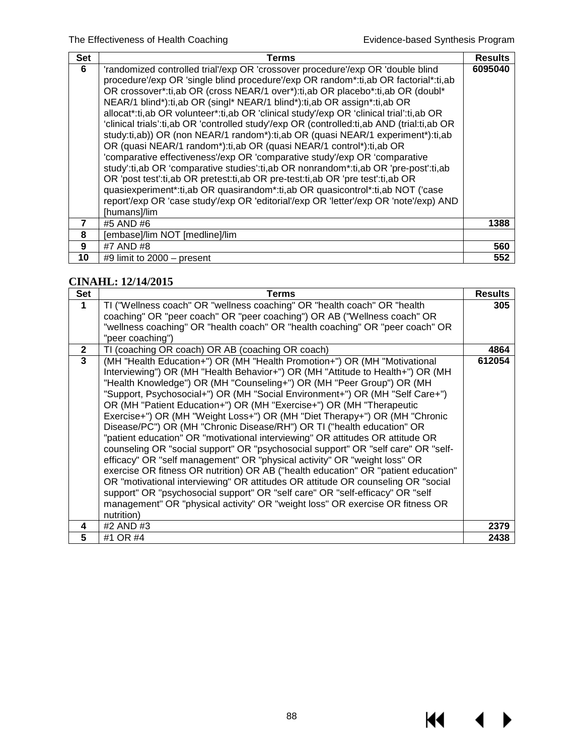| Set | Terms | Results |
|---|---|---|
| 6 | 'randomized controlled trial'/exp OR 'crossover procedure'/exp OR 'double blind procedure'/exp OR 'single blind procedure'/exp OR random*:ti,ab OR factorial*:ti,ab OR crossover*:ti,ab OR (cross NEAR/1 over*):ti,ab OR placebo*:ti,ab OR (doubl* NEAR/1 blind*):ti,ab OR (singl* NEAR/1 blind*):ti,ab OR assign*:ti,ab OR allocat*:ti,ab OR volunteer*:ti,ab OR 'clinical study'/exp OR 'clinical trial':ti,ab OR 'clinical trials':ti,ab OR 'controlled study'/exp OR (controlled:ti,ab AND (trial:ti,ab OR study:ti,ab)) OR (non NEAR/1 random*):ti,ab OR (quasi NEAR/1 experiment*):ti,ab OR (quasi NEAR/1 random*):ti,ab OR (quasi NEAR/1 control*):ti,ab OR 'comparative effectiveness'/exp OR 'comparative study'/exp OR 'comparative study':ti,ab OR 'comparative studies':ti,ab OR nonrandom*:ti,ab OR 'pre-post':ti,ab OR 'post test':ti,ab OR pretest:ti,ab OR pre-test:ti,ab OR 'pre test':ti,ab OR quasiexperiment*:ti,ab OR quasirandom*:ti,ab OR quasicontrol*:ti,ab NOT ('case report'/exp OR 'case study'/exp OR 'editorial'/exp OR 'letter'/exp OR 'note'/exp) AND [humans]/lim | **6095040** |
| 7 | #5 AND #6 | **1388** |
| 8 | [embase]/lim NOT [medline]/lim | |
| 9 | #7 AND #8 | **560** |
| 10 | #9 limit to 2000 – present | **552** |

**CINAHL: 12/14/2015**

| Set | Terms | Results |
|---|---|---|
| 1 | TI ("Wellness coach" OR "wellness coaching" OR "health coach" OR "health coaching" OR "peer coach" OR "peer coaching") OR AB ("Wellness coach" OR "wellness coaching" OR "health coach" OR "health coaching" OR "peer coach" OR "peer coaching") | **305** |
| 2 | TI (coaching OR coach) OR AB (coaching OR coach) | **4864** |
| 3 | (MH "Health Education+") OR (MH "Health Promotion+") OR (MH "Motivational Interviewing") OR (MH "Health Behavior+") OR (MH "Attitude to Health+") OR (MH "Health Knowledge") OR (MH "Counseling+") OR (MH "Peer Group") OR (MH "Support, Psychosocial+") OR (MH "Social Environment+") OR (MH "Self Care+") OR (MH "Patient Education+") OR (MH "Exercise+") OR (MH "Therapeutic Exercise+") OR (MH "Weight Loss+") OR (MH "Diet Therapy+") OR (MH "Chronic Disease/PC") OR (MH "Chronic Disease/RH") OR TI ("health education" OR "patient education" OR "motivational interviewing" OR attitudes OR attitude OR counseling OR "social support" OR "psychosocial support" OR "self care" OR "self-efficacy" OR "self management" OR "physical activity" OR "weight loss" OR exercise OR fitness OR nutrition) OR AB ("health education" OR "patient education" OR "motivational interviewing" OR attitudes OR attitude OR counseling OR "social support" OR "psychosocial support" OR "self care" OR "self-efficacy" OR "self management" OR "physical activity" OR "weight loss" OR exercise OR fitness OR nutrition) | **612054** |
| 4 | #2 AND #3 | **2379** |
| 5 | #1 OR #4 | **2438** |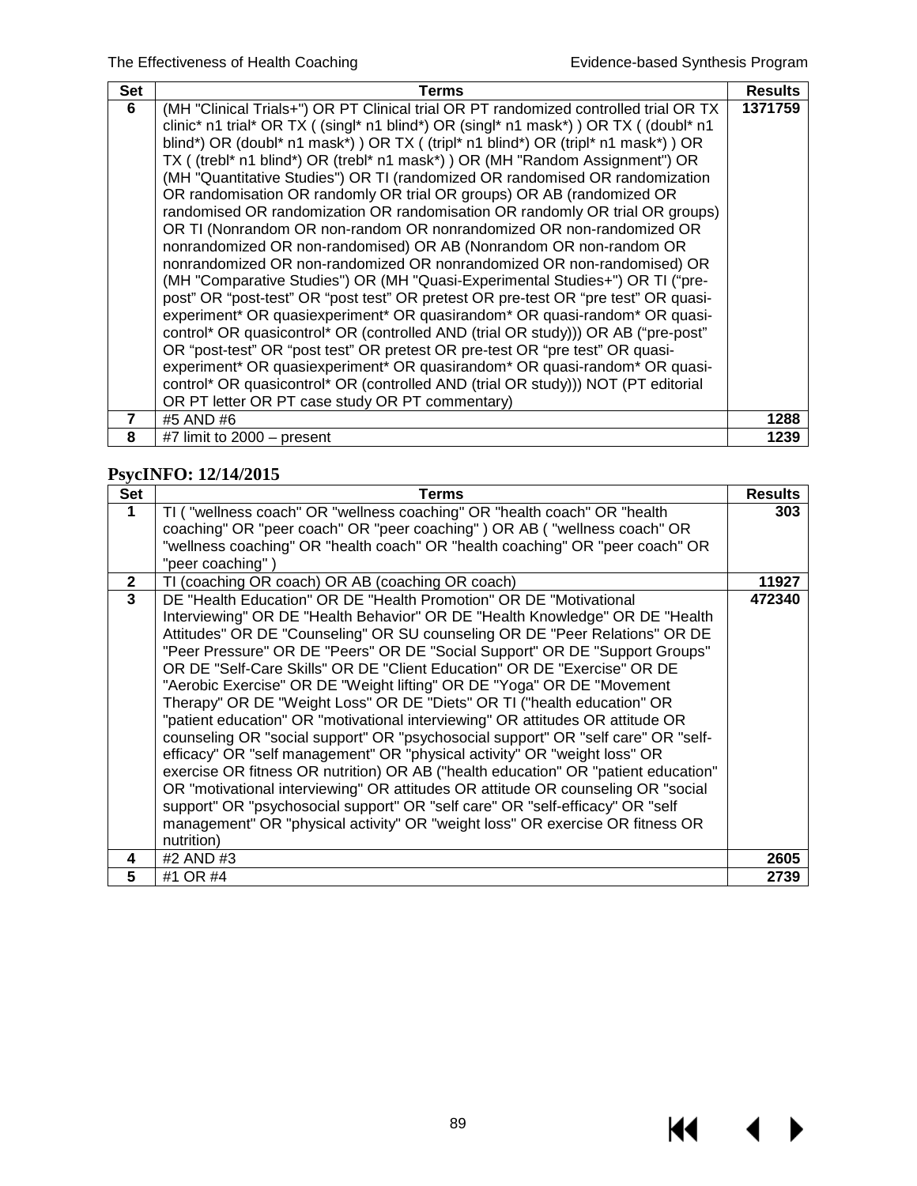| Set | Terms | Results |
| --- | --- | --- |
| 6 | (MH "Clinical Trials+") OR PT Clinical trial OR PT randomized controlled trial OR TX clinic* n1 trial* OR TX ( (singl* n1 blind*) OR (singl* n1 mask*) ) OR TX ( (doubl* n1 blind*) OR (doubl* n1 mask*) ) OR TX ( (tripl* n1 blind*) OR (tripl* n1 mask*) ) OR TX ( (trebl* n1 blind*) OR (trebl* n1 mask*) ) OR (MH "Random Assignment") OR (MH "Quantitative Studies") OR TI (randomized OR randomised OR randomization OR randomisation OR randomly OR trial OR groups) OR AB (randomized OR randomised OR randomization OR randomisation OR randomly OR trial OR groups) OR TI (Nonrandom OR non-random OR nonrandomized OR non-randomized OR nonrandomized OR non-randomised) OR AB (Nonrandom OR non-random OR nonrandomized OR non-randomized OR nonrandomized OR non-randomised) OR (MH "Comparative Studies") OR (MH "Quasi-Experimental Studies+") OR TI ("pre-post" OR "post-test" OR "post test" OR pretest OR pre-test OR "pre test" OR quasi-experiment* OR quasiexperiment* OR quasirandom* OR quasi-random* OR quasi-control* OR quasicontrol* OR (controlled AND (trial OR study))) OR AB ("pre-post" OR "post-test" OR "post test" OR pretest OR pre-test OR "pre test" OR quasi-experiment* OR quasiexperiment* OR quasirandom* OR quasi-random* OR quasi-control* OR quasicontrol* OR (controlled AND (trial OR study))) NOT (PT editorial OR PT letter OR PT case study OR PT commentary) | 1371759 |
| 7 | #5 AND #6 | 1288 |
| 8 | #7 limit to 2000 – present | 1239 |

**PsycINFO: 12/14/2015**

| Set | Terms | Results |
| --- | --- | --- |
| 1 | TI ( "wellness coach" OR "wellness coaching" OR "health coach" OR "health coaching" OR "peer coach" OR "peer coaching" ) OR AB ( "wellness coach" OR "wellness coaching" OR "health coach" OR "health coaching" OR "peer coach" OR "peer coaching" ) | 303 |
| 2 | TI (coaching OR coach) OR AB (coaching OR coach) | 11927 |
| 3 | DE "Health Education" OR DE "Health Promotion" OR DE "Motivational Interviewing" OR DE "Health Behavior" OR DE "Health Knowledge" OR DE "Health Attitudes" OR DE "Counseling" OR SU counseling OR DE "Peer Relations" OR DE "Peer Pressure" OR DE "Peers" OR DE "Social Support" OR DE "Support Groups" OR DE "Self-Care Skills" OR DE "Client Education" OR DE "Exercise" OR DE "Aerobic Exercise" OR DE "Weight lifting" OR DE "Yoga" OR DE "Movement Therapy" OR DE "Weight Loss" OR DE "Diets" OR TI ("health education" OR "patient education" OR "motivational interviewing" OR attitudes OR attitude OR counseling OR "social support" OR "psychosocial support" OR "self care" OR "self-efficacy" OR "self management" OR "physical activity" OR "weight loss" OR exercise OR fitness OR nutrition) OR AB ("health education" OR "patient education" OR "motivational interviewing" OR attitudes OR attitude OR counseling OR "social support" OR "psychosocial support" OR "self care" OR "self-efficacy" OR "self management" OR "physical activity" OR "weight loss" OR exercise OR fitness OR nutrition) | 472340 |
| 4 | #2 AND #3 | 2605 |
| 5 | #1 OR #4 | 2739 |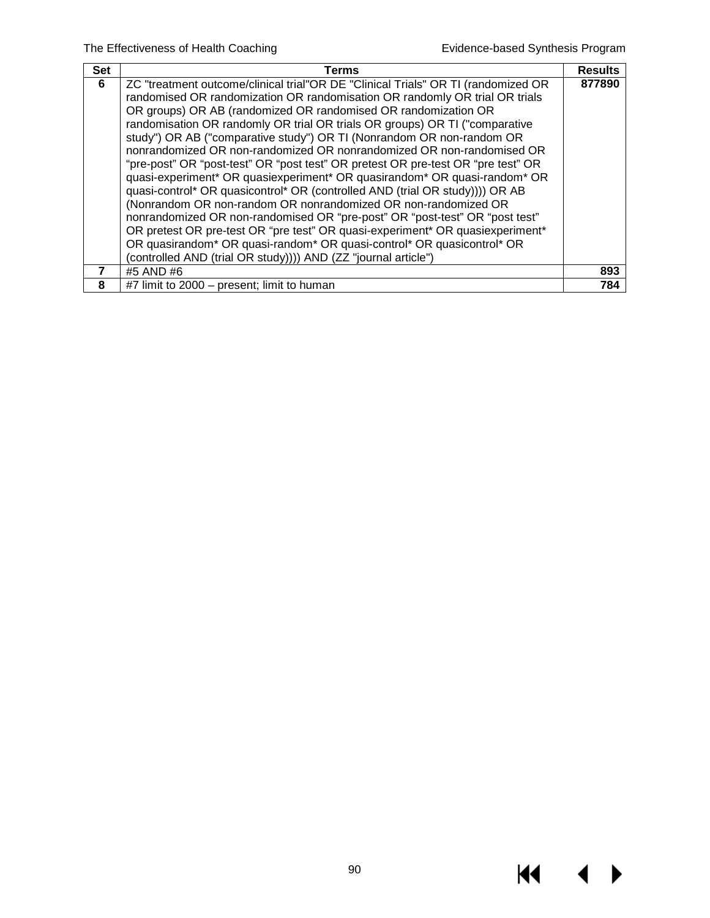| Set | Terms | Results |
|---|---|---|
| 6 | ZC "treatment outcome/clinical trial"OR DE "Clinical Trials" OR TI (randomized OR randomised OR randomization OR randomisation OR randomly OR trial OR trials OR groups) OR AB (randomized OR randomised OR randomization OR randomisation OR randomly OR trial OR trials OR groups) OR TI ("comparative study") OR AB ("comparative study") OR TI (Nonrandom OR non-random OR nonrandomized OR non-randomized OR nonrandomized OR non-randomised OR "pre-post" OR "post-test" OR "post test" OR pretest OR pre-test OR "pre test" OR quasi-experiment* OR quasiexperiment* OR quasirandom* OR quasi-random* OR quasi-control* OR quasicontrol* OR (controlled AND (trial OR study)))) OR AB (Nonrandom OR non-random OR nonrandomized OR non-randomized OR nonrandomized OR non-randomised OR "pre-post" OR "post-test" OR "post test" OR pretest OR pre-test OR "pre test" OR quasi-experiment* OR quasiexperiment* OR quasirandom* OR quasi-random* OR quasi-control* OR quasicontrol* OR (controlled AND (trial OR study)))) AND (ZZ "journal article") | 877890 |
| 7 | #5 AND #6 | 893 |
| 8 | #7 limit to 2000 – present; limit to human | 784 |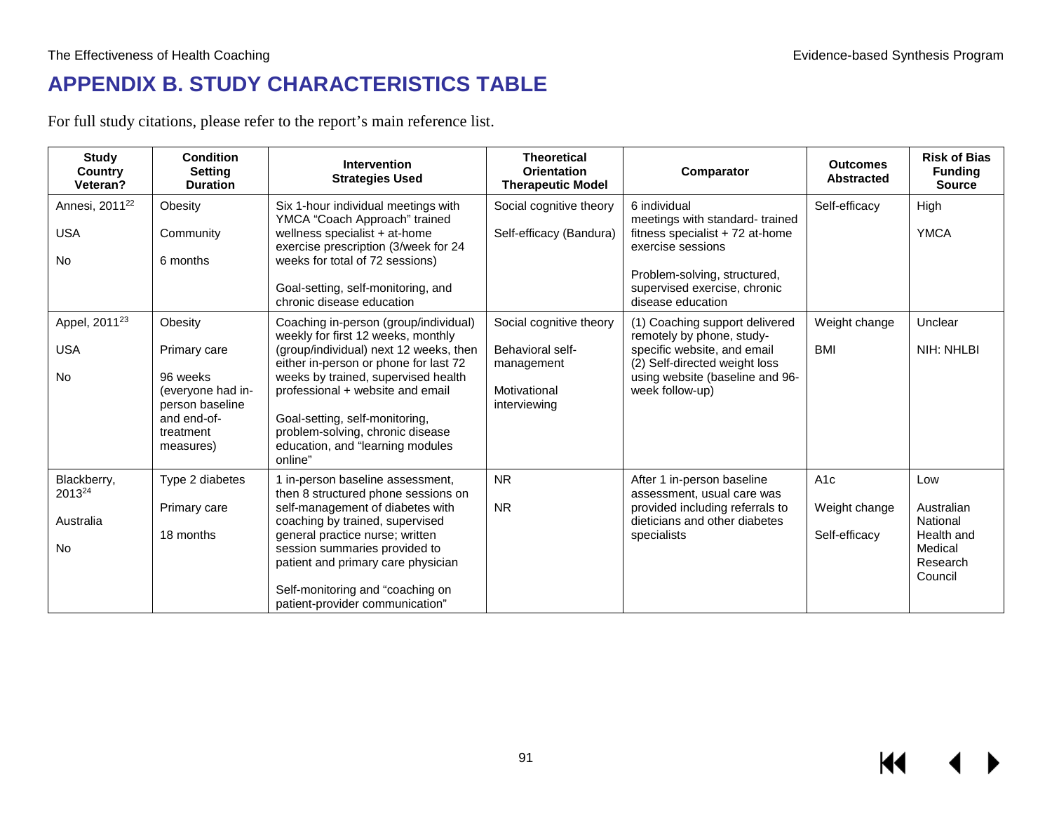# APPENDIX B. STUDY CHARACTERISTICS TABLE

For full study citations, please refer to the report's main reference list.

| Study<br>Country<br>Veteran? | Condition<br>Setting<br>Duration | Intervention<br>Strategies Used | Theoretical Orientation<br>Therapeutic Model | Comparator | Outcomes Abstracted | Risk of Bias<br>Funding Source |
|---|---|---|---|---|---|---|
| Annesi, 2011[22]<br><br>USA<br><br>No | Obesity<br><br>Community<br><br>6 months | Six 1-hour individual meetings with YMCA "Coach Approach" trained wellness specialist + at-home exercise prescription (3/week for 24 weeks for total of 72 sessions)<br><br>Goal-setting, self-monitoring, and chronic disease education | Social cognitive theory<br><br>Self-efficacy (Bandura) | 6 individual meetings with standard- trained fitness specialist + 72 at-home exercise sessions<br><br>Problem-solving, structured, supervised exercise, chronic disease education | Self-efficacy | High<br><br>YMCA |
| Appel, 2011[23]<br><br>USA<br><br>No | Obesity<br><br>Primary care<br><br>96 weeks (everyone had in-person baseline and end-of-treatment measures) | Coaching in-person (group/individual) weekly for first 12 weeks, monthly (group/individual) next 12 weeks, then either in-person or phone for last 72 weeks by trained, supervised health professional + website and email<br><br>Goal-setting, self-monitoring, problem-solving, chronic disease education, and "learning modules online" | Social cognitive theory<br><br>Behavioral self-management<br><br>Motivational interviewing | (1) Coaching support delivered remotely by phone, study-specific website, and email<br>(2) Self-directed weight loss using website (baseline and 96-week follow-up) | Weight change<br><br>BMI | Unclear<br><br>NIH: NHLBI |
| Blackberry, 2013[24]<br><br>Australia<br><br>No | Type 2 diabetes<br><br>Primary care<br><br>18 months | 1 in-person baseline assessment, then 8 structured phone sessions on self-management of diabetes with coaching by trained, supervised general practice nurse; written session summaries provided to patient and primary care physician<br><br>Self-monitoring and "coaching on patient-provider communication" | NR<br><br>NR | After 1 in-person baseline assessment, usual care was provided including referrals to dieticians and other diabetes specialists | A1c<br><br>Weight change<br><br>Self-efficacy | Low<br><br>Australian National Health and Medical Research Council |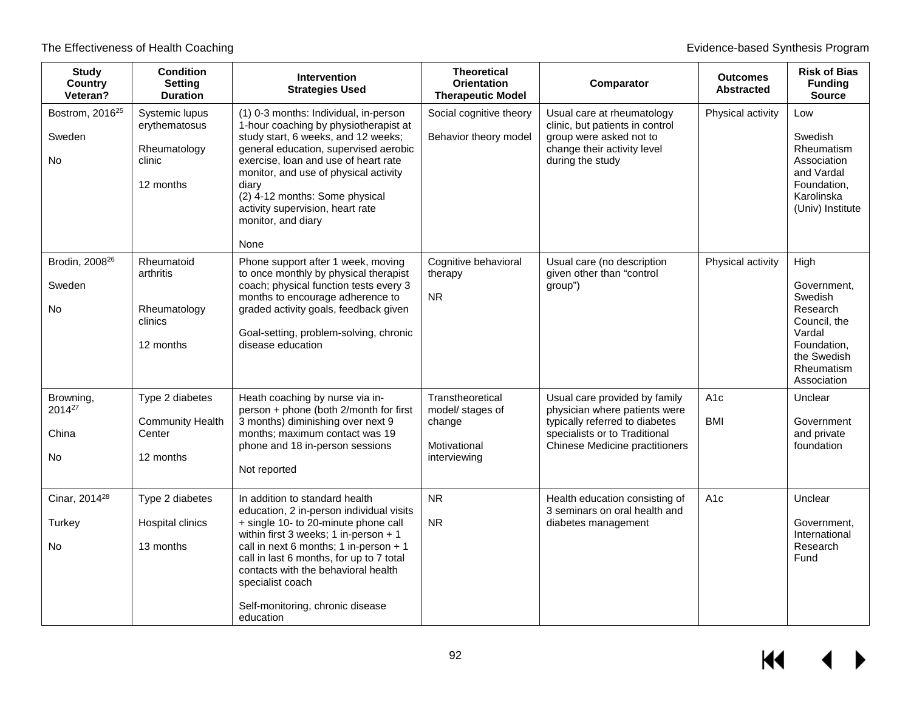| Study<br>Country<br>Veteran? | Condition<br>Setting<br>Duration | Intervention<br>Strategies Used | Theoretical<br>Orientation<br>Therapeutic Model | Comparator | Outcomes<br>Abstracted | Risk of Bias<br>Funding<br>Source |
|---|---|---|---|---|---|---|
| Bostrom, 2016[25]<br><br>Sweden<br><br>No | Systemic lupus erythematosus<br><br>Rheumatology clinic<br><br>12 months | (1) 0-3 months: Individual, in-person 1-hour coaching by physiotherapist at study start, 6 weeks, and 12 weeks; general education, supervised aerobic exercise, loan and use of heart rate monitor, and use of physical activity diary<br>(2) 4-12 months: Some physical activity supervision, heart rate monitor, and diary<br><br>None | Social cognitive theory<br><br>Behavior theory model | Usual care at rheumatology clinic, but patients in control group were asked not to change their activity level during the study | Physical activity | Low<br><br>Swedish Rheumatism Association and Vardal Foundation, Karolinska (Univ) Institute |
| Brodin, 2008[26]<br><br>Sweden<br><br>No | Rheumatoid arthritis<br><br>Rheumatology clinics<br><br>12 months | Phone support after 1 week, moving to once monthly by physical therapist coach; physical function tests every 3 months to encourage adherence to graded activity goals, feedback given<br><br>Goal-setting, problem-solving, chronic disease education | Cognitive behavioral therapy<br><br>NR | Usual care (no description given other than "control group") | Physical activity | High<br><br>Government, Swedish Research Council, the Vardal Foundation, the Swedish Rheumatism Association |
| Browning, 2014[27]<br><br>China<br><br>No | Type 2 diabetes<br><br>Community Health Center<br><br>12 months | Heath coaching by nurse via in-person + phone (both 2/month for first 3 months) diminishing over next 9 months; maximum contact was 19 phone and 18 in-person sessions<br><br>Not reported | Transtheoretical model/ stages of change<br><br>Motivational interviewing | Usual care provided by family physician where patients were typically referred to diabetes specialists or to Traditional Chinese Medicine practitioners | A1c<br><br>BMI | Unclear<br><br>Government and private foundation |
| Cinar, 2014[28]<br><br>Turkey<br><br>No | Type 2 diabetes<br><br>Hospital clinics<br><br>13 months | In addition to standard health education, 2 in-person individual visits + single 10- to 20-minute phone call within first 3 weeks; 1 in-person + 1 call in next 6 months; 1 in-person + 1 call in last 6 months, for up to 7 total contacts with the behavioral health specialist coach<br><br>Self-monitoring, chronic disease education | NR<br><br>NR | Health education consisting of 3 seminars on oral health and diabetes management | A1c | Unclear<br><br>Government, International Research Fund |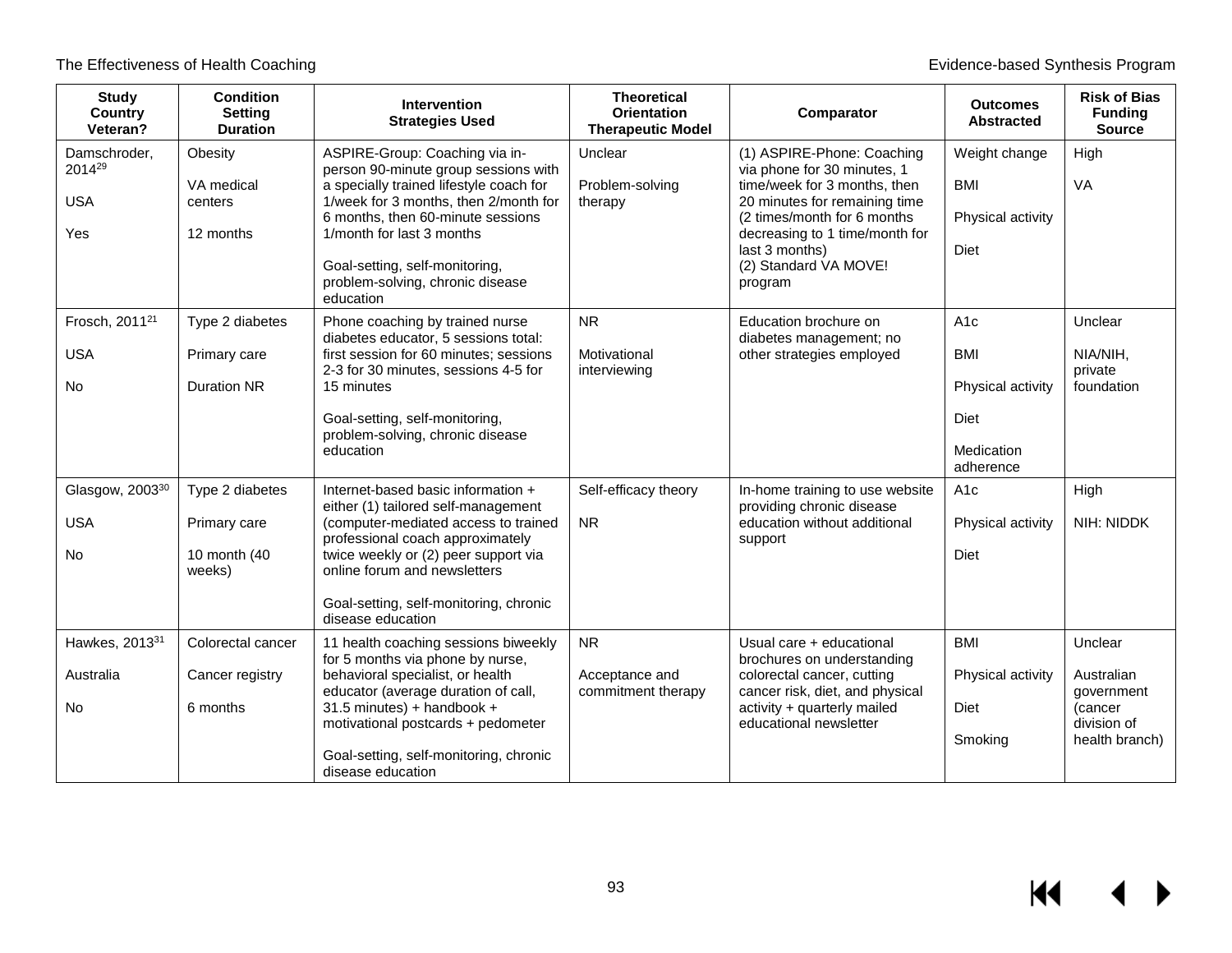| Study<br>Country<br>Veteran? | Condition<br>Setting<br>Duration | Intervention<br>Strategies Used | Theoretical<br>Orientation<br>Therapeutic Model | Comparator | Outcomes<br>Abstracted | Risk of Bias<br>Funding<br>Source |
|---|---|---|---|---|---|---|
| Damschroder, 2014[29]<br><br>USA<br><br>Yes | Obesity<br><br>VA medical centers<br><br>12 months | ASPIRE-Group: Coaching via in-person 90-minute group sessions with a specially trained lifestyle coach for 1/week for 3 months, then 2/month for 6 months, then 60-minute sessions 1/month for last 3 months<br><br>Goal-setting, self-monitoring, problem-solving, chronic disease education | Unclear<br><br>Problem-solving therapy | (1) ASPIRE-Phone: Coaching via phone for 30 minutes, 1 time/week for 3 months, then 20 minutes for remaining time (2 times/month for 6 months decreasing to 1 time/month for last 3 months)<br>(2) Standard VA MOVE! program | Weight change<br><br>BMI<br><br>Physical activity<br><br>Diet | High<br><br>VA |
| Frosch, 2011[21]<br><br>USA<br><br>No | Type 2 diabetes<br><br>Primary care<br><br>Duration NR | Phone coaching by trained nurse diabetes educator, 5 sessions total: first session for 60 minutes; sessions 2-3 for 30 minutes, sessions 4-5 for 15 minutes<br><br>Goal-setting, self-monitoring, problem-solving, chronic disease education | NR<br><br>Motivational interviewing | Education brochure on diabetes management; no other strategies employed | A1c<br><br>BMI<br><br>Physical activity<br><br>Diet<br><br>Medication adherence | Unclear<br><br>NIA/NIH, private foundation |
| Glasgow, 2003[30]<br><br>USA<br><br>No | Type 2 diabetes<br><br>Primary care<br><br>10 month (40 weeks) | Internet-based basic information + either (1) tailored self-management (computer-mediated access to trained professional coach approximately twice weekly or (2) peer support via online forum and newsletters<br><br>Goal-setting, self-monitoring, chronic disease education | Self-efficacy theory<br><br>NR | In-home training to use website providing chronic disease education without additional support | A1c<br><br>Physical activity<br><br>Diet | High<br><br>NIH: NIDDK |
| Hawkes, 2013[31]<br><br>Australia<br><br>No | Colorectal cancer<br><br>Cancer registry<br><br>6 months | 11 health coaching sessions biweekly for 5 months via phone by nurse, behavioral specialist, or health educator (average duration of call, 31.5 minutes) + handbook + motivational postcards + pedometer<br><br>Goal-setting, self-monitoring, chronic disease education | NR<br><br>Acceptance and commitment therapy | Usual care + educational brochures on understanding colorectal cancer, cutting cancer risk, diet, and physical activity + quarterly mailed educational newsletter | BMI<br><br>Physical activity<br><br>Diet<br><br>Smoking | Unclear<br><br>Australian government (cancer division of health branch) |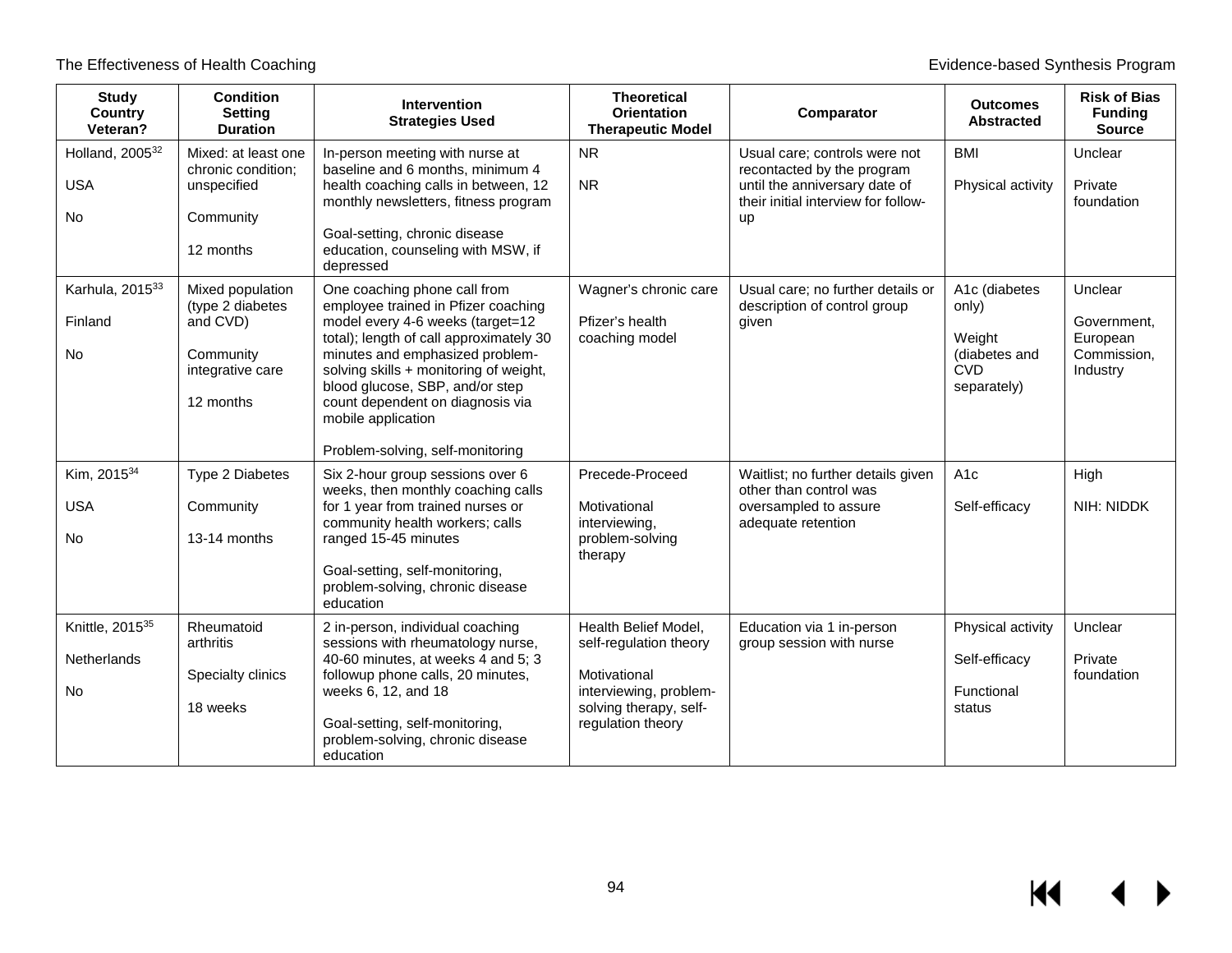| Study<br>Country<br>Veteran? | Condition<br>Setting<br>Duration | Intervention<br>Strategies Used | Theoretical<br>Orientation<br>Therapeutic Model | Comparator | Outcomes<br>Abstracted | Risk of Bias<br>Funding<br>Source |
|---|---|---|---|---|---|---|
| Holland, 2005[32]<br><br>USA<br><br>No | Mixed: at least one chronic condition; unspecified<br><br>Community<br><br>12 months | In-person meeting with nurse at baseline and 6 months, minimum 4 health coaching calls in between, 12 monthly newsletters, fitness program<br><br>Goal-setting, chronic disease education, counseling with MSW, if depressed | NR<br><br>NR | Usual care; controls were not recontacted by the program until the anniversary date of their initial interview for follow-up | BMI<br><br>Physical activity | Unclear<br><br>Private foundation |
| Karhula, 2015[33]<br><br>Finland<br><br>No | Mixed population (type 2 diabetes and CVD)<br><br>Community integrative care<br><br>12 months | One coaching phone call from employee trained in Pfizer coaching model every 4-6 weeks (target=12 total); length of call approximately 30 minutes and emphasized problem-solving skills + monitoring of weight, blood glucose, SBP, and/or step count dependent on diagnosis via mobile application<br><br>Problem-solving, self-monitoring | Wagner's chronic care<br><br>Pfizer's health coaching model | Usual care; no further details or description of control group given | A1c (diabetes only)<br><br>Weight (diabetes and CVD separately) | Unclear<br><br>Government, European Commission, Industry |
| Kim, 2015[34]<br><br>USA<br><br>No | Type 2 Diabetes<br><br>Community<br><br>13-14 months | Six 2-hour group sessions over 6 weeks, then monthly coaching calls for 1 year from trained nurses or community health workers; calls ranged 15-45 minutes<br><br>Goal-setting, self-monitoring, problem-solving, chronic disease education | Precede-Proceed<br><br>Motivational interviewing, problem-solving therapy | Waitlist; no further details given other than control was oversampled to assure adequate retention | A1c<br><br>Self-efficacy | High<br><br>NIH: NIDDK |
| Knittle, 2015[35]<br><br>Netherlands<br><br>No | Rheumatoid arthritis<br><br>Specialty clinics<br><br>18 weeks | 2 in-person, individual coaching sessions with rheumatology nurse, 40-60 minutes, at weeks 4 and 5; 3 followup phone calls, 20 minutes, weeks 6, 12, and 18<br><br>Goal-setting, self-monitoring, problem-solving, chronic disease education | Health Belief Model, self-regulation theory<br><br>Motivational interviewing, problem-solving therapy, self-regulation theory | Education via 1 in-person group session with nurse | Physical activity<br><br>Self-efficacy<br><br>Functional status | Unclear<br><br>Private foundation |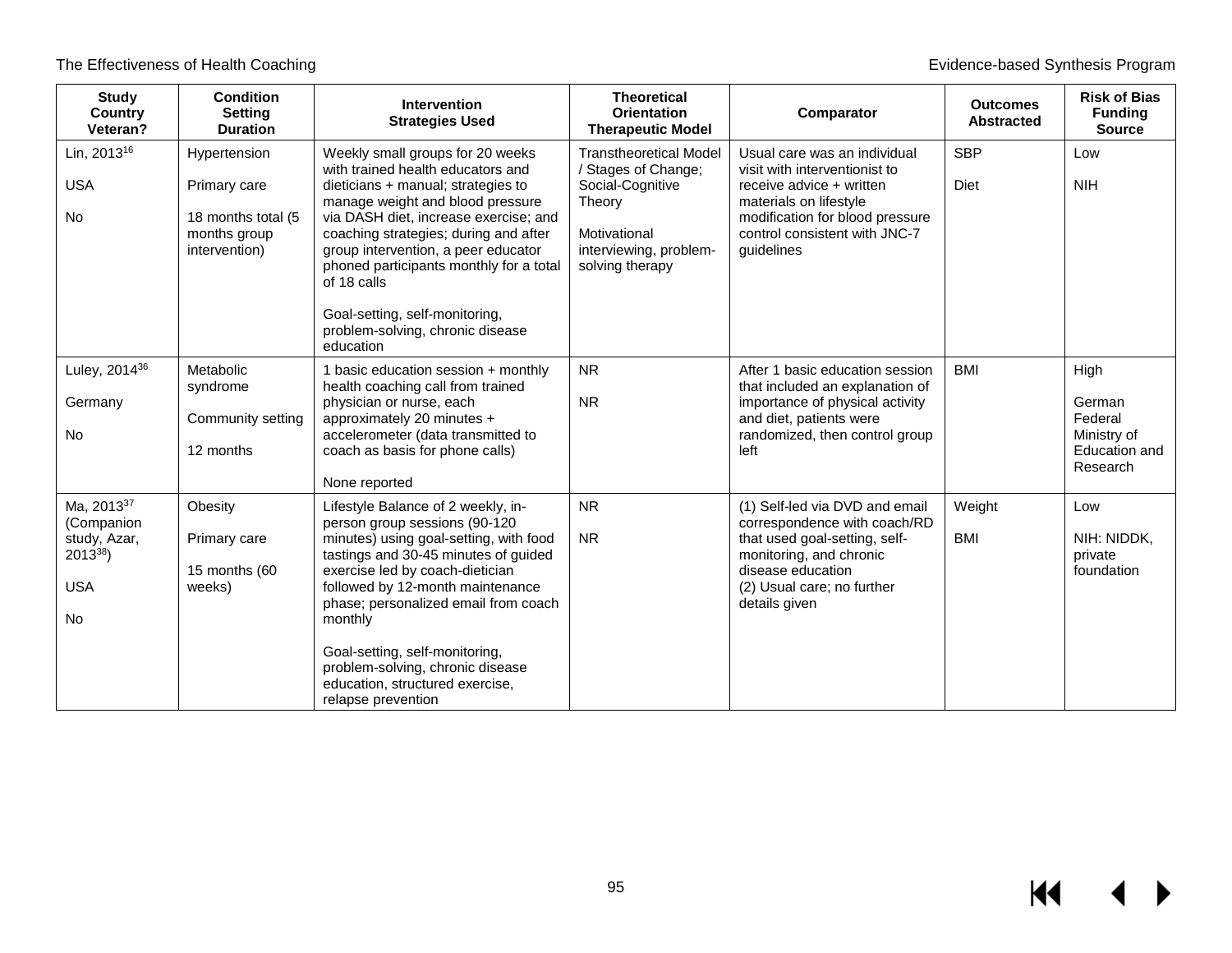| Study<br>Country<br>Veteran? | Condition<br>Setting<br>Duration | Intervention<br>Strategies Used | Theoretical Orientation<br>Therapeutic Model | Comparator | Outcomes Abstracted | Risk of Bias<br>Funding Source |
|---|---|---|---|---|---|---|
| Lin, 2013[16]<br><br>USA<br><br>No | Hypertension<br><br>Primary care<br><br>18 months total (5 months group intervention) | Weekly small groups for 20 weeks with trained health educators and dieticians + manual; strategies to manage weight and blood pressure via DASH diet, increase exercise; and coaching strategies; during and after group intervention, a peer educator phoned participants monthly for a total of 18 calls<br><br>Goal-setting, self-monitoring, problem-solving, chronic disease education | Transtheoretical Model / Stages of Change; Social-Cognitive Theory<br><br>Motivational interviewing, problem-solving therapy | Usual care was an individual visit with interventionist to receive advice + written materials on lifestyle modification for blood pressure control consistent with JNC-7 guidelines | SBP<br><br>Diet | Low<br><br>NIH |
| Luley, 2014[36]<br><br>Germany<br><br>No | Metabolic syndrome<br><br>Community setting<br><br>12 months | 1 basic education session + monthly health coaching call from trained physician or nurse, each approximately 20 minutes + accelerometer (data transmitted to coach as basis for phone calls)<br><br>None reported | NR<br><br>NR | After 1 basic education session that included an explanation of importance of physical activity and diet, patients were randomized, then control group left | BMI | High<br><br>German Federal Ministry of Education and Research |
| Ma, 2013[37] (Companion study, Azar, 2013[38])<br><br>USA<br><br>No | Obesity<br><br>Primary care<br><br>15 months (60 weeks) | Lifestyle Balance of 2 weekly, in-person group sessions (90-120 minutes) using goal-setting, with food tastings and 30-45 minutes of guided exercise led by coach-dietician followed by 12-month maintenance phase; personalized email from coach monthly<br><br>Goal-setting, self-monitoring, problem-solving, chronic disease education, structured exercise, relapse prevention | NR<br><br>NR | (1) Self-led via DVD and email correspondence with coach/RD that used goal-setting, self-monitoring, and chronic disease education<br>(2) Usual care; no further details given | Weight<br><br>BMI | Low<br><br>NIH: NIDDK, private foundation |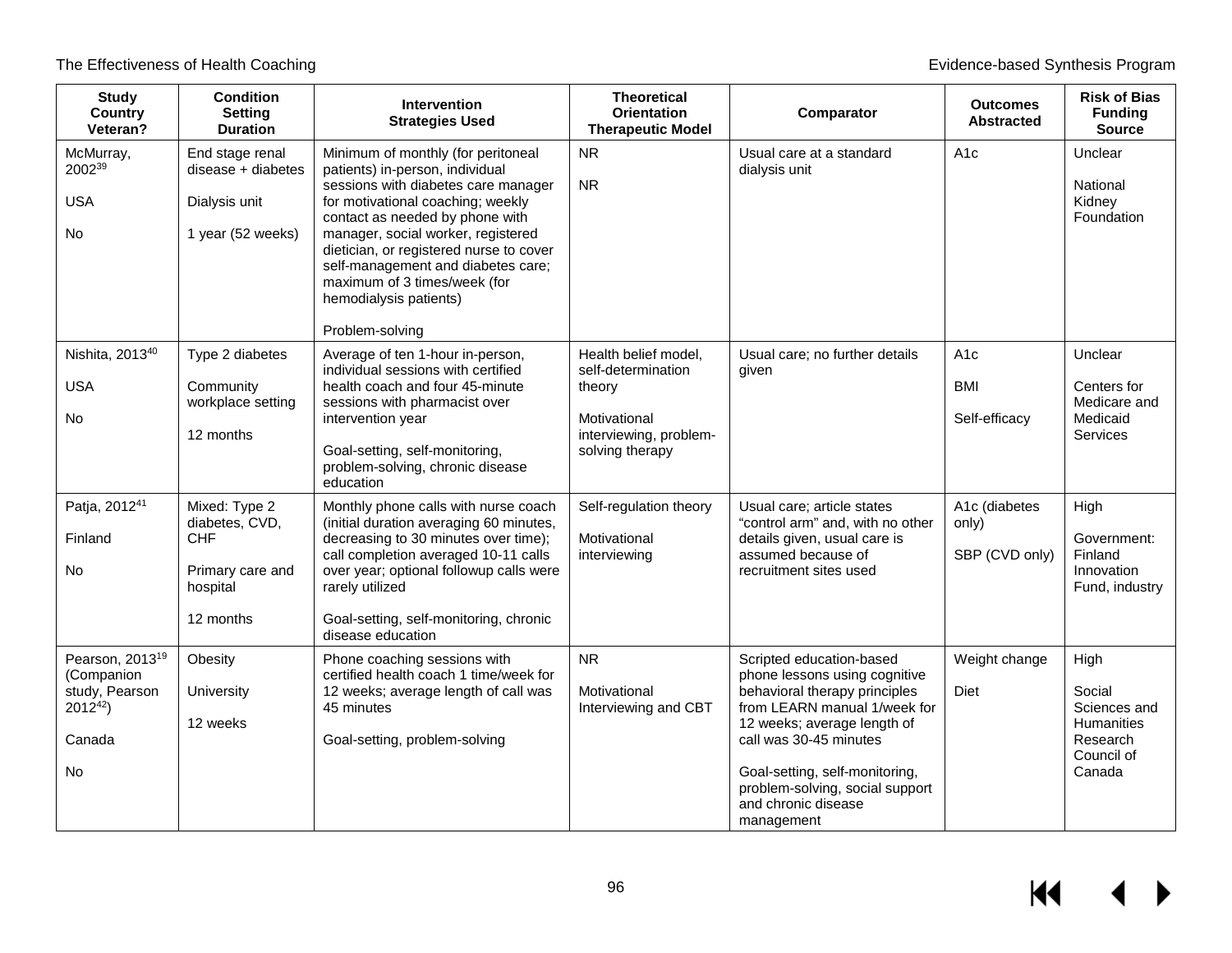| Study<br>Country<br>Veteran? | Condition<br>Setting<br>Duration | Intervention<br>Strategies Used | Theoretical Orientation<br>Therapeutic Model | Comparator | Outcomes Abstracted | Risk of Bias<br>Funding Source |
|---|---|---|---|---|---|---|
| McMurray, 2002[39]<br><br>USA<br><br>No | End stage renal disease + diabetes<br><br>Dialysis unit<br><br>1 year (52 weeks) | Minimum of monthly (for peritoneal patients) in-person, individual sessions with diabetes care manager for motivational coaching; weekly contact as needed by phone with manager, social worker, registered dietician, or registered nurse to cover self-management and diabetes care; maximum of 3 times/week (for hemodialysis patients)<br><br>Problem-solving | NR<br><br>NR | Usual care at a standard dialysis unit | A1c | Unclear<br><br>National Kidney Foundation |
| Nishita, 2013[40]<br><br>USA<br><br>No | Type 2 diabetes<br><br>Community workplace setting<br><br>12 months | Average of ten 1-hour in-person, individual sessions with certified health coach and four 45-minute sessions with pharmacist over intervention year<br><br>Goal-setting, self-monitoring, problem-solving, chronic disease education | Health belief model, self-determination theory<br><br>Motivational interviewing, problem-solving therapy | Usual care; no further details given | A1c<br><br>BMI<br><br>Self-efficacy | Unclear<br><br>Centers for Medicare and Medicaid Services |
| Patja, 2012[41]<br><br>Finland<br><br>No | Mixed: Type 2 diabetes, CVD, CHF<br><br>Primary care and hospital<br><br>12 months | Monthly phone calls with nurse coach (initial duration averaging 60 minutes, decreasing to 30 minutes over time); call completion averaged 10-11 calls over year; optional followup calls were rarely utilized<br><br>Goal-setting, self-monitoring, chronic disease education | Self-regulation theory<br><br>Motivational interviewing | Usual care; article states "control arm" and, with no other details given, usual care is assumed because of recruitment sites used | A1c (diabetes only)<br><br>SBP (CVD only) | High<br><br>Government: Finland Innovation Fund, industry |
| Pearson, 2013[19] (Companion study, Pearson 2012[42])<br><br>Canada<br><br>No | Obesity<br><br>University<br><br>12 weeks | Phone coaching sessions with certified health coach 1 time/week for 12 weeks; average length of call was 45 minutes<br><br>Goal-setting, problem-solving | NR<br><br>Motivational Interviewing and CBT | Scripted education-based phone lessons using cognitive behavioral therapy principles from LEARN manual 1/week for 12 weeks; average length of call was 30-45 minutes<br><br>Goal-setting, self-monitoring, problem-solving, social support and chronic disease management | Weight change<br><br>Diet | High<br><br>Social Sciences and Humanities Research Council of Canada |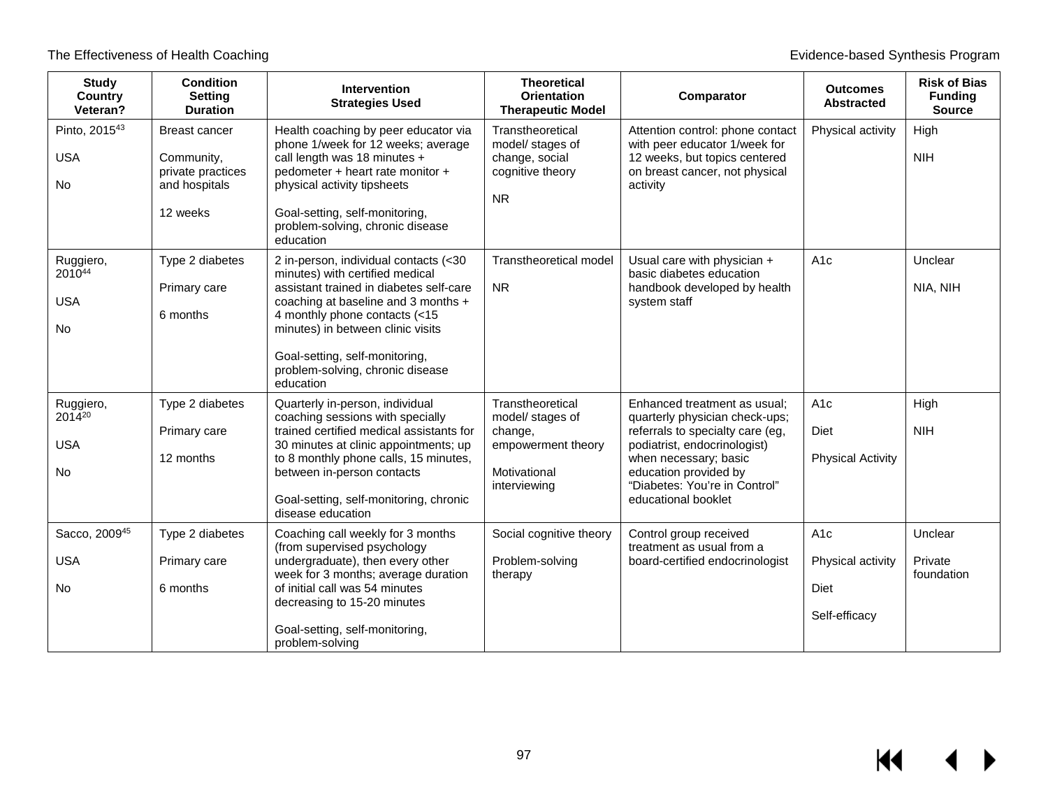| Study<br>Country<br>Veteran? | Condition<br>Setting<br>Duration | Intervention<br>Strategies Used | Theoretical<br>Orientation<br>Therapeutic Model | Comparator | Outcomes<br>Abstracted | Risk of Bias<br>Funding<br>Source |
|---|---|---|---|---|---|---|
| Pinto, 2015[43]<br><br>USA<br><br>No | Breast cancer<br><br>Community, private practices and hospitals<br><br>12 weeks | Health coaching by peer educator via phone 1/week for 12 weeks; average call length was 18 minutes + pedometer + heart rate monitor + physical activity tipsheets<br><br>Goal-setting, self-monitoring, problem-solving, chronic disease education | Transtheoretical model/ stages of change, social cognitive theory<br><br>NR | Attention control: phone contact with peer educator 1/week for 12 weeks, but topics centered on breast cancer, not physical activity | Physical activity | High<br><br>NIH |
| Ruggiero, 2010[44]<br><br>USA<br><br>No | Type 2 diabetes<br><br>Primary care<br><br>6 months | 2 in-person, individual contacts (<30 minutes) with certified medical assistant trained in diabetes self-care coaching at baseline and 3 months + 4 monthly phone contacts (<15 minutes) in between clinic visits<br><br>Goal-setting, self-monitoring, problem-solving, chronic disease education | Transtheoretical model<br><br>NR | Usual care with physician + basic diabetes education handbook developed by health system staff | A1c | Unclear<br><br>NIA, NIH |
| Ruggiero, 2014[20]<br><br>USA<br><br>No | Type 2 diabetes<br><br>Primary care<br><br>12 months | Quarterly in-person, individual coaching sessions with specially trained certified medical assistants for 30 minutes at clinic appointments; up to 8 monthly phone calls, 15 minutes, between in-person contacts<br><br>Goal-setting, self-monitoring, chronic disease education | Transtheoretical model/ stages of change, empowerment theory<br><br>Motivational interviewing | Enhanced treatment as usual; quarterly physician check-ups; referrals to specialty care (eg, podiatrist, endocrinologist) when necessary; basic education provided by "Diabetes: You're in Control" educational booklet | A1c<br><br>Diet<br><br>Physical Activity | High<br><br>NIH |
| Sacco, 2009[45]<br><br>USA<br><br>No | Type 2 diabetes<br><br>Primary care<br><br>6 months | Coaching call weekly for 3 months (from supervised psychology undergraduate), then every other week for 3 months; average duration of initial call was 54 minutes decreasing to 15-20 minutes<br><br>Goal-setting, self-monitoring, problem-solving | Social cognitive theory<br><br>Problem-solving therapy | Control group received treatment as usual from a board-certified endocrinologist | A1c<br><br>Physical activity<br><br>Diet<br><br>Self-efficacy | Unclear<br><br>Private foundation |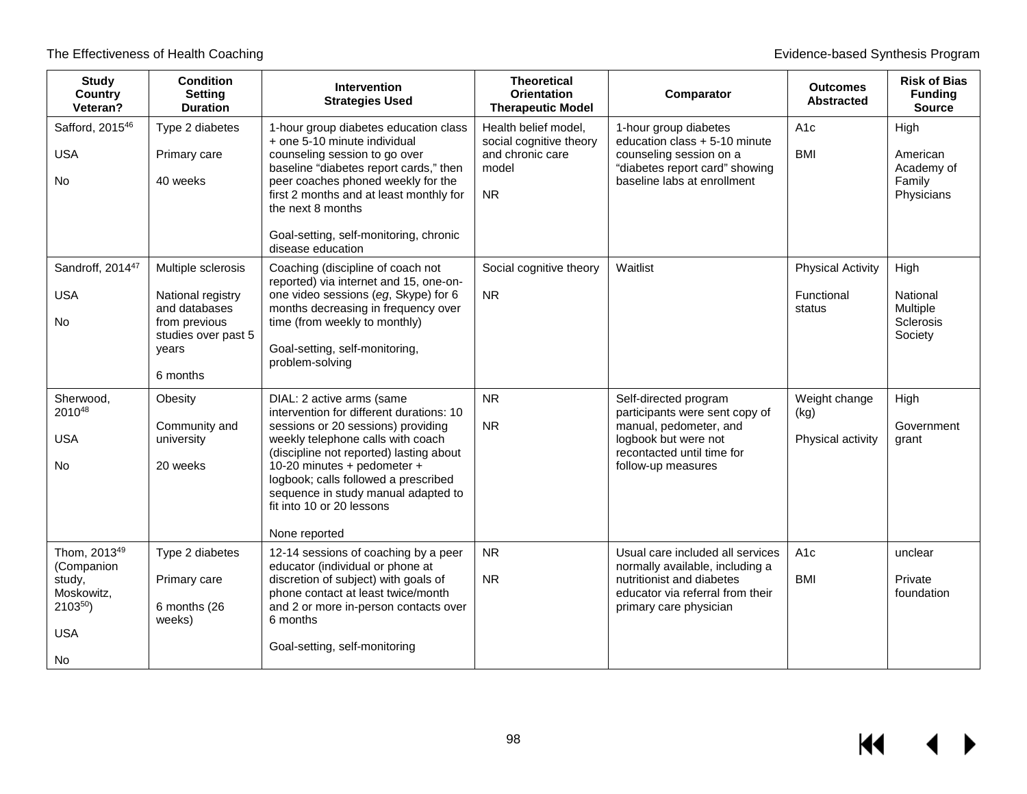| Study<br>Country<br>Veteran? | Condition<br>Setting<br>Duration | Intervention<br>Strategies Used | Theoretical Orientation<br>Therapeutic Model | Comparator | Outcomes Abstracted | Risk of Bias<br>Funding Source |
|---|---|---|---|---|---|---|
| Safford, 2015[46]<br><br>USA<br><br>No | Type 2 diabetes<br><br>Primary care<br><br>40 weeks | 1-hour group diabetes education class + one 5-10 minute individual counseling session to go over baseline "diabetes report cards," then peer coaches phoned weekly for the first 2 months and at least monthly for the next 8 months<br><br>Goal-setting, self-monitoring, chronic disease education | Health belief model, social cognitive theory and chronic care model<br><br>NR | 1-hour group diabetes education class + 5-10 minute counseling session on a "diabetes report card" showing baseline labs at enrollment | A1c<br><br>BMI | High<br><br>American Academy of Family Physicians |
| Sandroff, 2014[47]<br><br>USA<br><br>No | Multiple sclerosis<br><br>National registry and databases from previous studies over past 5 years<br><br>6 months | Coaching (discipline of coach not reported) via internet and 15, one-on-one video sessions (*eg*, Skype) for 6 months decreasing in frequency over time (from weekly to monthly)<br><br>Goal-setting, self-monitoring, problem-solving | Social cognitive theory<br><br>NR | Waitlist | Physical Activity<br><br>Functional status | High<br><br>National Multiple Sclerosis Society |
| Sherwood, 2010[48]<br><br>USA<br><br>No | Obesity<br><br>Community and university<br><br>20 weeks | DIAL: 2 active arms (same intervention for different durations: 10 sessions or 20 sessions) providing weekly telephone calls with coach (discipline not reported) lasting about 10-20 minutes + pedometer + logbook; calls followed a prescribed sequence in study manual adapted to fit into 10 or 20 lessons<br><br>None reported | NR<br><br>NR | Self-directed program participants were sent copy of manual, pedometer, and logbook but were not recontacted until time for follow-up measures | Weight change (kg)<br><br>Physical activity | High<br><br>Government grant |
| Thom, 2013[49] (Companion study, Moskowitz, 2103[50])<br><br>USA<br><br>No | Type 2 diabetes<br><br>Primary care<br><br>6 months (26 weeks) | 12-14 sessions of coaching by a peer educator (individual or phone at discretion of subject) with goals of phone contact at least twice/month and 2 or more in-person contacts over 6 months<br><br>Goal-setting, self-monitoring | NR<br><br>NR | Usual care included all services normally available, including a nutritionist and diabetes educator via referral from their primary care physician | A1c<br><br>BMI | unclear<br><br>Private foundation |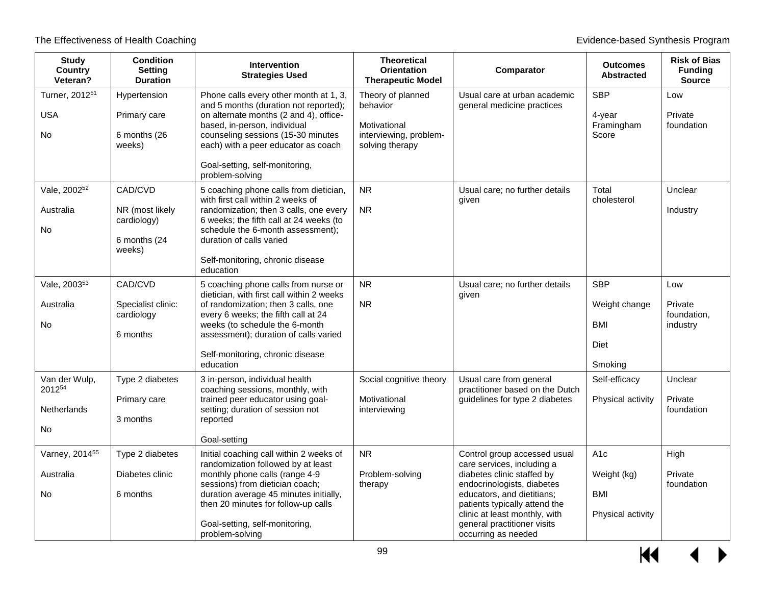| Study<br>Country<br>Veteran? | Condition<br>Setting<br>Duration | Intervention<br>Strategies Used | Theoretical<br>Orientation<br>Therapeutic Model | Comparator | Outcomes<br>Abstracted | Risk of Bias<br>Funding<br>Source |
|---|---|---|---|---|---|---|
| Turner, 2012[51]<br><br>USA<br><br>No | Hypertension<br><br>Primary care<br><br>6 months (26 weeks) | Phone calls every other month at 1, 3, and 5 months (duration not reported); on alternate months (2 and 4), office-based, in-person, individual counseling sessions (15-30 minutes each) with a peer educator as coach<br><br>Goal-setting, self-monitoring, problem-solving | Theory of planned behavior<br><br>Motivational interviewing, problem-solving therapy | Usual care at urban academic general medicine practices | SBP<br><br>4-year Framingham Score | Low<br><br>Private foundation |
| Vale, 2002[52]<br><br>Australia<br><br>No | CAD/CVD<br><br>NR (most likely cardiology)<br><br>6 months (24 weeks) | 5 coaching phone calls from dietician, with first call within 2 weeks of randomization; then 3 calls, one every 6 weeks; the fifth call at 24 weeks (to schedule the 6-month assessment); duration of calls varied<br><br>Self-monitoring, chronic disease education | NR<br><br>NR | Usual care; no further details given | Total cholesterol | Unclear<br><br>Industry |
| Vale, 2003[53]<br><br>Australia<br><br>No | CAD/CVD<br><br>Specialist clinic: cardiology<br><br>6 months | 5 coaching phone calls from nurse or dietician, with first call within 2 weeks of randomization; then 3 calls, one every 6 weeks; the fifth call at 24 weeks (to schedule the 6-month assessment); duration of calls varied<br><br>Self-monitoring, chronic disease education | NR<br><br>NR | Usual care; no further details given | SBP<br><br>Weight change<br><br>BMI<br><br>Diet<br><br>Smoking | Low<br><br>Private foundation, industry |
| Van der Wulp, 2012[54]<br><br>Netherlands<br><br>No | Type 2 diabetes<br><br>Primary care<br><br>3 months | 3 in-person, individual health coaching sessions, monthly, with trained peer educator using goal-setting; duration of session not reported<br><br>Goal-setting | Social cognitive theory<br><br>Motivational interviewing | Usual care from general practitioner based on the Dutch guidelines for type 2 diabetes | Self-efficacy<br><br>Physical activity | Unclear<br><br>Private foundation |
| Varney, 2014[55]<br><br>Australia<br><br>No | Type 2 diabetes<br><br>Diabetes clinic<br><br>6 months | Initial coaching call within 2 weeks of randomization followed by at least monthly phone calls (range 4-9 sessions) from dietician coach; duration average 45 minutes initially, then 20 minutes for follow-up calls<br><br>Goal-setting, self-monitoring, problem-solving | NR<br><br>Problem-solving therapy | Control group accessed usual care services, including a diabetes clinic staffed by endocrinologists, diabetes educators, and dietitians; patients typically attend the clinic at least monthly, with general practitioner visits occurring as needed | A1c<br><br>Weight (kg)<br><br>BMI<br><br>Physical activity | High<br><br>Private foundation |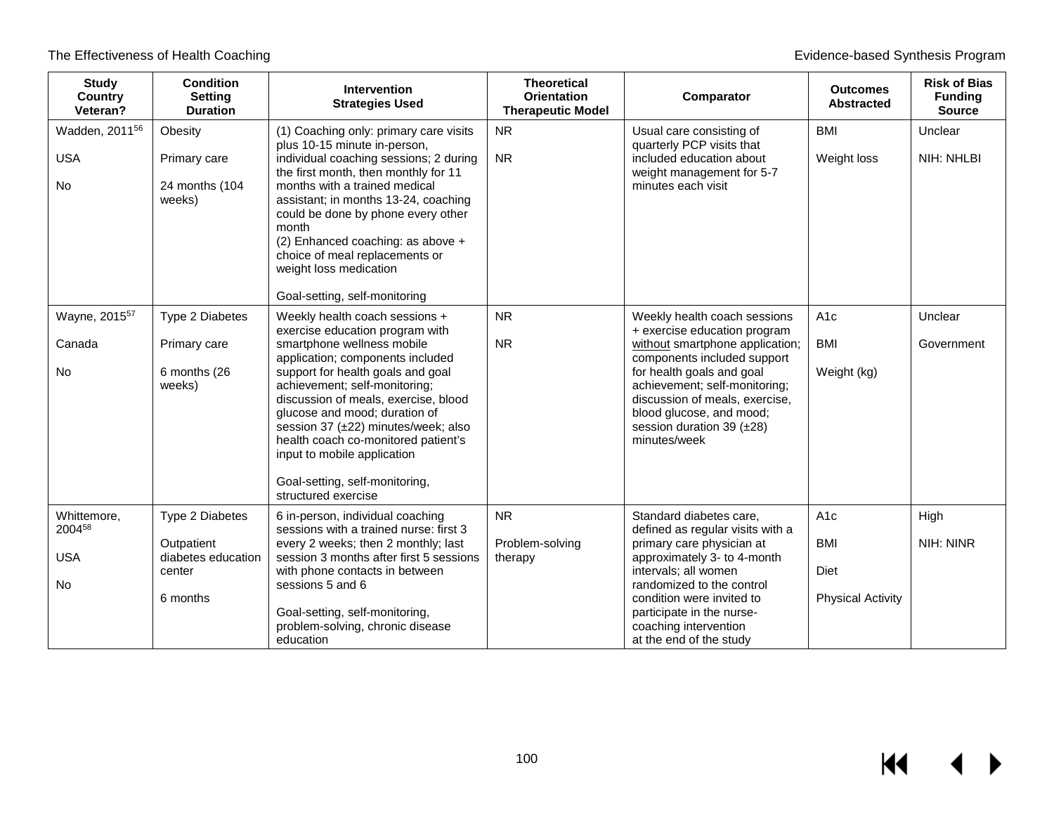| Study<br>Country<br>Veteran? | Condition<br>Setting<br>Duration | Intervention<br>Strategies Used | Theoretical<br>Orientation<br>Therapeutic Model | Comparator | Outcomes<br>Abstracted | Risk of Bias<br>Funding<br>Source |
|---|---|---|---|---|---|---|
| Wadden, 2011[56]<br><br>USA<br><br>No | Obesity<br><br>Primary care<br><br>24 months (104 weeks) | (1) Coaching only: primary care visits plus 10-15 minute in-person, individual coaching sessions; 2 during the first month, then monthly for 11 months with a trained medical assistant; in months 13-24, coaching could be done by phone every other month<br>(2) Enhanced coaching: as above + choice of meal replacements or weight loss medication<br><br>Goal-setting, self-monitoring | NR<br><br>NR | Usual care consisting of quarterly PCP visits that included education about weight management for 5-7 minutes each visit | BMI<br><br>Weight loss | Unclear<br><br>NIH: NHLBI |
| Wayne, 2015[57]<br><br>Canada<br><br>No | Type 2 Diabetes<br><br>Primary care<br><br>6 months (26 weeks) | Weekly health coach sessions + exercise education program with smartphone wellness mobile application; components included support for health goals and goal achievement; self-monitoring; discussion of meals, exercise, blood glucose and mood; duration of session 37 (±22) minutes/week; also health coach co-monitored patient's input to mobile application<br><br>Goal-setting, self-monitoring, structured exercise | NR<br><br>NR | Weekly health coach sessions + exercise education program without smartphone application; components included support for health goals and goal achievement; self-monitoring; discussion of meals, exercise, blood glucose, and mood; session duration 39 (±28) minutes/week | A1c<br><br>BMI<br><br>Weight (kg) | Unclear<br><br>Government |
| Whittemore, 2004[58]<br><br>USA<br><br>No | Type 2 Diabetes<br><br>Outpatient diabetes education center<br><br>6 months | 6 in-person, individual coaching sessions with a trained nurse: first 3 every 2 weeks; then 2 monthly; last session 3 months after first 5 sessions with phone contacts in between sessions 5 and 6<br><br>Goal-setting, self-monitoring, problem-solving, chronic disease education | NR<br><br>Problem-solving therapy | Standard diabetes care, defined as regular visits with a primary care physician at approximately 3- to 4-month intervals; all women randomized to the control condition were invited to participate in the nurse-coaching intervention at the end of the study | A1c<br><br>BMI<br><br>Diet<br><br>Physical Activity | High<br><br>NIH: NINR |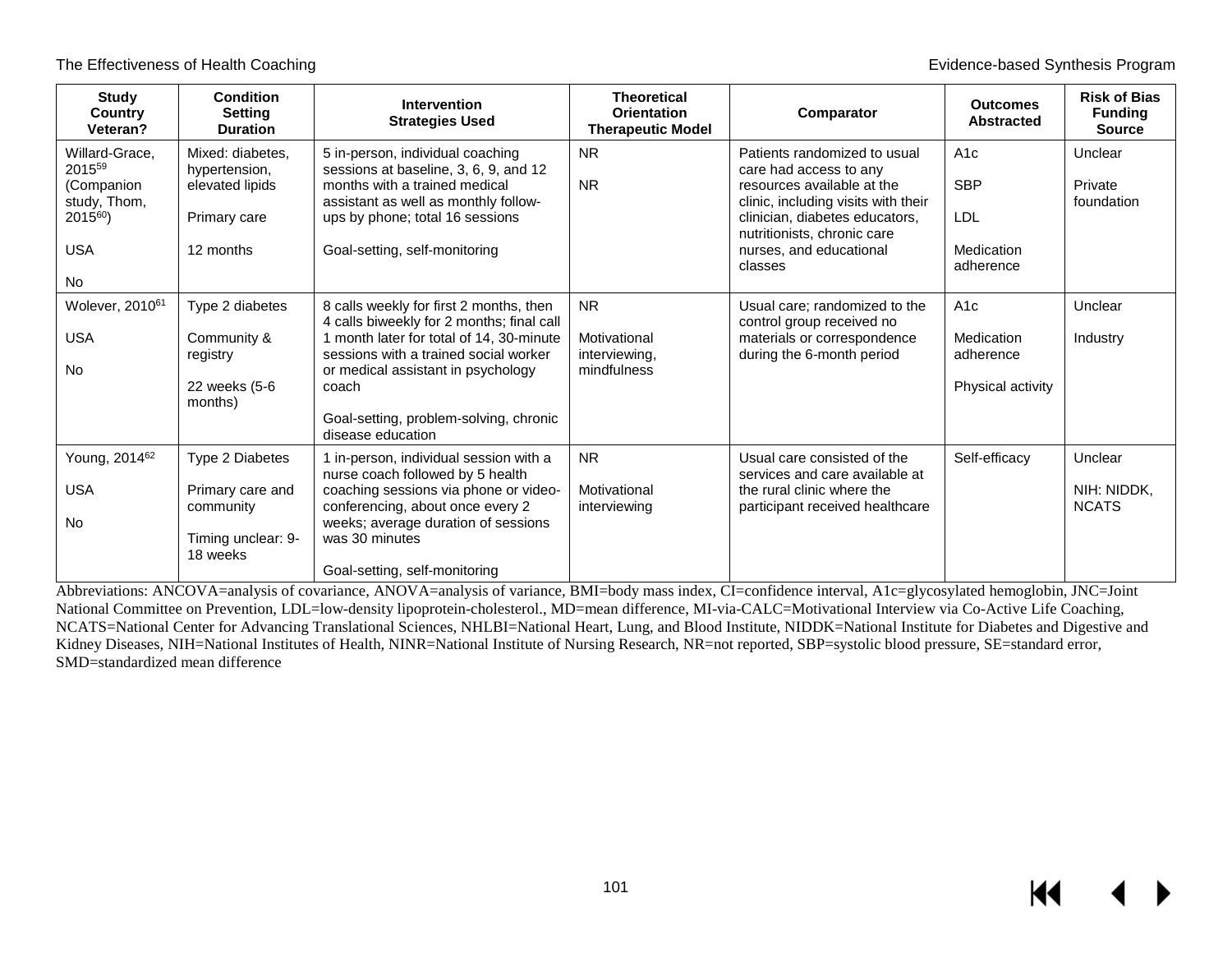| Study Country Veteran? | Condition Setting Duration | Intervention Strategies Used | Theoretical Orientation Therapeutic Model | Comparator | Outcomes Abstracted | Risk of Bias Funding Source |
|---|---|---|---|---|---|---|
| Willard-Grace, 2015[59] (Companion study, Thom, 2015[60]) USA No | Mixed: diabetes, hypertension, elevated lipids Primary care 12 months | 5 in-person, individual coaching sessions at baseline, 3, 6, 9, and 12 months with a trained medical assistant as well as monthly follow-ups by phone; total 16 sessions Goal-setting, self-monitoring | NR NR | Patients randomized to usual care had access to any resources available at the clinic, including visits with their clinician, diabetes educators, nutritionists, chronic care nurses, and educational classes | A1c SBP LDL Medication adherence | Unclear Private foundation |
| Wolever, 2010[61] USA No | Type 2 diabetes Community & registry 22 weeks (5-6 months) | 8 calls weekly for first 2 months, then 4 calls biweekly for 2 months; final call 1 month later for total of 14, 30-minute sessions with a trained social worker or medical assistant in psychology coach Goal-setting, problem-solving, chronic disease education | NR Motivational interviewing, mindfulness | Usual care; randomized to the control group received no materials or correspondence during the 6-month period | A1c Medication adherence Physical activity | Unclear Industry |
| Young, 2014[62] USA No | Type 2 Diabetes Primary care and community Timing unclear: 9-18 weeks | 1 in-person, individual session with a nurse coach followed by 5 health coaching sessions via phone or video-conferencing, about once every 2 weeks; average duration of sessions was 30 minutes Goal-setting, self-monitoring | NR Motivational interviewing | Usual care consisted of the services and care available at the rural clinic where the participant received healthcare | Self-efficacy | Unclear NIH: NIDDK, NCATS |

Abbreviations: ANCOVA=analysis of covariance, ANOVA=analysis of variance, BMI=body mass index, CI=confidence interval, A1c=glycosylated hemoglobin, JNC=Joint National Committee on Prevention, LDL=low-density lipoprotein-cholesterol., MD=mean difference, MI-via-CALC=Motivational Interview via Co-Active Life Coaching, NCATS=National Center for Advancing Translational Sciences, NHLBI=National Heart, Lung, and Blood Institute, NIDDK=National Institute for Diabetes and Digestive and Kidney Diseases, NIH=National Institutes of Health, NINR=National Institute of Nursing Research, NR=not reported, SBP=systolic blood pressure, SE=standard error, SMD=standardized mean difference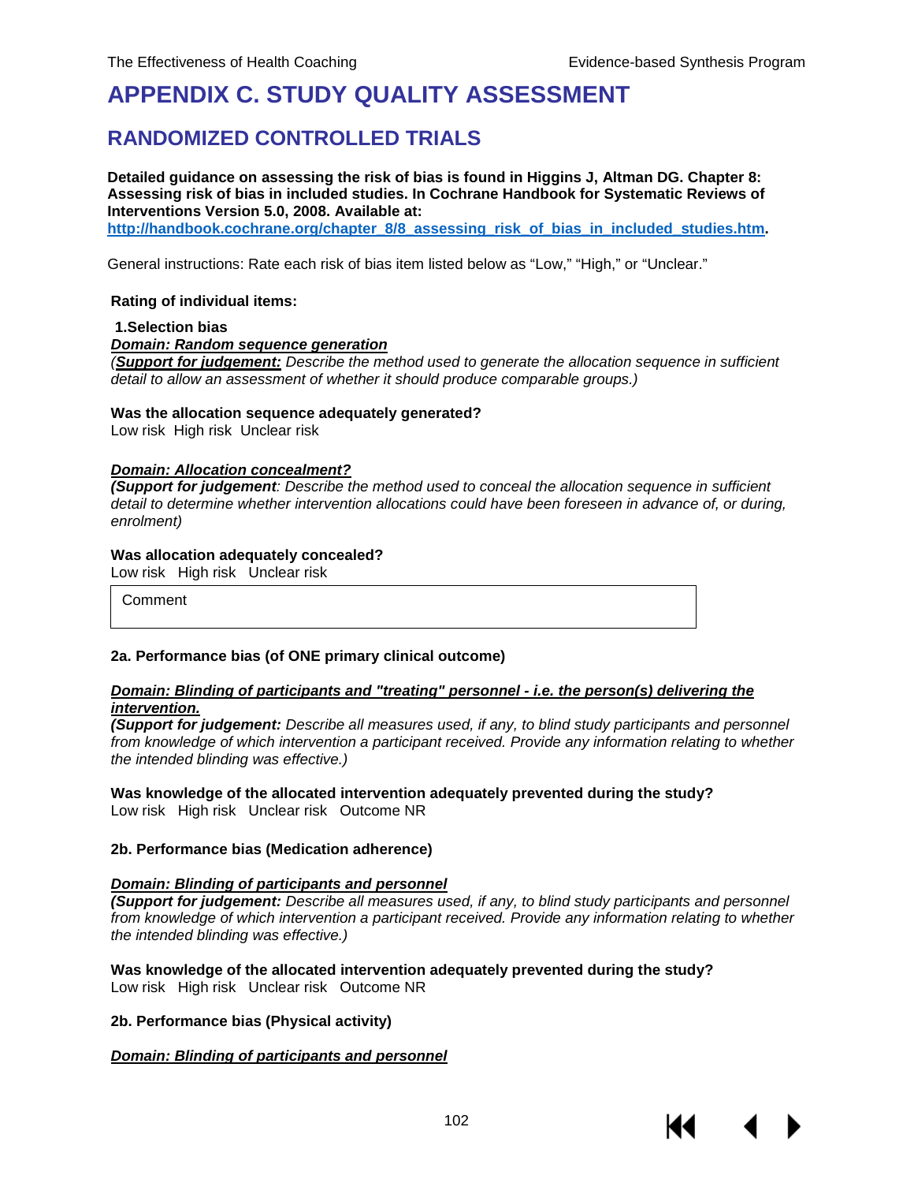# APPENDIX C. STUDY QUALITY ASSESSMENT

## RANDOMIZED CONTROLLED TRIALS

**Detailed guidance on assessing the risk of bias is found in Higgins J, Altman DG. Chapter 8: Assessing risk of bias in included studies. In Cochrane Handbook for Systematic Reviews of Interventions Version 5.0, 2008. Available at: [http://handbook.cochrane.org/chapter_8/8_assessing_risk_of_bias_in_included_studies.htm](http://handbook.cochrane.org/chapter_8/8_assessing_risk_of_bias_in_included_studies.htm).**

General instructions: Rate each risk of bias item listed below as "Low," "High," or "Unclear."

**Rating of individual items:**

**1.Selection bias**

***Domain: Random sequence generation***

*(**Support for judgement:** Describe the method used to generate the allocation sequence in sufficient detail to allow an assessment of whether it should produce comparable groups.)*

**Was the allocation sequence adequately generated?**

Low risk High risk Unclear risk

***Domain: Allocation concealment?***

***(Support for judgement**: Describe the method used to conceal the allocation sequence in sufficient detail to determine whether intervention allocations could have been foreseen in advance of, or during, enrolment)*

**Was allocation adequately concealed?**

Low risk High risk Unclear risk

| Comment |
|---|
| |

**2a. Performance bias (of ONE primary clinical outcome)**

***Domain: Blinding of participants and "treating" personnel - i.e. the person(s) delivering the intervention.***

***(Support for judgement:** Describe all measures used, if any, to blind study participants and personnel from knowledge of which intervention a participant received. Provide any information relating to whether the intended blinding was effective.)*

**Was knowledge of the allocated intervention adequately prevented during the study?**

Low risk High risk Unclear risk Outcome NR

**2b. Performance bias (Medication adherence)**

***Domain: Blinding of participants and personnel***

***(Support for judgement:** Describe all measures used, if any, to blind study participants and personnel from knowledge of which intervention a participant received. Provide any information relating to whether the intended blinding was effective.)*

**Was knowledge of the allocated intervention adequately prevented during the study?**

Low risk High risk Unclear risk Outcome NR

**2b. Performance bias (Physical activity)**

***Domain: Blinding of participants and personnel***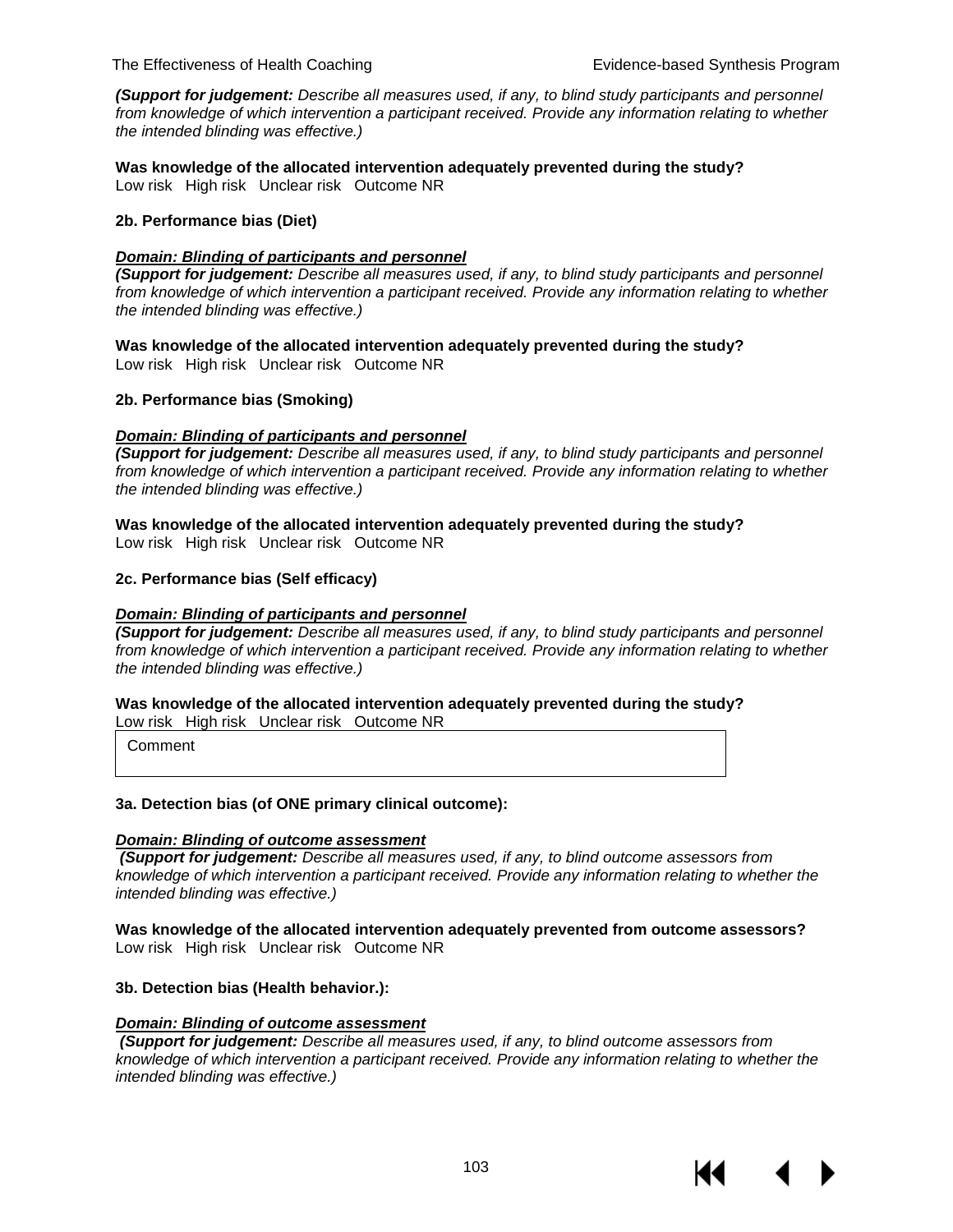***(Support for judgement:** Describe all measures used, if any, to blind study participants and personnel from knowledge of which intervention a participant received. Provide any information relating to whether the intended blinding was effective.)*

**Was knowledge of the allocated intervention adequately prevented during the study?**
Low risk High risk Unclear risk Outcome NR

**2b. Performance bias (Diet)**

***Domain: Blinding of participants and personnel***
***(Support for judgement:** Describe all measures used, if any, to blind study participants and personnel from knowledge of which intervention a participant received. Provide any information relating to whether the intended blinding was effective.)*

**Was knowledge of the allocated intervention adequately prevented during the study?**
Low risk High risk Unclear risk Outcome NR

**2b. Performance bias (Smoking)**

***Domain: Blinding of participants and personnel***
***(Support for judgement:** Describe all measures used, if any, to blind study participants and personnel from knowledge of which intervention a participant received. Provide any information relating to whether the intended blinding was effective.)*

**Was knowledge of the allocated intervention adequately prevented during the study?**
Low risk High risk Unclear risk Outcome NR

**2c. Performance bias (Self efficacy)**

***Domain: Blinding of participants and personnel***
***(Support for judgement:** Describe all measures used, if any, to blind study participants and personnel from knowledge of which intervention a participant received. Provide any information relating to whether the intended blinding was effective.)*

**Was knowledge of the allocated intervention adequately prevented during the study?**
Low risk High risk Unclear risk Outcome NR

| Comment |
|---|

**3a. Detection bias (of ONE primary clinical outcome):**

***Domain: Blinding of outcome assessment***
***(Support for judgement:** Describe all measures used, if any, to blind outcome assessors from knowledge of which intervention a participant received. Provide any information relating to whether the intended blinding was effective.)*

**Was knowledge of the allocated intervention adequately prevented from outcome assessors?**
Low risk High risk Unclear risk Outcome NR

**3b. Detection bias (Health behavior.):**

***Domain: Blinding of outcome assessment***
***(Support for judgement:** Describe all measures used, if any, to blind outcome assessors from knowledge of which intervention a participant received. Provide any information relating to whether the intended blinding was effective.)*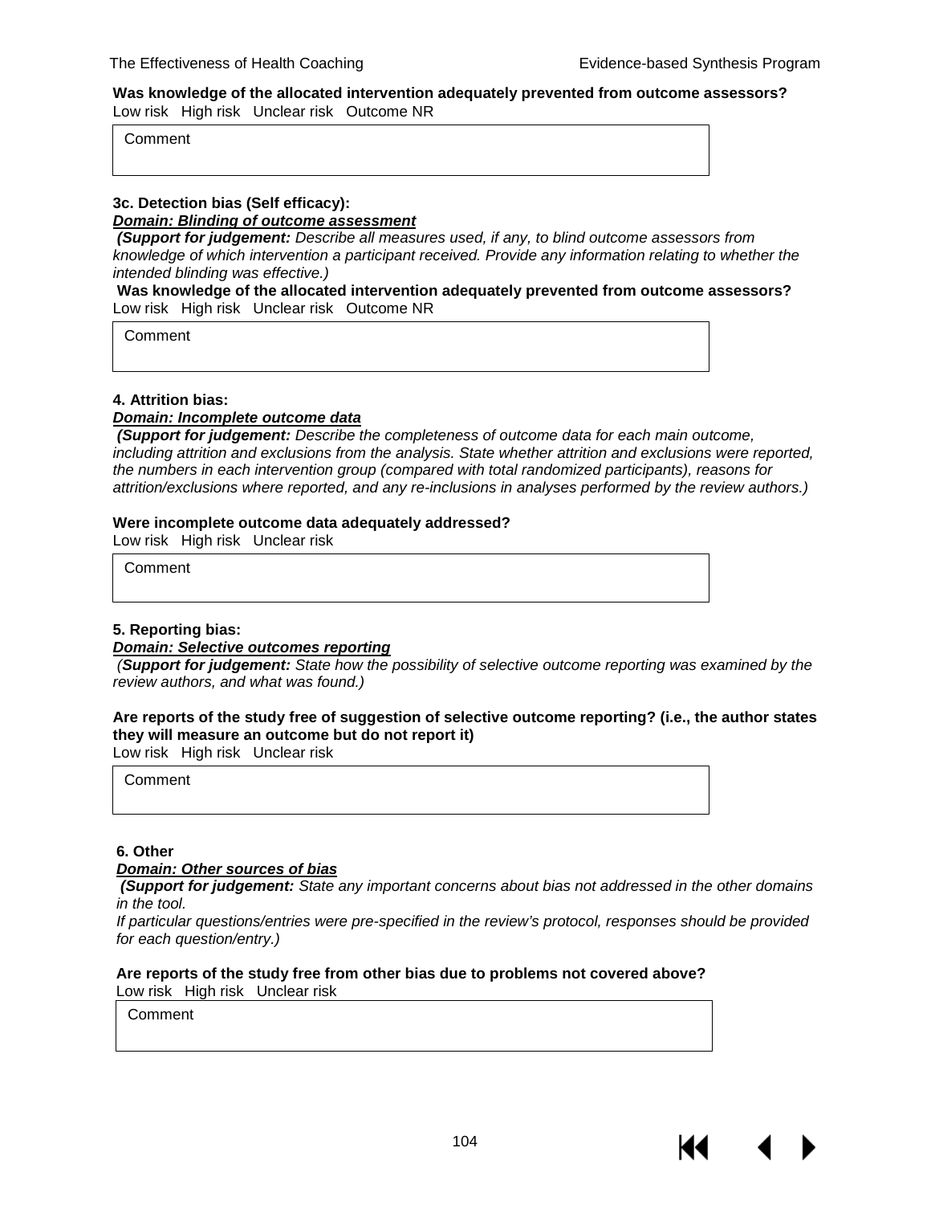**Was knowledge of the allocated intervention adequately prevented from outcome assessors?**
Low risk High risk Unclear risk Outcome NR

| Comment |
| --- |
| |

**3c. Detection bias (Self efficacy):**
***Domain: Blinding of outcome assessment***
***(Support for judgement:*** *Describe all measures used, if any, to blind outcome assessors from knowledge of which intervention a participant received. Provide any information relating to whether the intended blinding was effective.)*
**Was knowledge of the allocated intervention adequately prevented from outcome assessors?**
Low risk High risk Unclear risk Outcome NR

| Comment |
| --- |
| |

**4. Attrition bias:**
***Domain: Incomplete outcome data***
***(Support for judgement:*** *Describe the completeness of outcome data for each main outcome, including attrition and exclusions from the analysis. State whether attrition and exclusions were reported, the numbers in each intervention group (compared with total randomized participants), reasons for attrition/exclusions where reported, and any re-inclusions in analyses performed by the review authors.)*

**Were incomplete outcome data adequately addressed?**
Low risk High risk Unclear risk

| Comment |
| --- |
| |

**5. Reporting bias:**
***Domain: Selective outcomes reporting***
*(**Support for judgement:** State how the possibility of selective outcome reporting was examined by the review authors, and what was found.)*

**Are reports of the study free of suggestion of selective outcome reporting? (i.e., the author states they will measure an outcome but do not report it)**
Low risk High risk Unclear risk

| Comment |
| --- |
| |

**6. Other**
***Domain: Other sources of bias***
***(Support for judgement:*** *State any important concerns about bias not addressed in the other domains in the tool.*
*If particular questions/entries were pre-specified in the review's protocol, responses should be provided for each question/entry.)*

**Are reports of the study free from other bias due to problems not covered above?**
Low risk High risk Unclear risk

| Comment |
| --- |
| |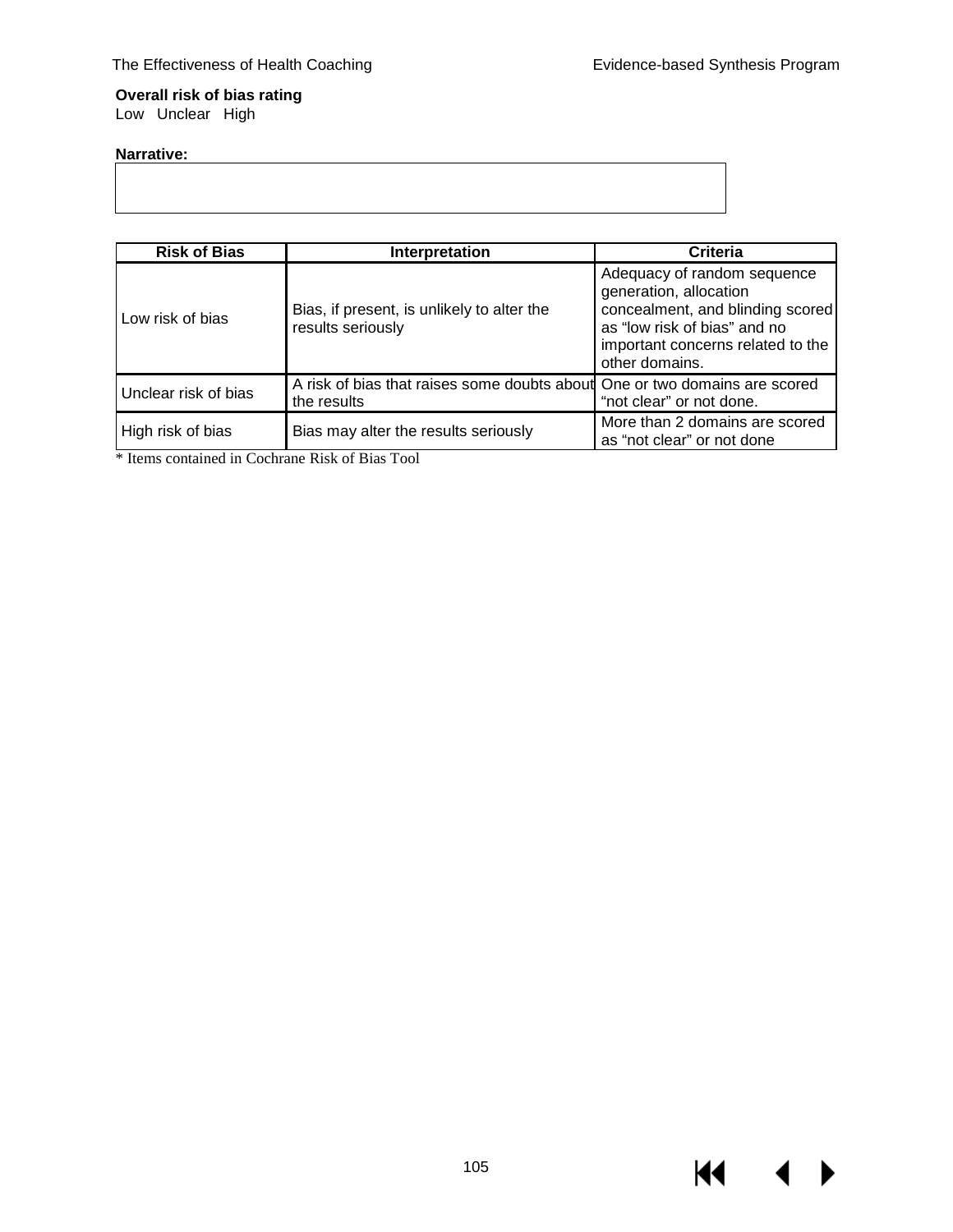**Overall risk of bias rating**

Low Unclear High

**Narrative:**

| Risk of Bias | Interpretation | Criteria |
|---|---|---|
| Low risk of bias | Bias, if present, is unlikely to alter the results seriously | Adequacy of random sequence generation, allocation concealment, and blinding scored as "low risk of bias" and no important concerns related to the other domains. |
| Unclear risk of bias | A risk of bias that raises some doubts about the results | One or two domains are scored "not clear" or not done. |
| High risk of bias | Bias may alter the results seriously | More than 2 domains are scored as "not clear" or not done |

* Items contained in Cochrane Risk of Bias Tool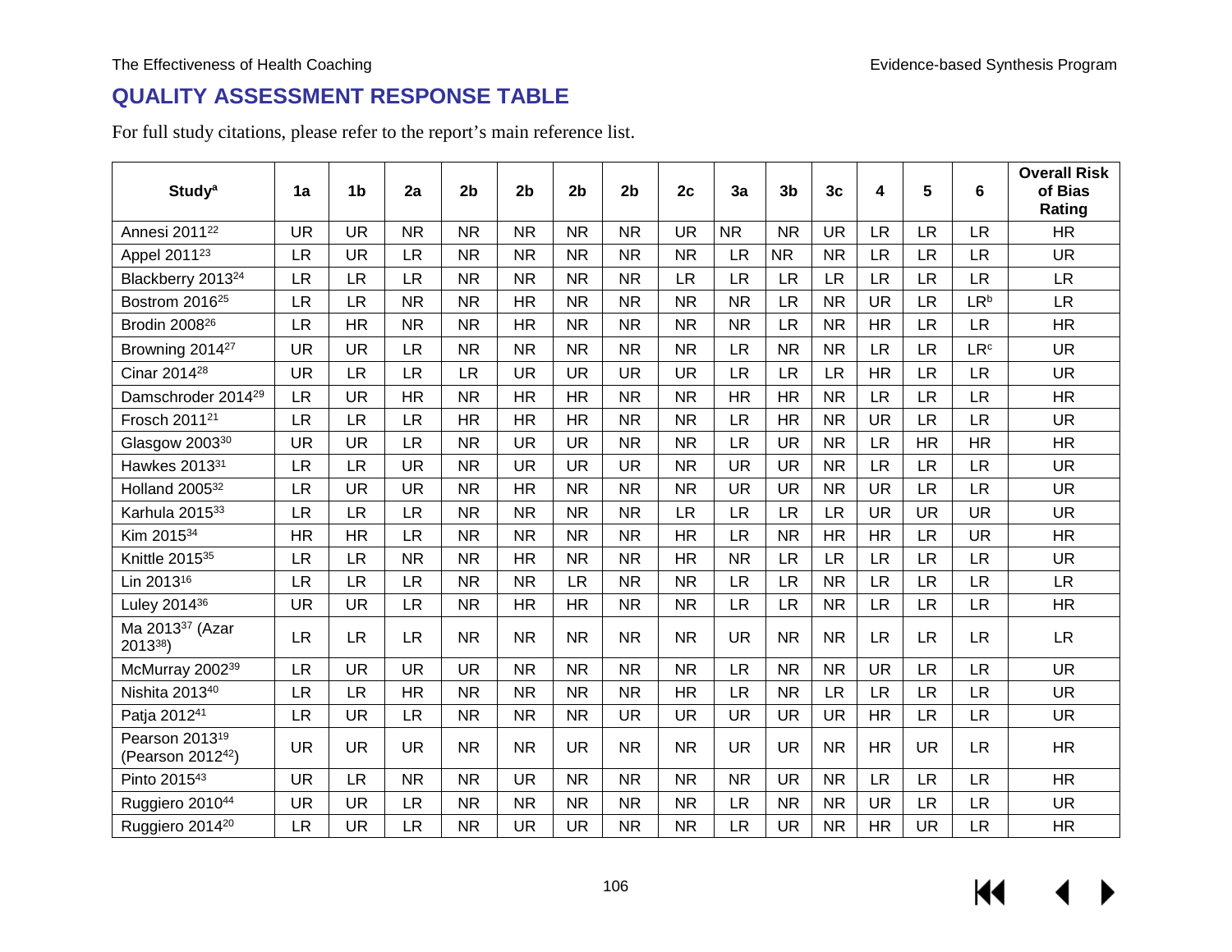## QUALITY ASSESSMENT RESPONSE TABLE

For full study citations, please refer to the report's main reference list.

| Study[a] | 1a | 1b | 2a | 2b | 2b | 2b | 2b | 2c | 3a | 3b | 3c | 4 | 5 | 6 | Overall Risk of Bias Rating |
|---|---|---|---|---|---|---|---|---|---|---|---|---|---|---|---|
| Annesi 2011[22] | UR | UR | NR | NR | NR | NR | NR | UR | NR | NR | UR | LR | LR | LR | HR |
| Appel 2011[23] | LR | UR | LR | NR | NR | NR | NR | NR | LR | NR | NR | LR | LR | LR | UR |
| Blackberry 2013[24] | LR | LR | LR | NR | NR | NR | NR | LR | LR | LR | LR | LR | LR | LR | LR |
| Bostrom 2016[25] | LR | LR | NR | NR | HR | NR | NR | NR | NR | LR | NR | UR | LR | LR[b] | LR |
| Brodin 2008[26] | LR | HR | NR | NR | HR | NR | NR | NR | NR | LR | NR | HR | LR | LR | HR |
| Browning 2014[27] | UR | UR | LR | NR | NR | NR | NR | NR | LR | NR | NR | LR | LR | LR[c] | UR |
| Cinar 2014[28] | UR | LR | LR | LR | UR | UR | UR | UR | LR | LR | LR | HR | LR | LR | UR |
| Damschroder 2014[29] | LR | UR | HR | NR | HR | HR | NR | NR | HR | HR | NR | LR | LR | LR | HR |
| Frosch 2011[21] | LR | LR | LR | HR | HR | HR | NR | NR | LR | HR | NR | UR | LR | LR | UR |
| Glasgow 2003[30] | UR | UR | LR | NR | UR | UR | NR | NR | LR | UR | NR | LR | HR | HR | HR |
| Hawkes 2013[31] | LR | LR | UR | NR | UR | UR | UR | NR | UR | UR | NR | LR | LR | LR | UR |
| Holland 2005[32] | LR | UR | UR | NR | HR | NR | NR | NR | UR | UR | NR | UR | LR | LR | UR |
| Karhula 2015[33] | LR | LR | LR | NR | NR | NR | NR | LR | LR | LR | LR | UR | UR | UR | UR |
| Kim 2015[34] | HR | HR | LR | NR | NR | NR | NR | HR | LR | NR | HR | HR | LR | UR | HR |
| Knittle 2015[35] | LR | LR | NR | NR | HR | NR | NR | HR | NR | LR | LR | LR | LR | LR | UR |
| Lin 2013[16] | LR | LR | LR | NR | NR | LR | NR | NR | LR | LR | NR | LR | LR | LR | LR |
| Luley 2014[36] | UR | UR | LR | NR | HR | HR | NR | NR | LR | LR | NR | LR | LR | LR | HR |
| Ma 2013[37] (Azar 2013[38]) | LR | LR | LR | NR | NR | NR | NR | NR | UR | NR | NR | LR | LR | LR | LR |
| McMurray 2002[39] | LR | UR | UR | UR | NR | NR | NR | NR | LR | NR | NR | UR | LR | LR | UR |
| Nishita 2013[40] | LR | LR | HR | NR | NR | NR | NR | HR | LR | NR | LR | LR | LR | LR | UR |
| Patja 2012[41] | LR | UR | LR | NR | NR | NR | UR | UR | UR | UR | UR | HR | LR | LR | UR |
| Pearson 2013[19] (Pearson 2012[42]) | UR | UR | UR | NR | NR | UR | NR | NR | UR | UR | NR | HR | UR | LR | HR |
| Pinto 2015[43] | UR | LR | NR | NR | UR | NR | NR | NR | NR | UR | NR | LR | LR | LR | HR |
| Ruggiero 2010[44] | UR | UR | LR | NR | NR | NR | NR | NR | LR | NR | NR | UR | LR | LR | UR |
| Ruggiero 2014[20] | LR | UR | LR | NR | UR | UR | NR | NR | LR | UR | NR | HR | UR | LR | HR |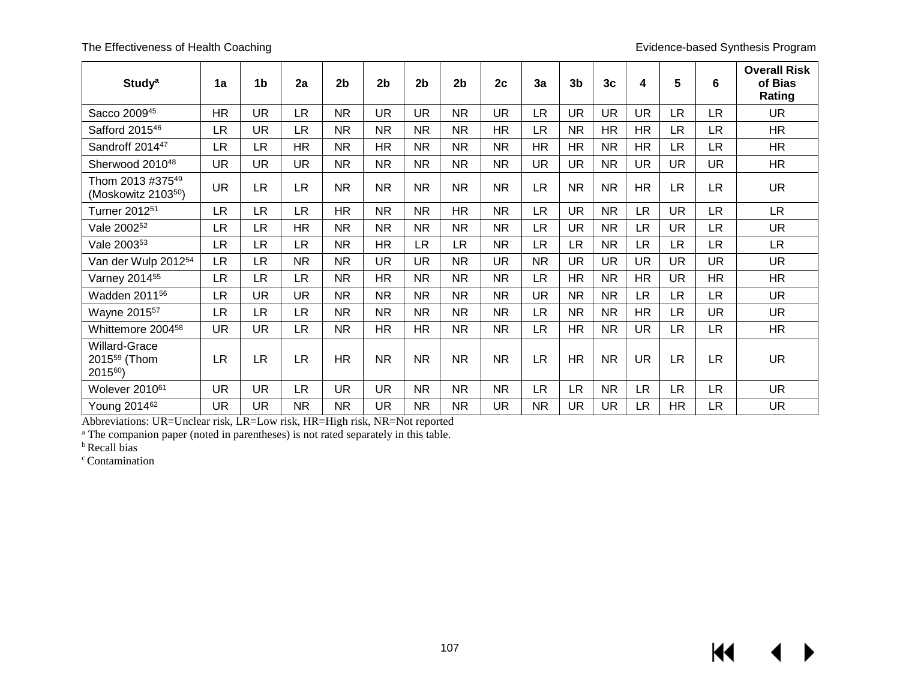| Study[a] | 1a | 1b | 2a | 2b | 2b | 2b | 2b | 2c | 3a | 3b | 3c | 4 | 5 | 6 | Overall Risk of Bias Rating |
|---|---|---|---|---|---|---|---|---|---|---|---|---|---|---|---|
| Sacco 2009[45] | HR | UR | LR | NR | UR | UR | NR | UR | LR | UR | UR | UR | LR | LR | UR |
| Safford 2015[46] | LR | UR | LR | NR | NR | NR | NR | HR | LR | NR | HR | HR | LR | LR | HR |
| Sandroff 2014[47] | LR | LR | HR | NR | HR | NR | NR | NR | HR | HR | NR | HR | LR | LR | HR |
| Sherwood 2010[48] | UR | UR | UR | NR | NR | NR | NR | NR | UR | UR | NR | UR | UR | UR | HR |
| Thom 2013 #375[49] (Moskowitz 2103[50]) | UR | LR | LR | NR | NR | NR | NR | NR | LR | NR | NR | HR | LR | LR | UR |
| Turner 2012[51] | LR | LR | LR | HR | NR | NR | HR | NR | LR | UR | NR | LR | UR | LR | LR |
| Vale 2002[52] | LR | LR | HR | NR | NR | NR | NR | NR | LR | UR | NR | LR | UR | LR | UR |
| Vale 2003[53] | LR | LR | LR | NR | HR | LR | LR | NR | LR | LR | NR | LR | LR | LR | LR |
| Van der Wulp 2012[54] | LR | LR | NR | NR | UR | UR | NR | UR | NR | UR | UR | UR | UR | UR | UR |
| Varney 2014[55] | LR | LR | LR | NR | HR | NR | NR | NR | LR | HR | NR | HR | UR | HR | HR |
| Wadden 2011[56] | LR | UR | UR | NR | NR | NR | NR | NR | UR | NR | NR | LR | LR | LR | UR |
| Wayne 2015[57] | LR | LR | LR | NR | NR | NR | NR | NR | LR | NR | NR | HR | LR | UR | UR |
| Whittemore 2004[58] | UR | UR | LR | NR | HR | HR | NR | NR | LR | HR | NR | UR | LR | LR | HR |
| Willard-Grace 2015[59] (Thom 2015[60]) | LR | LR | LR | HR | NR | NR | NR | NR | LR | HR | NR | UR | LR | LR | UR |
| Wolever 2010[61] | UR | UR | LR | UR | UR | NR | NR | NR | LR | LR | NR | LR | LR | LR | UR |
| Young 2014[62] | UR | UR | NR | NR | UR | NR | NR | UR | NR | UR | UR | LR | HR | LR | UR |

Abbreviations: UR=Unclear risk, LR=Low risk, HR=High risk, NR=Not reported

[a] The companion paper (noted in parentheses) is not rated separately in this table.

[b] Recall bias

[c] Contamination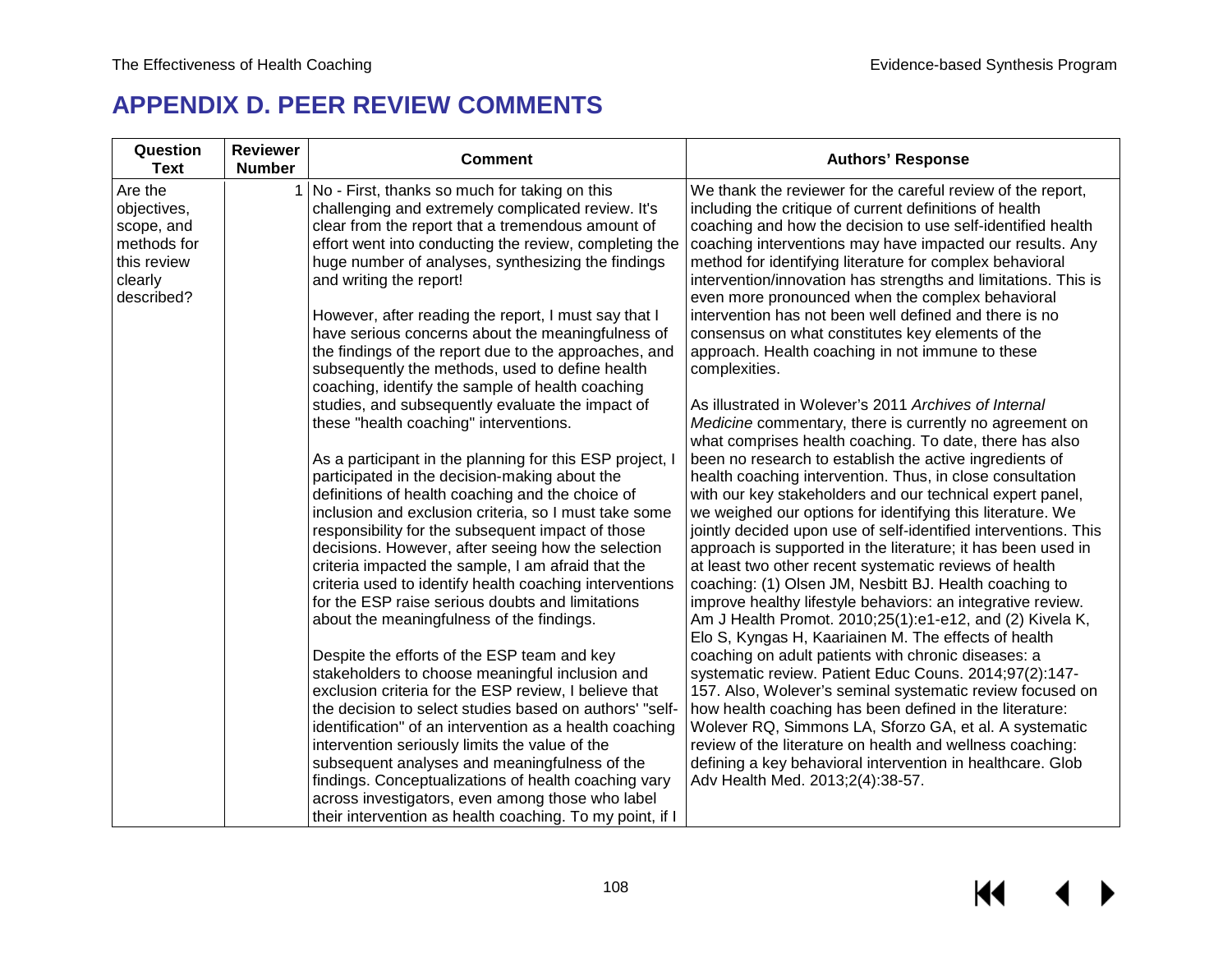# APPENDIX D. PEER REVIEW COMMENTS

| Question Text | Reviewer Number | Comment | Authors' Response |
|---|---|---|---|
| Are the objectives, scope, and methods for this review clearly described? | 1 | No - First, thanks so much for taking on this challenging and extremely complicated review. It's clear from the report that a tremendous amount of effort went into conducting the review, completing the huge number of analyses, synthesizing the findings and writing the report!<br><br>However, after reading the report, I must say that I have serious concerns about the meaningfulness of the findings of the report due to the approaches, and subsequently the methods, used to define health coaching, identify the sample of health coaching studies, and subsequently evaluate the impact of these "health coaching" interventions.<br><br>As a participant in the planning for this ESP project, I participated in the decision-making about the definitions of health coaching and the choice of inclusion and exclusion criteria, so I must take some responsibility for the subsequent impact of those decisions. However, after seeing how the selection criteria impacted the sample, I am afraid that the criteria used to identify health coaching interventions for the ESP raise serious doubts and limitations about the meaningfulness of the findings.<br><br>Despite the efforts of the ESP team and key stakeholders to choose meaningful inclusion and exclusion criteria for the ESP review, I believe that the decision to select studies based on authors' "self-identification" of an intervention as a health coaching intervention seriously limits the value of the subsequent analyses and meaningfulness of the findings. Conceptualizations of health coaching vary across investigators, even among those who label their intervention as health coaching. To my point, if I | We thank the reviewer for the careful review of the report, including the critique of current definitions of health coaching and how the decision to use self-identified health coaching interventions may have impacted our results. Any method for identifying literature for complex behavioral intervention/innovation has strengths and limitations. This is even more pronounced when the complex behavioral intervention has not been well defined and there is no consensus on what constitutes key elements of the approach. Health coaching in not immune to these complexities.<br><br>As illustrated in Wolever's 2011 *Archives of Internal Medicine* commentary, there is currently no agreement on what comprises health coaching. To date, there has also been no research to establish the active ingredients of health coaching intervention. Thus, in close consultation with our key stakeholders and our technical expert panel, we weighed our options for identifying this literature. We jointly decided upon use of self-identified interventions. This approach is supported in the literature; it has been used in at least two other recent systematic reviews of health coaching: (1) Olsen JM, Nesbitt BJ. Health coaching to improve healthy lifestyle behaviors: an integrative review. Am J Health Promot. 2010;25(1):e1-e12, and (2) Kivela K, Elo S, Kyngas H, Kaariainen M. The effects of health coaching on adult patients with chronic diseases: a systematic review. Patient Educ Couns. 2014;97(2):147-157. Also, Wolever's seminal systematic review focused on how health coaching has been defined in the literature: Wolever RQ, Simmons LA, Sforzo GA, et al. A systematic review of the literature on health and wellness coaching: defining a key behavioral intervention in healthcare. Glob Adv Health Med. 2013;2(4):38-57. |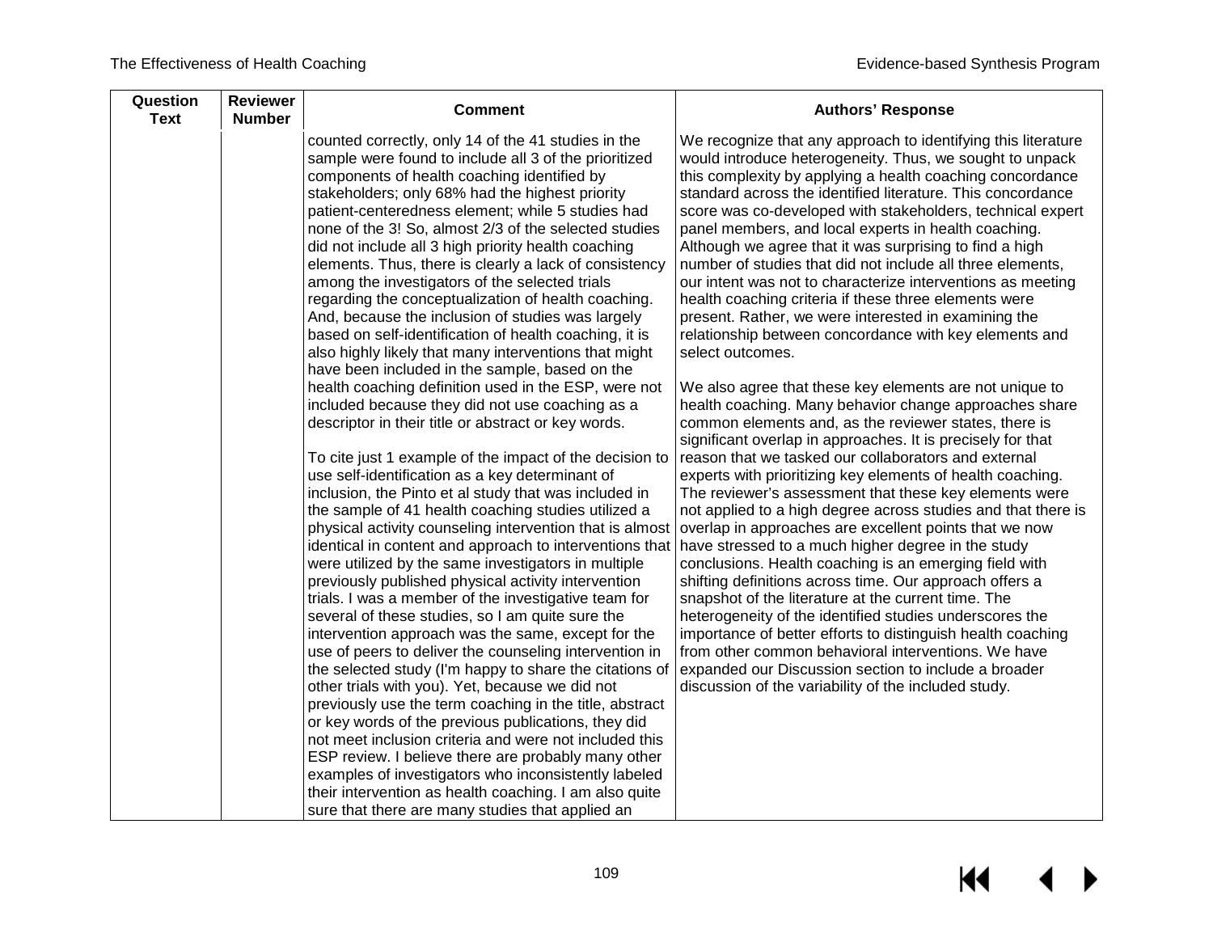| Question Text | Reviewer Number | Comment | Authors' Response |
|---|---|---|---|
| | | counted correctly, only 14 of the 41 studies in the sample were found to include all 3 of the prioritized components of health coaching identified by stakeholders; only 68% had the highest priority patient-centeredness element; while 5 studies had none of the 3! So, almost 2/3 of the selected studies did not include all 3 high priority health coaching elements. Thus, there is clearly a lack of consistency among the investigators of the selected trials regarding the conceptualization of health coaching. And, because the inclusion of studies was largely based on self-identification of health coaching, it is also highly likely that many interventions that might have been included in the sample, based on the health coaching definition used in the ESP, were not included because they did not use coaching as a descriptor in their title or abstract or key words.<br><br>To cite just 1 example of the impact of the decision to use self-identification as a key determinant of inclusion, the Pinto et al study that was included in the sample of 41 health coaching studies utilized a physical activity counseling intervention that is almost identical in content and approach to interventions that were utilized by the same investigators in multiple previously published physical activity intervention trials. I was a member of the investigative team for several of these studies, so I am quite sure the intervention approach was the same, except for the use of peers to deliver the counseling intervention in the selected study (I'm happy to share the citations of other trials with you). Yet, because we did not previously use the term coaching in the title, abstract or key words of the previous publications, they did not meet inclusion criteria and were not included this ESP review. I believe there are probably many other examples of investigators who inconsistently labeled their intervention as health coaching. I am also quite sure that there are many studies that applied an | We recognize that any approach to identifying this literature would introduce heterogeneity. Thus, we sought to unpack this complexity by applying a health coaching concordance standard across the identified literature. This concordance score was co-developed with stakeholders, technical expert panel members, and local experts in health coaching. Although we agree that it was surprising to find a high number of studies that did not include all three elements, our intent was not to characterize interventions as meeting health coaching criteria if these three elements were present. Rather, we were interested in examining the relationship between concordance with key elements and select outcomes.<br><br>We also agree that these key elements are not unique to health coaching. Many behavior change approaches share common elements and, as the reviewer states, there is significant overlap in approaches. It is precisely for that reason that we tasked our collaborators and external experts with prioritizing key elements of health coaching. The reviewer's assessment that these key elements were not applied to a high degree across studies and that there is overlap in approaches are excellent points that we now have stressed to a much higher degree in the study conclusions. Health coaching is an emerging field with shifting definitions across time. Our approach offers a snapshot of the literature at the current time. The heterogeneity of the identified studies underscores the importance of better efforts to distinguish health coaching from other common behavioral interventions. We have expanded our Discussion section to include a broader discussion of the variability of the included study. |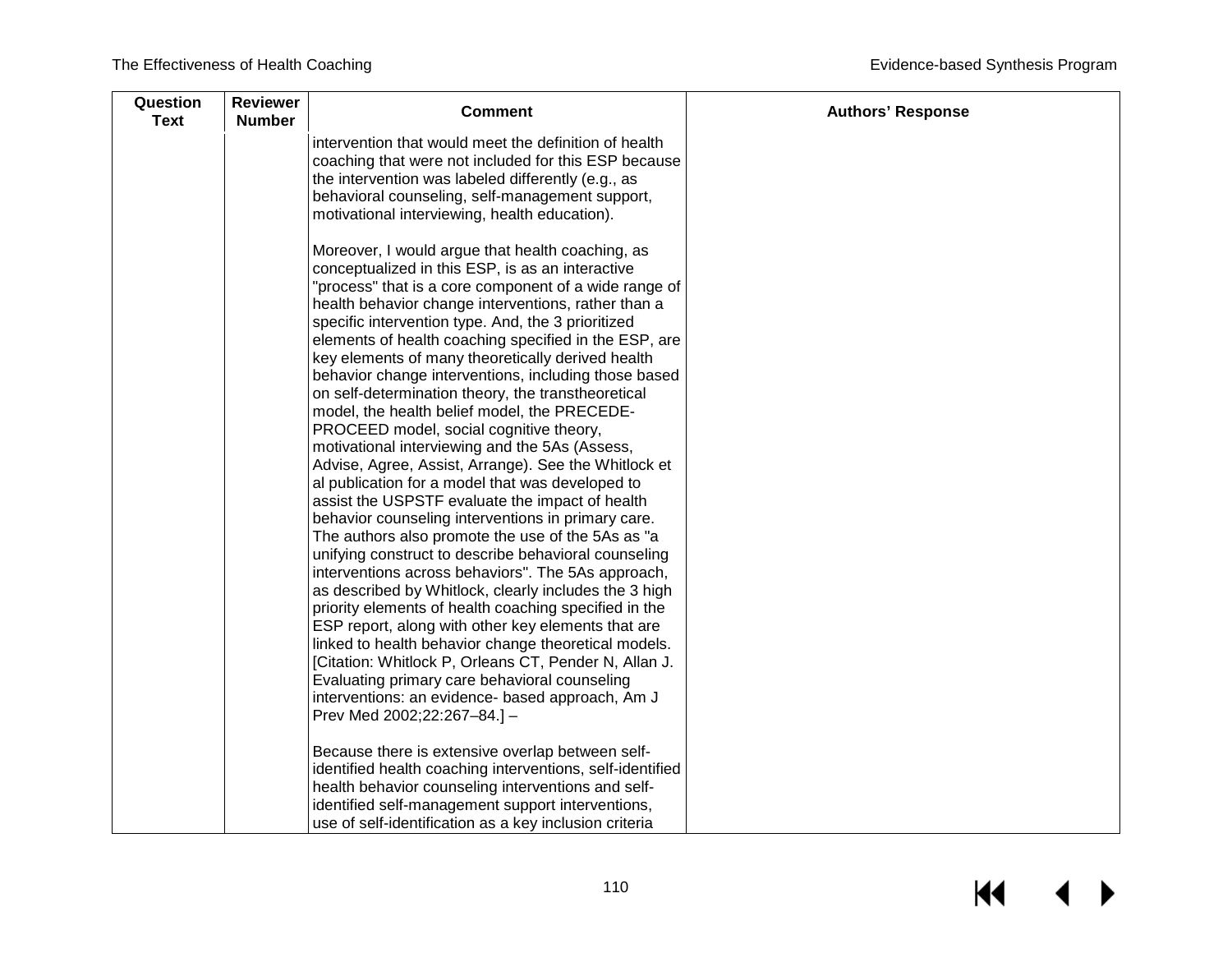| Question Text | Reviewer Number | Comment | Authors' Response |
|---|---|---|---|
| | | intervention that would meet the definition of health coaching that were not included for this ESP because the intervention was labeled differently (e.g., as behavioral counseling, self-management support, motivational interviewing, health education).<br><br>Moreover, I would argue that health coaching, as conceptualized in this ESP, is as an interactive "process" that is a core component of a wide range of health behavior change interventions, rather than a specific intervention type. And, the 3 prioritized elements of health coaching specified in the ESP, are key elements of many theoretically derived health behavior change interventions, including those based on self-determination theory, the transtheoretical model, the health belief model, the PRECEDE-PROCEED model, social cognitive theory, motivational interviewing and the 5As (Assess, Advise, Agree, Assist, Arrange). See the Whitlock et al publication for a model that was developed to assist the USPSTF evaluate the impact of health behavior counseling interventions in primary care. The authors also promote the use of the 5As as "a unifying construct to describe behavioral counseling interventions across behaviors". The 5As approach, as described by Whitlock, clearly includes the 3 high priority elements of health coaching specified in the ESP report, along with other key elements that are linked to health behavior change theoretical models. [Citation: Whitlock P, Orleans CT, Pender N, Allan J. Evaluating primary care behavioral counseling interventions: an evidence- based approach, Am J Prev Med 2002;22:267–84.] –<br><br>Because there is extensive overlap between self-identified health coaching interventions, self-identified health behavior counseling interventions and self-identified self-management support interventions, use of self-identification as a key inclusion criteria | |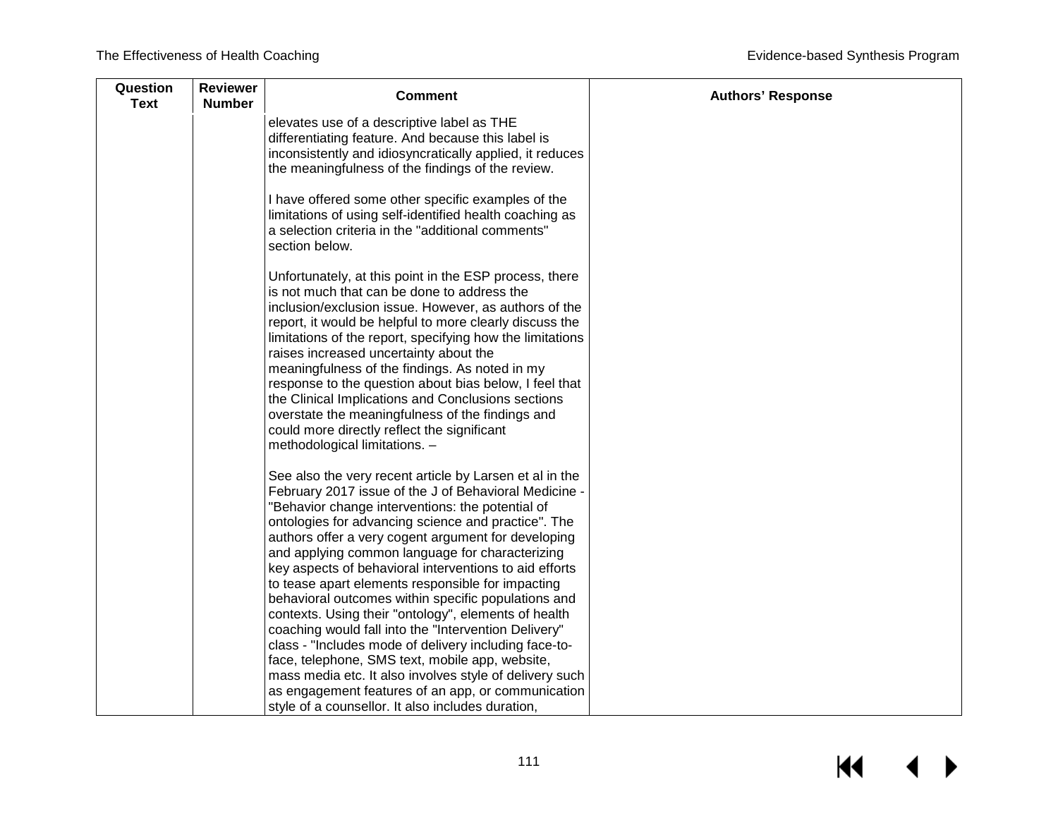| Question Text | Reviewer Number | Comment | Authors' Response |
|---|---|---|---|
| | | elevates use of a descriptive label as THE differentiating feature. And because this label is inconsistently and idiosyncratically applied, it reduces the meaningfulness of the findings of the review.<br><br>I have offered some other specific examples of the limitations of using self-identified health coaching as a selection criteria in the "additional comments" section below.<br><br>Unfortunately, at this point in the ESP process, there is not much that can be done to address the inclusion/exclusion issue. However, as authors of the report, it would be helpful to more clearly discuss the limitations of the report, specifying how the limitations raises increased uncertainty about the meaningfulness of the findings. As noted in my response to the question about bias below, I feel that the Clinical Implications and Conclusions sections overstate the meaningfulness of the findings and could more directly reflect the significant methodological limitations. –<br><br>See also the very recent article by Larsen et al in the February 2017 issue of the J of Behavioral Medicine - "Behavior change interventions: the potential of ontologies for advancing science and practice". The authors offer a very cogent argument for developing and applying common language for characterizing key aspects of behavioral interventions to aid efforts to tease apart elements responsible for impacting behavioral outcomes within specific populations and contexts. Using their "ontology", elements of health coaching would fall into the "Intervention Delivery" class - "Includes mode of delivery including face-to-face, telephone, SMS text, mobile app, website, mass media etc. It also involves style of delivery such as engagement features of an app, or communication style of a counsellor. It also includes duration, | |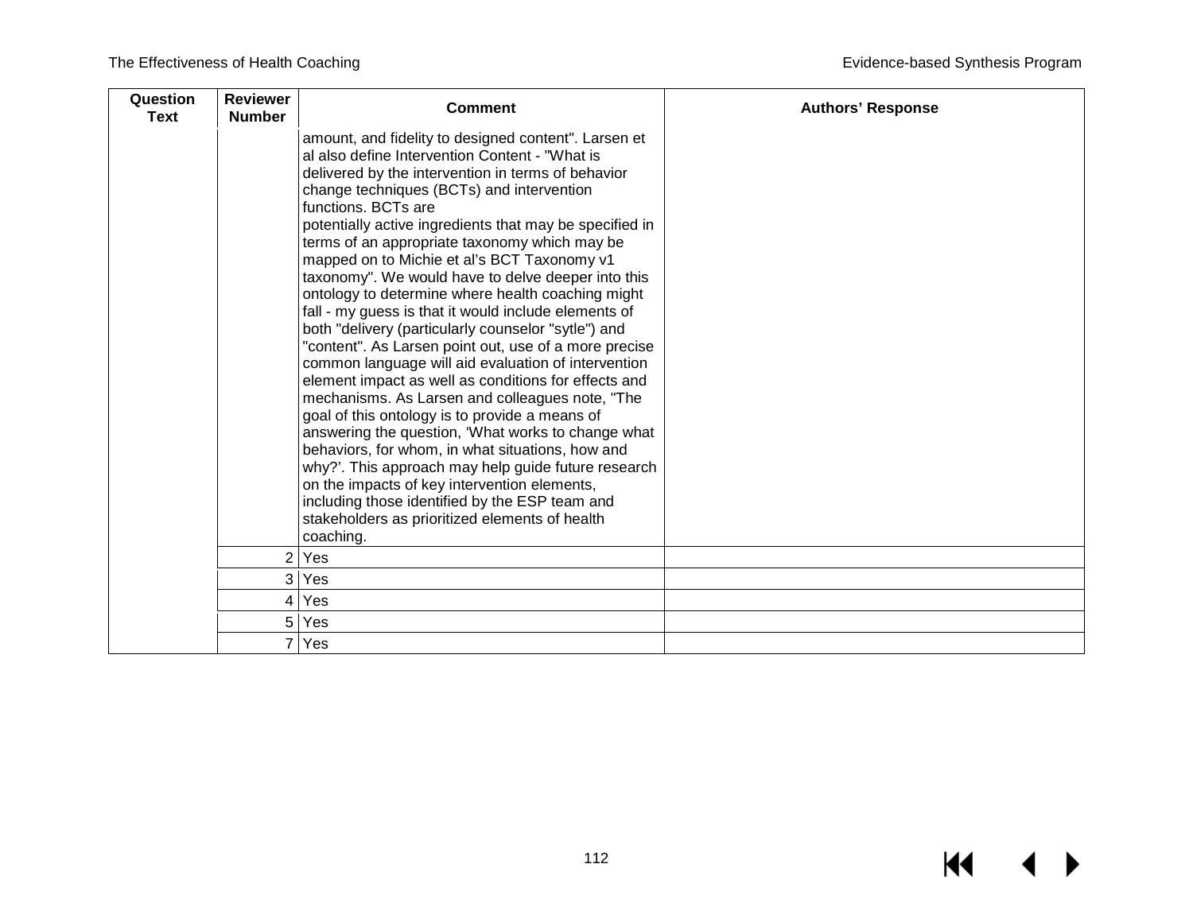| Question Text | Reviewer Number | Comment | Authors' Response |
|---|---|---|---|
| | | amount, and fidelity to designed content". Larsen et al also define Intervention Content - "What is delivered by the intervention in terms of behavior change techniques (BCTs) and intervention functions. BCTs are potentially active ingredients that may be specified in terms of an appropriate taxonomy which may be mapped on to Michie et al's BCT Taxonomy v1 taxonomy". We would have to delve deeper into this ontology to determine where health coaching might fall - my guess is that it would include elements of both "delivery (particularly counselor "sytle") and "content". As Larsen point out, use of a more precise common language will aid evaluation of intervention element impact as well as conditions for effects and mechanisms. As Larsen and colleagues note, "The goal of this ontology is to provide a means of answering the question, 'What works to change what behaviors, for whom, in what situations, how and why?'. This approach may help guide future research on the impacts of key intervention elements, including those identified by the ESP team and stakeholders as prioritized elements of health coaching. | |
| | 2 | Yes | |
| | 3 | Yes | |
| | 4 | Yes | |
| | 5 | Yes | |
| | 7 | Yes | |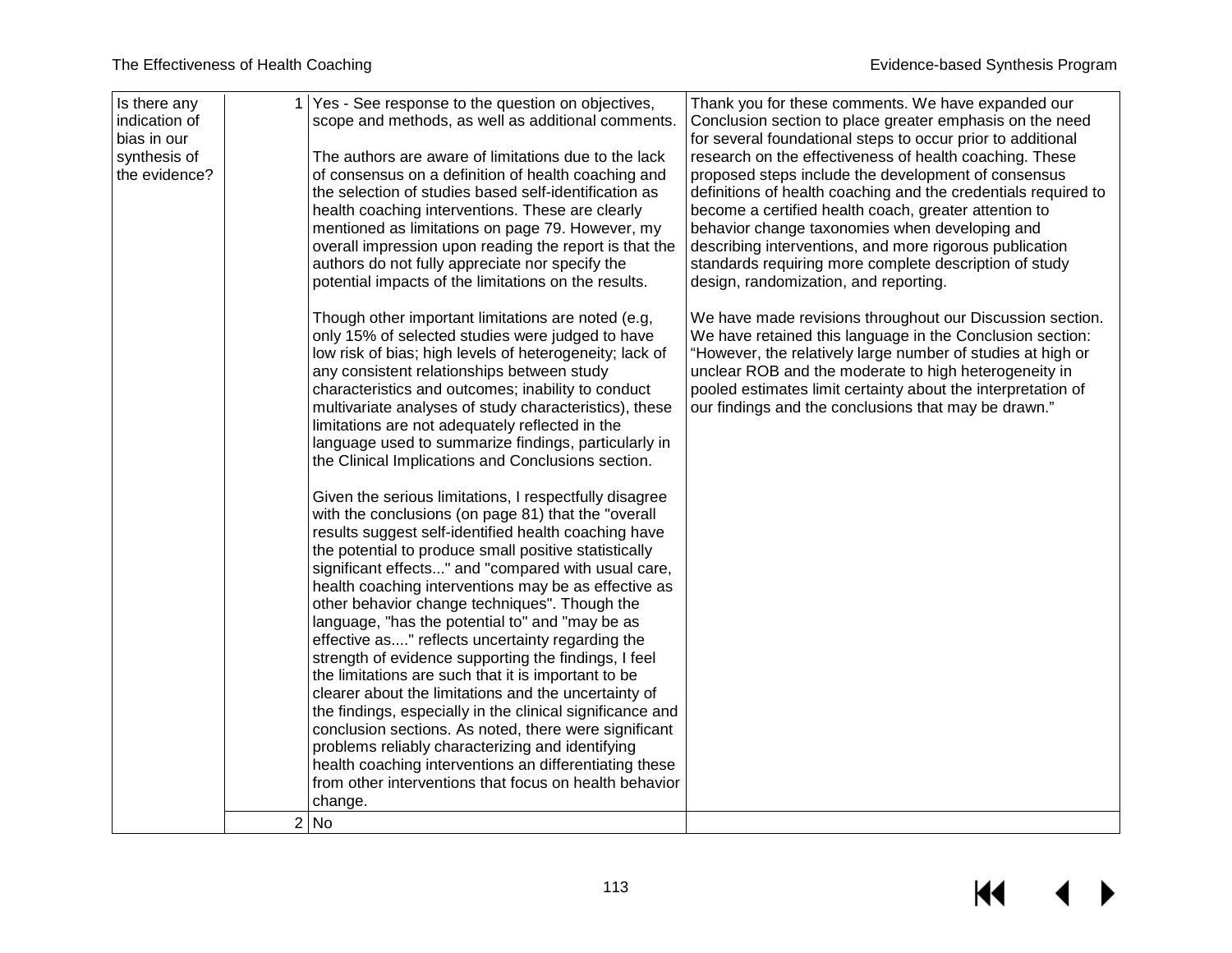| | | | |
|---|---|---|---|
| Is there any indication of bias in our synthesis of the evidence? | 1 | Yes - See response to the question on objectives, scope and methods, as well as additional comments.<br><br>The authors are aware of limitations due to the lack of consensus on a definition of health coaching and the selection of studies based self-identification as health coaching interventions. These are clearly mentioned as limitations on page 79. However, my overall impression upon reading the report is that the authors do not fully appreciate nor specify the potential impacts of the limitations on the results.<br><br>Though other important limitations are noted (e.g, only 15% of selected studies were judged to have low risk of bias; high levels of heterogeneity; lack of any consistent relationships between study characteristics and outcomes; inability to conduct multivariate analyses of study characteristics), these limitations are not adequately reflected in the language used to summarize findings, particularly in the Clinical Implications and Conclusions section.<br><br>Given the serious limitations, I respectfully disagree with the conclusions (on page 81) that the "overall results suggest self-identified health coaching have the potential to produce small positive statistically significant effects..." and "compared with usual care, health coaching interventions may be as effective as other behavior change techniques". Though the language, "has the potential to" and "may be as effective as...." reflects uncertainty regarding the strength of evidence supporting the findings, I feel the limitations are such that it is important to be clearer about the limitations and the uncertainty of the findings, especially in the clinical significance and conclusion sections. As noted, there were significant problems reliably characterizing and identifying health coaching interventions an differentiating these from other interventions that focus on health behavior change. | Thank you for these comments. We have expanded our Conclusion section to place greater emphasis on the need for several foundational steps to occur prior to additional research on the effectiveness of health coaching. These proposed steps include the development of consensus definitions of health coaching and the credentials required to become a certified health coach, greater attention to behavior change taxonomies when developing and describing interventions, and more rigorous publication standards requiring more complete description of study design, randomization, and reporting.<br><br>We have made revisions throughout our Discussion section. We have retained this language in the Conclusion section: "However, the relatively large number of studies at high or unclear ROB and the moderate to high heterogeneity in pooled estimates limit certainty about the interpretation of our findings and the conclusions that may be drawn." |
| | 2 | No | |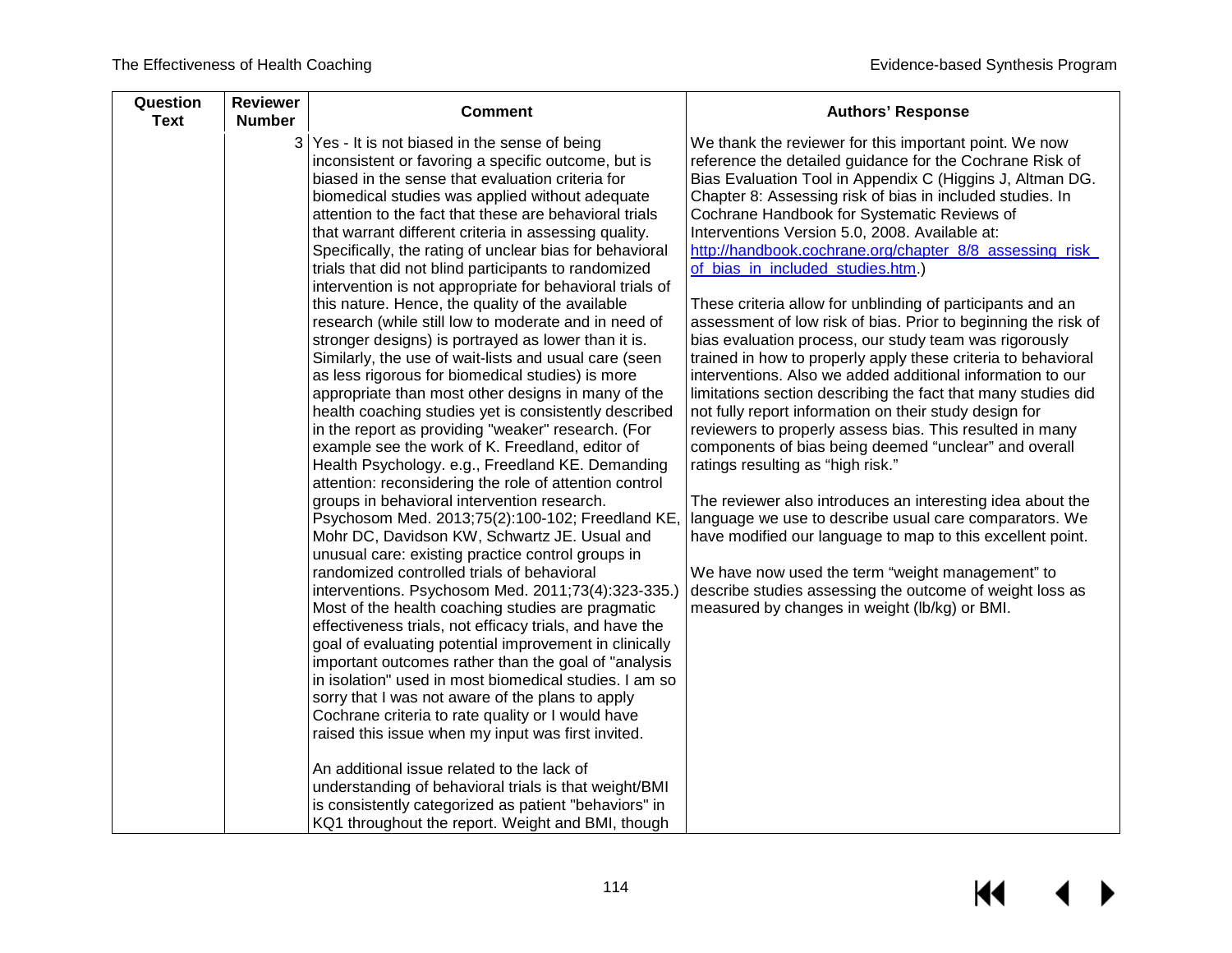| Question Text | Reviewer Number | Comment | Authors' Response |
|---|---|---|---|
| | 3 | Yes - It is not biased in the sense of being inconsistent or favoring a specific outcome, but is biased in the sense that evaluation criteria for biomedical studies was applied without adequate attention to the fact that these are behavioral trials that warrant different criteria in assessing quality. Specifically, the rating of unclear bias for behavioral trials that did not blind participants to randomized intervention is not appropriate for behavioral trials of this nature. Hence, the quality of the available research (while still low to moderate and in need of stronger designs) is portrayed as lower than it is. Similarly, the use of wait-lists and usual care (seen as less rigorous for biomedical studies) is more appropriate than most other designs in many of the health coaching studies yet is consistently described in the report as providing "weaker" research. (For example see the work of K. Freedland, editor of Health Psychology. e.g., Freedland KE. Demanding attention: reconsidering the role of attention control groups in behavioral intervention research. Psychosom Med. 2013;75(2):100-102; Freedland KE, Mohr DC, Davidson KW, Schwartz JE. Usual and unusual care: existing practice control groups in randomized controlled trials of behavioral interventions. Psychosom Med. 2011;73(4):323-335.) Most of the health coaching studies are pragmatic effectiveness trials, not efficacy trials, and have the goal of evaluating potential improvement in clinically important outcomes rather than the goal of "analysis in isolation" used in most biomedical studies. I am so sorry that I was not aware of the plans to apply Cochrane criteria to rate quality or I would have raised this issue when my input was first invited.<br><br>An additional issue related to the lack of understanding of behavioral trials is that weight/BMI is consistently categorized as patient "behaviors" in KQ1 throughout the report. Weight and BMI, though | We thank the reviewer for this important point. We now reference the detailed guidance for the Cochrane Risk of Bias Evaluation Tool in Appendix C (Higgins J, Altman DG. Chapter 8: Assessing risk of bias in included studies. In Cochrane Handbook for Systematic Reviews of Interventions Version 5.0, 2008. Available at: [http://handbook.cochrane.org/chapter_8/8_assessing_risk_of_bias_in_included_studies.htm](http://handbook.cochrane.org/chapter_8/8_assessing_risk_of_bias_in_included_studies.htm).)<br><br>These criteria allow for unblinding of participants and an assessment of low risk of bias. Prior to beginning the risk of bias evaluation process, our study team was rigorously trained in how to properly apply these criteria to behavioral interventions. Also we added additional information to our limitations section describing the fact that many studies did not fully report information on their study design for reviewers to properly assess bias. This resulted in many components of bias being deemed "unclear" and overall ratings resulting as "high risk."<br><br>The reviewer also introduces an interesting idea about the language we use to describe usual care comparators. We have modified our language to map to this excellent point.<br><br>We have now used the term "weight management" to describe studies assessing the outcome of weight loss as measured by changes in weight (lb/kg) or BMI. |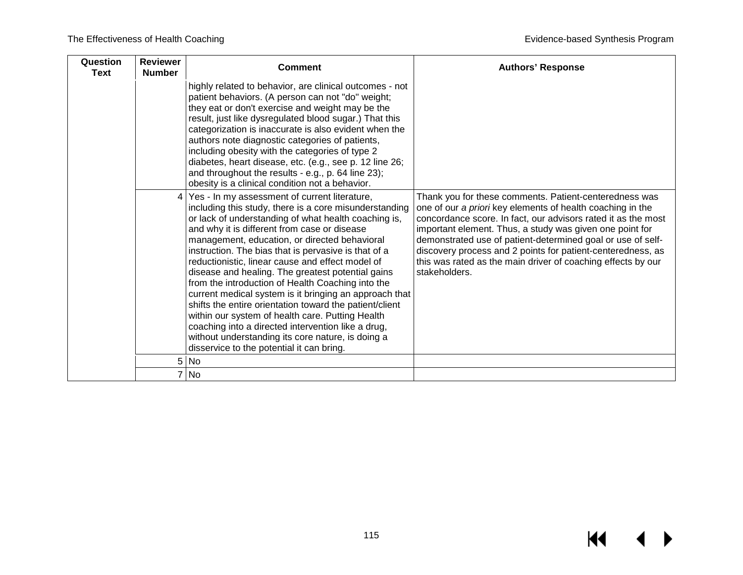| Question Text | Reviewer Number | Comment | Authors' Response |
|---|---|---|---|
| | | highly related to behavior, are clinical outcomes - not patient behaviors. (A person can not "do" weight; they eat or don't exercise and weight may be the result, just like dysregulated blood sugar.) That this categorization is inaccurate is also evident when the authors note diagnostic categories of patients, including obesity with the categories of type 2 diabetes, heart disease, etc. (e.g., see p. 12 line 26; and throughout the results - e.g., p. 64 line 23); obesity is a clinical condition not a behavior. | |
| | 4 | Yes - In my assessment of current literature, including this study, there is a core misunderstanding or lack of understanding of what health coaching is, and why it is different from case or disease management, education, or directed behavioral instruction. The bias that is pervasive is that of a reductionistic, linear cause and effect model of disease and healing. The greatest potential gains from the introduction of Health Coaching into the current medical system is it bringing an approach that shifts the entire orientation toward the patient/client within our system of health care. Putting Health coaching into a directed intervention like a drug, without understanding its core nature, is doing a disservice to the potential it can bring. | Thank you for these comments. Patient-centeredness was one of our *a priori* key elements of health coaching in the concordance score. In fact, our advisors rated it as the most important element. Thus, a study was given one point for demonstrated use of patient-determined goal or use of self-discovery process and 2 points for patient-centeredness, as this was rated as the main driver of coaching effects by our stakeholders. |
| | 5 | No | |
| | 7 | No | |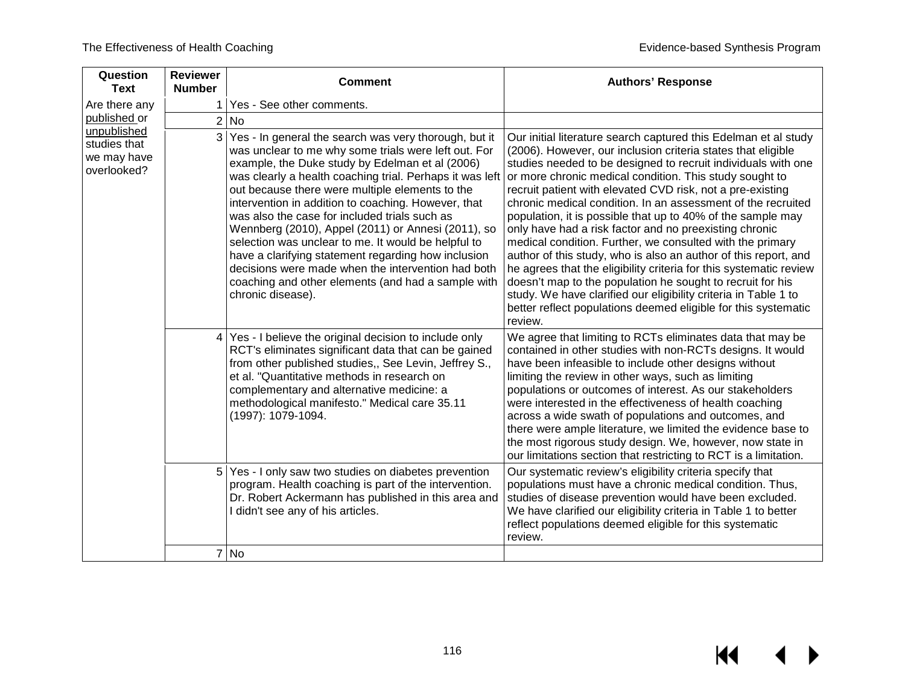| Question Text | Reviewer Number | Comment | Authors' Response |
|---|---|---|---|
| Are there any published or unpublished studies that we may have overlooked? | 1 | Yes - See other comments. | |
| | 2 | No | |
| | 3 | Yes - In general the search was very thorough, but it was unclear to me why some trials were left out. For example, the Duke study by Edelman et al (2006) was clearly a health coaching trial. Perhaps it was left out because there were multiple elements to the intervention in addition to coaching. However, that was also the case for included trials such as Wennberg (2010), Appel (2011) or Annesi (2011), so selection was unclear to me. It would be helpful to have a clarifying statement regarding how inclusion decisions were made when the intervention had both coaching and other elements (and had a sample with chronic disease). | Our initial literature search captured this Edelman et al study (2006). However, our inclusion criteria states that eligible studies needed to be designed to recruit individuals with one or more chronic medical condition. This study sought to recruit patient with elevated CVD risk, not a pre-existing chronic medical condition. In an assessment of the recruited population, it is possible that up to 40% of the sample may only have had a risk factor and no preexisting chronic medical condition. Further, we consulted with the primary author of this study, who is also an author of this report, and he agrees that the eligibility criteria for this systematic review doesn't map to the population he sought to recruit for his study. We have clarified our eligibility criteria in Table 1 to better reflect populations deemed eligible for this systematic review. |
| | 4 | Yes - I believe the original decision to include only RCT's eliminates significant data that can be gained from other published studies,, See Levin, Jeffrey S., et al. "Quantitative methods in research on complementary and alternative medicine: a methodological manifesto." Medical care 35.11 (1997): 1079-1094. | We agree that limiting to RCTs eliminates data that may be contained in other studies with non-RCTs designs. It would have been infeasible to include other designs without limiting the review in other ways, such as limiting populations or outcomes of interest. As our stakeholders were interested in the effectiveness of health coaching across a wide swath of populations and outcomes, and there were ample literature, we limited the evidence base to the most rigorous study design. We, however, now state in our limitations section that restricting to RCT is a limitation. |
| | 5 | Yes - I only saw two studies on diabetes prevention program. Health coaching is part of the intervention. Dr. Robert Ackermann has published in this area and I didn't see any of his articles. | Our systematic review's eligibility criteria specify that populations must have a chronic medical condition. Thus, studies of disease prevention would have been excluded. We have clarified our eligibility criteria in Table 1 to better reflect populations deemed eligible for this systematic review. |
| | 7 | No | |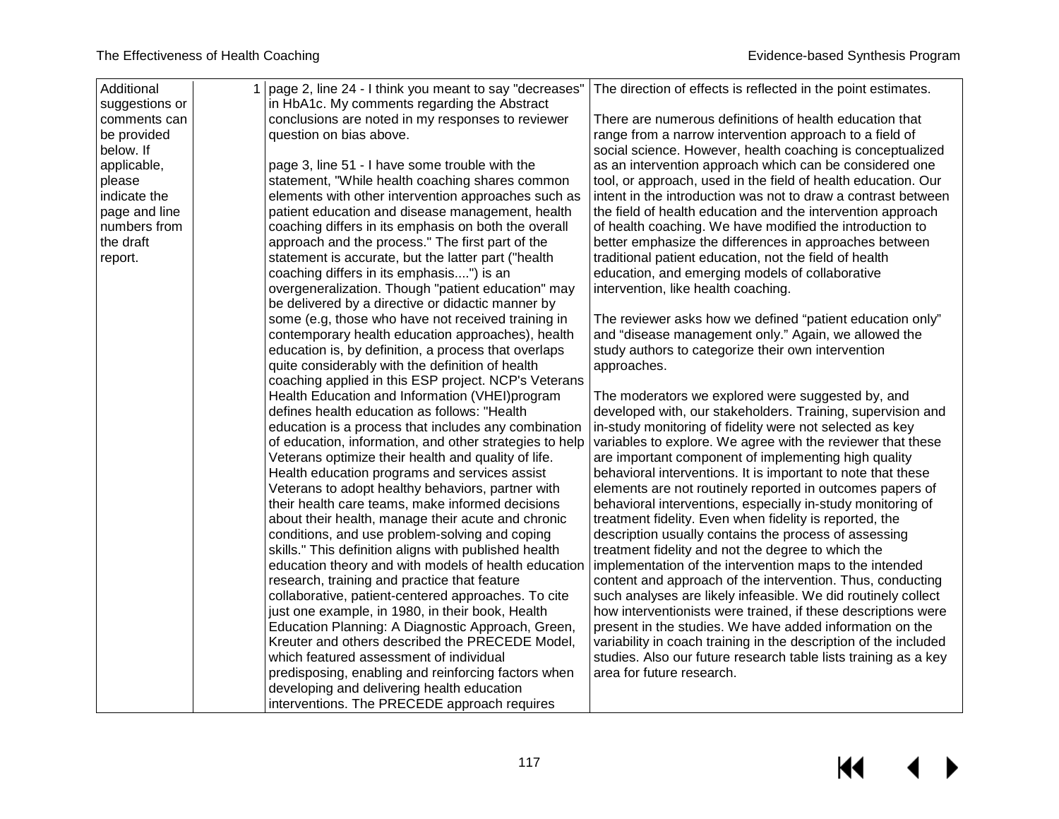| Additional suggestions or comments can be provided below. If applicable, please indicate the page and line numbers from the draft report. | 1 | page 2, line 24 - I think you meant to say "decreases" in HbA1c. My comments regarding the Abstract conclusions are noted in my responses to reviewer question on bias above.<br><br>page 3, line 51 - I have some trouble with the statement, "While health coaching shares common elements with other intervention approaches such as patient education and disease management, health coaching differs in its emphasis on both the overall approach and the process." The first part of the statement is accurate, but the latter part ("health coaching differs in its emphasis....") is an overgeneralization. Though "patient education" may be delivered by a directive or didactic manner by some (e.g, those who have not received training in contemporary health education approaches), health education is, by definition, a process that overlaps quite considerably with the definition of health coaching applied in this ESP project. NCP's Veterans Health Education and Information (VHEI)program defines health education as follows: "Health education is a process that includes any combination of education, information, and other strategies to help Veterans optimize their health and quality of life. Health education programs and services assist Veterans to adopt healthy behaviors, partner with their health care teams, make informed decisions about their health, manage their acute and chronic conditions, and use problem-solving and coping skills." This definition aligns with published health education theory and with models of health education research, training and practice that feature collaborative, patient-centered approaches. To cite just one example, in 1980, in their book, Health Education Planning: A Diagnostic Approach, Green, Kreuter and others described the PRECEDE Model, which featured assessment of individual predisposing, enabling and reinforcing factors when developing and delivering health education interventions. The PRECEDE approach requires | The direction of effects is reflected in the point estimates.<br><br>There are numerous definitions of health education that range from a narrow intervention approach to a field of social science. However, health coaching is conceptualized as an intervention approach which can be considered one tool, or approach, used in the field of health education. Our intent in the introduction was not to draw a contrast between the field of health education and the intervention approach of health coaching. We have modified the introduction to better emphasize the differences in approaches between traditional patient education, not the field of health education, and emerging models of collaborative intervention, like health coaching.<br><br>The reviewer asks how we defined "patient education only" and "disease management only." Again, we allowed the study authors to categorize their own intervention approaches.<br><br>The moderators we explored were suggested by, and developed with, our stakeholders. Training, supervision and in-study monitoring of fidelity were not selected as key variables to explore. We agree with the reviewer that these are important component of implementing high quality behavioral interventions. It is important to note that these elements are not routinely reported in outcomes papers of behavioral interventions, especially in-study monitoring of treatment fidelity. Even when fidelity is reported, the description usually contains the process of assessing treatment fidelity and not the degree to which the implementation of the intervention maps to the intended content and approach of the intervention. Thus, conducting such analyses are likely infeasible. We did routinely collect how interventionists were trained, if these descriptions were present in the studies. We have added information on the variability in coach training in the description of the included studies. Also our future research table lists training as a key area for future research. |
|---|---|---|---|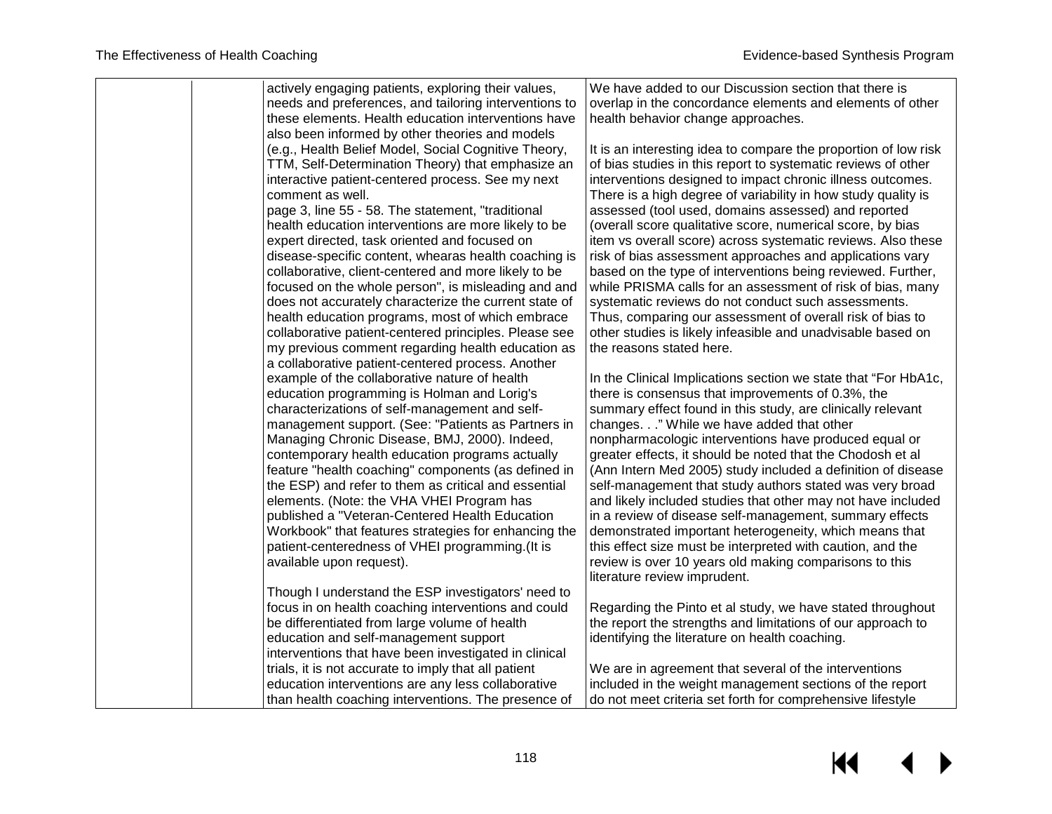| | | | |
|---|---|---|---|
| | | actively engaging patients, exploring their values, needs and preferences, and tailoring interventions to these elements. Health education interventions have also been informed by other theories and models (e.g., Health Belief Model, Social Cognitive Theory, TTM, Self-Determination Theory) that emphasize an interactive patient-centered process. See my next comment as well.<br>page 3, line 55 - 58. The statement, "traditional health education interventions are more likely to be expert directed, task oriented and focused on disease-specific content, whearas health coaching is collaborative, client-centered and more likely to be focused on the whole person", is misleading and and does not accurately characterize the current state of health education programs, most of which embrace collaborative patient-centered principles. Please see my previous comment regarding health education as a collaborative patient-centered process. Another example of the collaborative nature of health education programming is Holman and Lorig's characterizations of self-management and self-management support. (See: "Patients as Partners in Managing Chronic Disease, BMJ, 2000). Indeed, contemporary health education programs actually feature "health coaching" components (as defined in the ESP) and refer to them as critical and essential elements. (Note: the VHA VHEI Program has published a "Veteran-Centered Health Education Workbook" that features strategies for enhancing the patient-centeredness of VHEI programming.(It is available upon request).<br><br>Though I understand the ESP investigators' need to focus in on health coaching interventions and could be differentiated from large volume of health education and self-management support interventions that have been investigated in clinical trials, it is not accurate to imply that all patient education interventions are any less collaborative than health coaching interventions. The presence of | We have added to our Discussion section that there is overlap in the concordance elements and elements of other health behavior change approaches.<br><br>It is an interesting idea to compare the proportion of low risk of bias studies in this report to systematic reviews of other interventions designed to impact chronic illness outcomes. There is a high degree of variability in how study quality is assessed (tool used, domains assessed) and reported (overall score qualitative score, numerical score, by bias item vs overall score) across systematic reviews. Also these risk of bias assessment approaches and applications vary based on the type of interventions being reviewed. Further, while PRISMA calls for an assessment of risk of bias, many systematic reviews do not conduct such assessments. Thus, comparing our assessment of overall risk of bias to other studies is likely infeasible and unadvisable based on the reasons stated here.<br><br>In the Clinical Implications section we state that "For HbA1c, there is consensus that improvements of 0.3%, the summary effect found in this study, are clinically relevant changes. . ." While we have added that other nonpharmacologic interventions have produced equal or greater effects, it should be noted that the Chodosh et al (Ann Intern Med 2005) study included a definition of disease self-management that study authors stated was very broad and likely included studies that other may not have included in a review of disease self-management, summary effects demonstrated important heterogeneity, which means that this effect size must be interpreted with caution, and the review is over 10 years old making comparisons to this literature review imprudent.<br><br>Regarding the Pinto et al study, we have stated throughout the report the strengths and limitations of our approach to identifying the literature on health coaching.<br><br>We are in agreement that several of the interventions included in the weight management sections of the report do not meet criteria set forth for comprehensive lifestyle |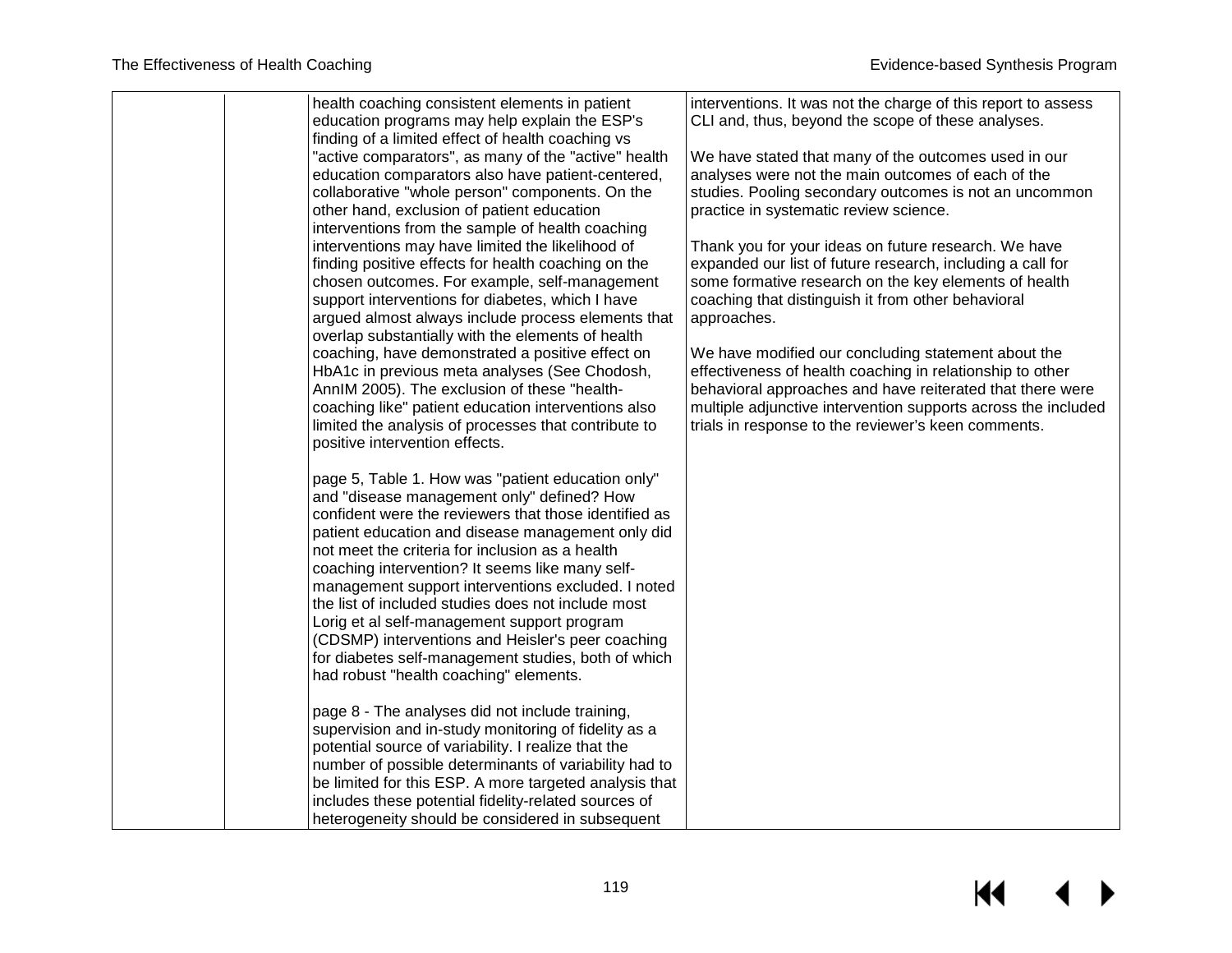| | | | |
|---|---|---|---|
| | | health coaching consistent elements in patient education programs may help explain the ESP's finding of a limited effect of health coaching vs "active comparators", as many of the "active" health education comparators also have patient-centered, collaborative "whole person" components. On the other hand, exclusion of patient education interventions from the sample of health coaching interventions may have limited the likelihood of finding positive effects for health coaching on the chosen outcomes. For example, self-management support interventions for diabetes, which I have argued almost always include process elements that overlap substantially with the elements of health coaching, have demonstrated a positive effect on HbA1c in previous meta analyses (See Chodosh, AnnIM 2005). The exclusion of these "health-coaching like" patient education interventions also limited the analysis of processes that contribute to positive intervention effects.<br><br>page 5, Table 1. How was "patient education only" and "disease management only" defined? How confident were the reviewers that those identified as patient education and disease management only did not meet the criteria for inclusion as a health coaching intervention? It seems like many self-management support interventions excluded. I noted the list of included studies does not include most Lorig et al self-management support program (CDSMP) interventions and Heisler's peer coaching for diabetes self-management studies, both of which had robust "health coaching" elements.<br><br>page 8 - The analyses did not include training, supervision and in-study monitoring of fidelity as a potential source of variability. I realize that the number of possible determinants of variability had to be limited for this ESP. A more targeted analysis that includes these potential fidelity-related sources of heterogeneity should be considered in subsequent | interventions. It was not the charge of this report to assess CLI and, thus, beyond the scope of these analyses.<br><br>We have stated that many of the outcomes used in our analyses were not the main outcomes of each of the studies. Pooling secondary outcomes is not an uncommon practice in systematic review science.<br><br>Thank you for your ideas on future research. We have expanded our list of future research, including a call for some formative research on the key elements of health coaching that distinguish it from other behavioral approaches.<br><br>We have modified our concluding statement about the effectiveness of health coaching in relationship to other behavioral approaches and have reiterated that there were multiple adjunctive intervention supports across the included trials in response to the reviewer's keen comments. |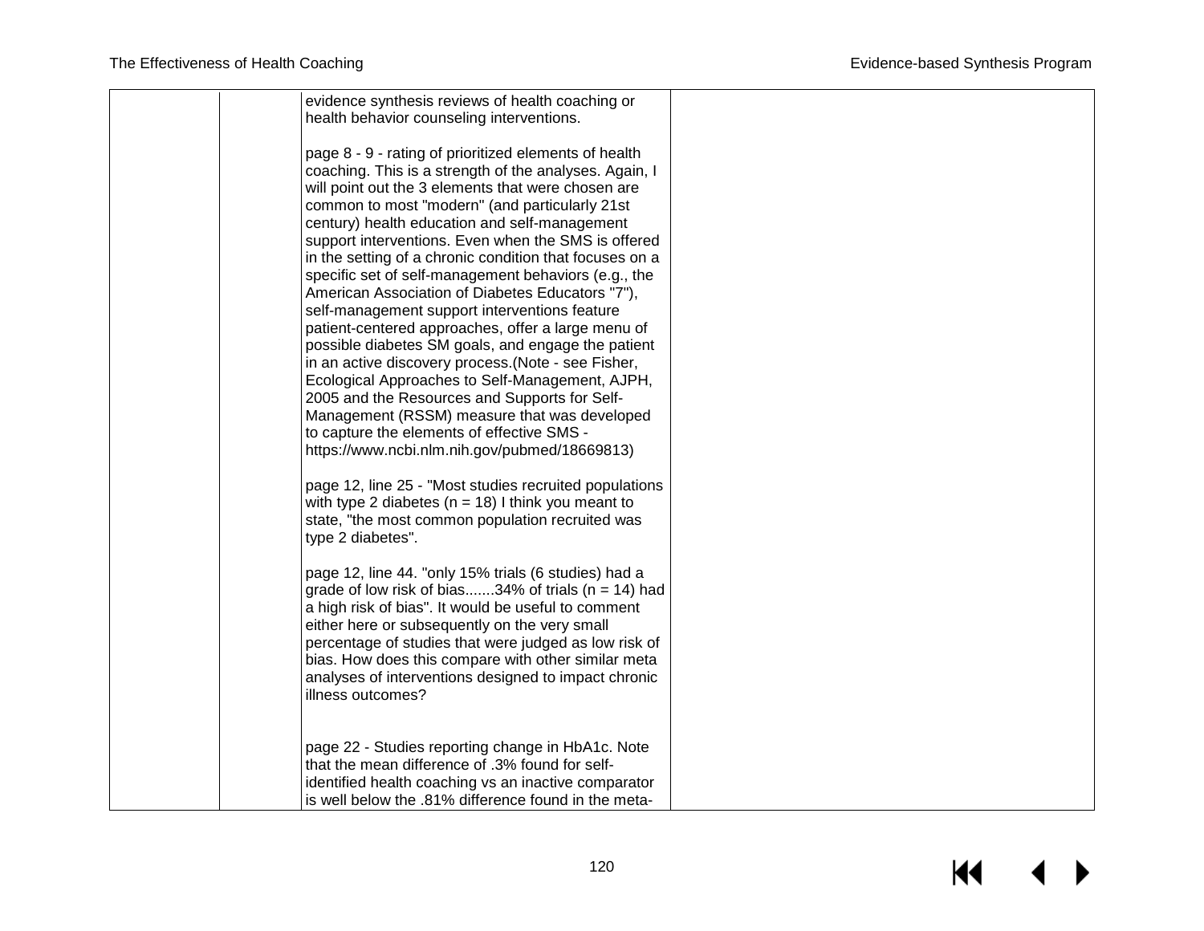| | | | |
|---|---|---|---|
| | | evidence synthesis reviews of health coaching or health behavior counseling interventions.<br><br>page 8 - 9 - rating of prioritized elements of health coaching. This is a strength of the analyses. Again, I will point out the 3 elements that were chosen are common to most "modern" (and particularly 21st century) health education and self-management support interventions. Even when the SMS is offered in the setting of a chronic condition that focuses on a specific set of self-management behaviors (e.g., the American Association of Diabetes Educators "7"), self-management support interventions feature patient-centered approaches, offer a large menu of possible diabetes SM goals, and engage the patient in an active discovery process.(Note - see Fisher, Ecological Approaches to Self-Management, AJPH, 2005 and the Resources and Supports for Self-Management (RSSM) measure that was developed to capture the elements of effective SMS - https://www.ncbi.nlm.nih.gov/pubmed/18669813)<br><br>page 12, line 25 - "Most studies recruited populations with type 2 diabetes (n = 18) I think you meant to state, "the most common population recruited was type 2 diabetes".<br><br>page 12, line 44. "only 15% trials (6 studies) had a grade of low risk of bias.......34% of trials (n = 14) had a high risk of bias". It would be useful to comment either here or subsequently on the very small percentage of studies that were judged as low risk of bias. How does this compare with other similar meta analyses of interventions designed to impact chronic illness outcomes?<br><br>page 22 - Studies reporting change in HbA1c. Note that the mean difference of .3% found for self-identified health coaching vs an inactive comparator is well below the .81% difference found in the meta- | |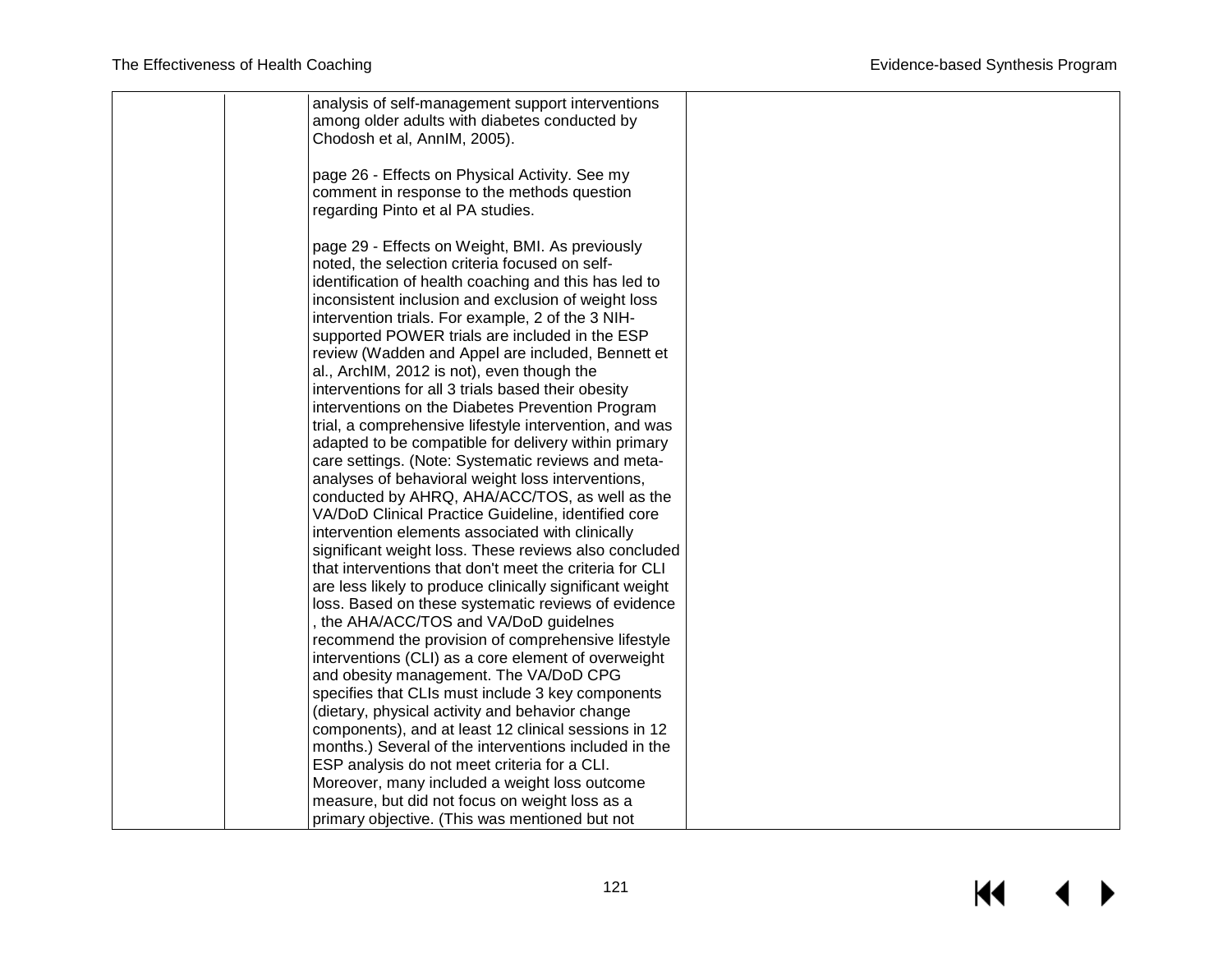| | | | |
|---|---|---|---|
| | | analysis of self-management support interventions among older adults with diabetes conducted by Chodosh et al, AnnIM, 2005).<br><br>page 26 - Effects on Physical Activity. See my comment in response to the methods question regarding Pinto et al PA studies.<br><br>page 29 - Effects on Weight, BMI. As previously noted, the selection criteria focused on self-identification of health coaching and this has led to inconsistent inclusion and exclusion of weight loss intervention trials. For example, 2 of the 3 NIH-supported POWER trials are included in the ESP review (Wadden and Appel are included, Bennett et al., ArchIM, 2012 is not), even though the interventions for all 3 trials based their obesity interventions on the Diabetes Prevention Program trial, a comprehensive lifestyle intervention, and was adapted to be compatible for delivery within primary care settings. (Note: Systematic reviews and meta-analyses of behavioral weight loss interventions, conducted by AHRQ, AHA/ACC/TOS, as well as the VA/DoD Clinical Practice Guideline, identified core intervention elements associated with clinically significant weight loss. These reviews also concluded that interventions that don't meet the criteria for CLI are less likely to produce clinically significant weight loss. Based on these systematic reviews of evidence , the AHA/ACC/TOS and VA/DoD guidelnes recommend the provision of comprehensive lifestyle interventions (CLI) as a core element of overweight and obesity management. The VA/DoD CPG specifies that CLIs must include 3 key components (dietary, physical activity and behavior change components), and at least 12 clinical sessions in 12 months.) Several of the interventions included in the ESP analysis do not meet criteria for a CLI. Moreover, many included a weight loss outcome measure, but did not focus on weight loss as a primary objective. (This was mentioned but not | |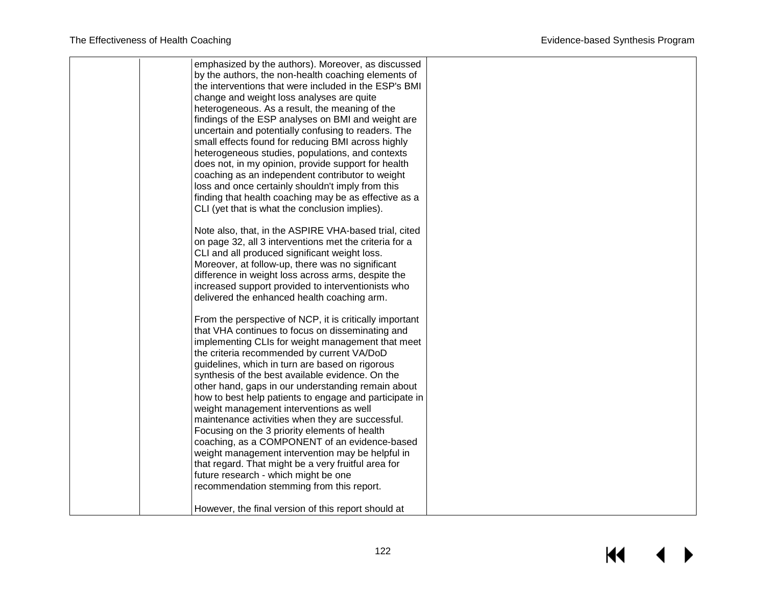| | | | |
|---|---|---|---|
| | | emphasized by the authors). Moreover, as discussed by the authors, the non-health coaching elements of the interventions that were included in the ESP's BMI change and weight loss analyses are quite heterogeneous. As a result, the meaning of the findings of the ESP analyses on BMI and weight are uncertain and potentially confusing to readers. The small effects found for reducing BMI across highly heterogeneous studies, populations, and contexts does not, in my opinion, provide support for health coaching as an independent contributor to weight loss and once certainly shouldn't imply from this finding that health coaching may be as effective as a CLI (yet that is what the conclusion implies).<br><br>Note also, that, in the ASPIRE VHA-based trial, cited on page 32, all 3 interventions met the criteria for a CLI and all produced significant weight loss. Moreover, at follow-up, there was no significant difference in weight loss across arms, despite the increased support provided to interventionists who delivered the enhanced health coaching arm.<br><br>From the perspective of NCP, it is critically important that VHA continues to focus on disseminating and implementing CLIs for weight management that meet the criteria recommended by current VA/DoD guidelines, which in turn are based on rigorous synthesis of the best available evidence. On the other hand, gaps in our understanding remain about how to best help patients to engage and participate in weight management interventions as well maintenance activities when they are successful. Focusing on the 3 priority elements of health coaching, as a COMPONENT of an evidence-based weight management intervention may be helpful in that regard. That might be a very fruitful area for future research - which might be one recommendation stemming from this report.<br><br>However, the final version of this report should at | |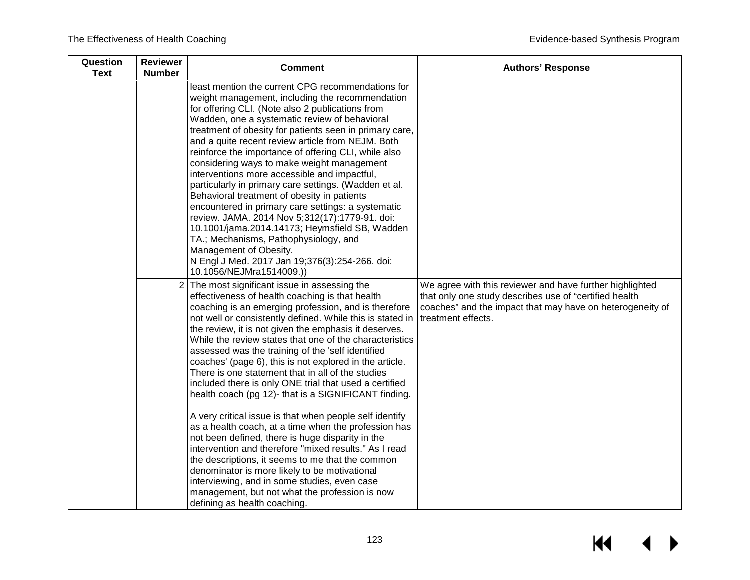| Question Text | Reviewer Number | Comment | Authors' Response |
|---|---|---|---|
| | | least mention the current CPG recommendations for weight management, including the recommendation for offering CLI. (Note also 2 publications from Wadden, one a systematic review of behavioral treatment of obesity for patients seen in primary care, and a quite recent review article from NEJM. Both reinforce the importance of offering CLI, while also considering ways to make weight management interventions more accessible and impactful, particularly in primary care settings. (Wadden et al. Behavioral treatment of obesity in patients encountered in primary care settings: a systematic review. JAMA. 2014 Nov 5;312(17):1779-91. doi: 10.1001/jama.2014.14173; Heymsfield SB, Wadden TA.; Mechanisms, Pathophysiology, and Management of Obesity. N Engl J Med. 2017 Jan 19;376(3):254-266. doi: 10.1056/NEJMra1514009.)) | |
| | 2 | The most significant issue in assessing the effectiveness of health coaching is that health coaching is an emerging profession, and is therefore not well or consistently defined. While this is stated in the review, it is not given the emphasis it deserves. While the review states that one of the characteristics assessed was the training of the 'self identified coaches' (page 6), this is not explored in the article. There is one statement that in all of the studies included there is only ONE trial that used a certified health coach (pg 12)- that is a SIGNIFICANT finding.<br><br>A very critical issue is that when people self identify as a health coach, at a time when the profession has not been defined, there is huge disparity in the intervention and therefore "mixed results." As I read the descriptions, it seems to me that the common denominator is more likely to be motivational interviewing, and in some studies, even case management, but not what the profession is now defining as health coaching. | We agree with this reviewer and have further highlighted that only one study describes use of "certified health coaches" and the impact that may have on heterogeneity of treatment effects. |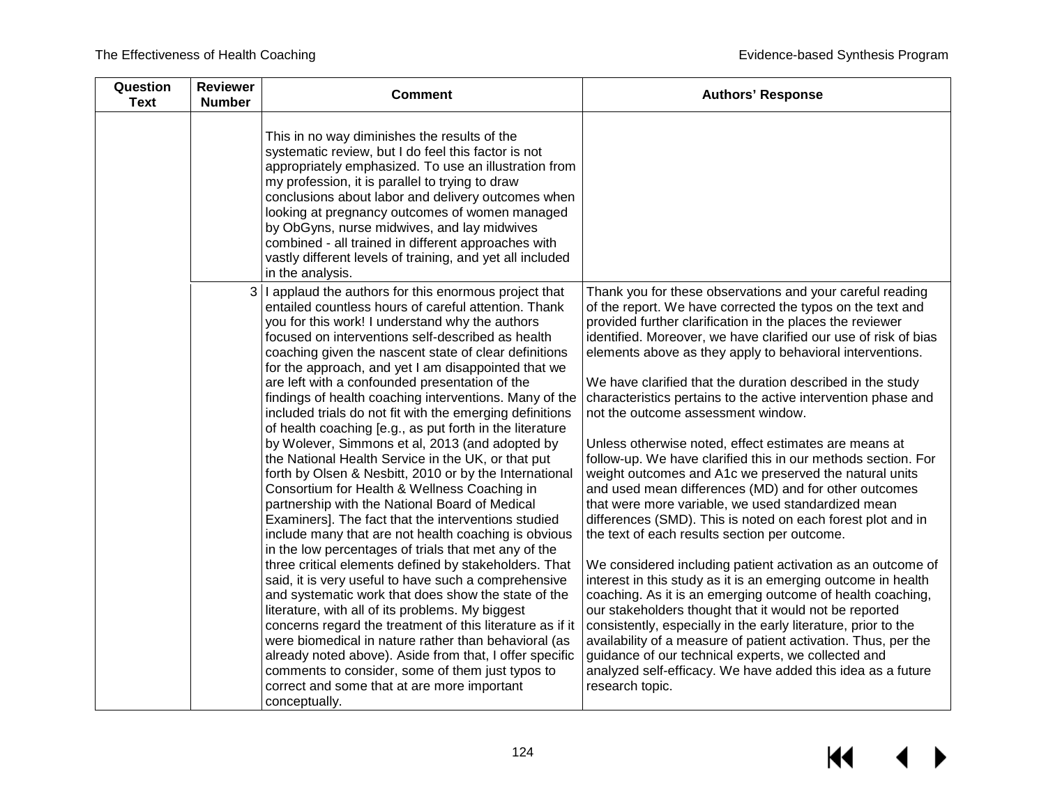| Question Text | Reviewer Number | Comment | Authors' Response |
|---|---|---|---|
| | | This in no way diminishes the results of the systematic review, but I do feel this factor is not appropriately emphasized. To use an illustration from my profession, it is parallel to trying to draw conclusions about labor and delivery outcomes when looking at pregnancy outcomes of women managed by ObGyns, nurse midwives, and lay midwives combined - all trained in different approaches with vastly different levels of training, and yet all included in the analysis. | |
| | 3 | I applaud the authors for this enormous project that entailed countless hours of careful attention. Thank you for this work! I understand why the authors focused on interventions self-described as health coaching given the nascent state of clear definitions for the approach, and yet I am disappointed that we are left with a confounded presentation of the findings of health coaching interventions. Many of the included trials do not fit with the emerging definitions of health coaching [e.g., as put forth in the literature by Wolever, Simmons et al, 2013 (and adopted by the National Health Service in the UK, or that put forth by Olsen & Nesbitt, 2010 or by the International Consortium for Health & Wellness Coaching in partnership with the National Board of Medical Examiners]. The fact that the interventions studied include many that are not health coaching is obvious in the low percentages of trials that met any of the three critical elements defined by stakeholders. That said, it is very useful to have such a comprehensive and systematic work that does show the state of the literature, with all of its problems. My biggest concerns regard the treatment of this literature as if it were biomedical in nature rather than behavioral (as already noted above). Aside from that, I offer specific comments to consider, some of them just typos to correct and some that at are more important conceptually. | Thank you for these observations and your careful reading of the report. We have corrected the typos on the text and provided further clarification in the places the reviewer identified. Moreover, we have clarified our use of risk of bias elements above as they apply to behavioral interventions.<br><br>We have clarified that the duration described in the study characteristics pertains to the active intervention phase and not the outcome assessment window.<br><br>Unless otherwise noted, effect estimates are means at follow-up. We have clarified this in our methods section. For weight outcomes and A1c we preserved the natural units and used mean differences (MD) and for other outcomes that were more variable, we used standardized mean differences (SMD). This is noted on each forest plot and in the text of each results section per outcome.<br><br>We considered including patient activation as an outcome of interest in this study as it is an emerging outcome in health coaching. As it is an emerging outcome of health coaching, our stakeholders thought that it would not be reported consistently, especially in the early literature, prior to the availability of a measure of patient activation. Thus, per the guidance of our technical experts, we collected and analyzed self-efficacy. We have added this idea as a future research topic. |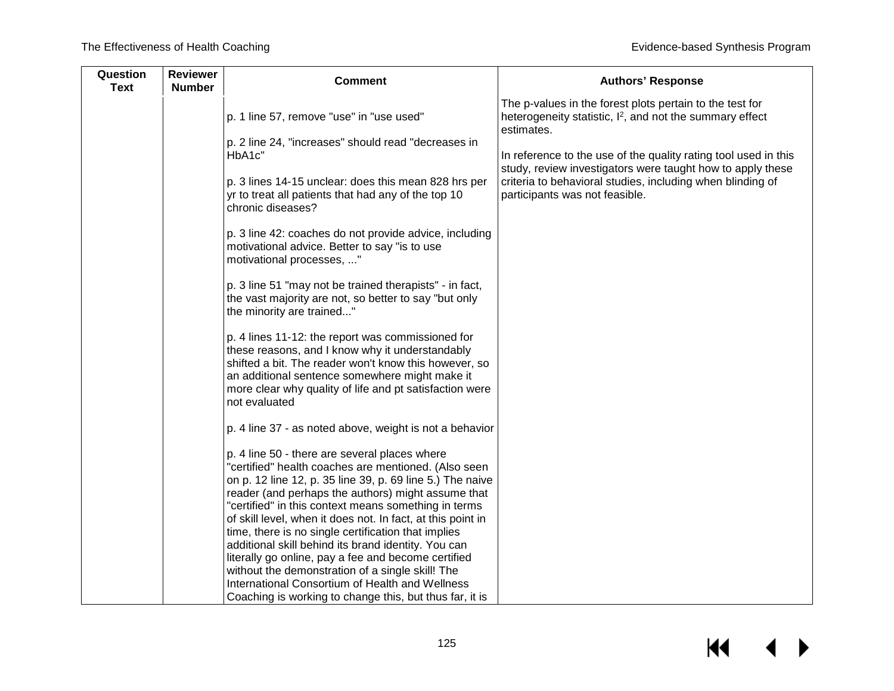| Question Text | Reviewer Number | Comment | Authors' Response |
|---|---|---|---|
| | | p. 1 line 57, remove "use" in "use used"<br><br>p. 2 line 24, "increases" should read "decreases in HbA1c"<br><br>p. 3 lines 14-15 unclear: does this mean 828 hrs per yr to treat all patients that had any of the top 10 chronic diseases?<br><br>p. 3 line 42: coaches do not provide advice, including motivational advice. Better to say "is to use motivational processes, ..."<br><br>p. 3 line 51 "may not be trained therapists" - in fact, the vast majority are not, so better to say "but only the minority are trained..."<br><br>p. 4 lines 11-12: the report was commissioned for these reasons, and I know why it understandably shifted a bit. The reader won't know this however, so an additional sentence somewhere might make it more clear why quality of life and pt satisfaction were not evaluated<br><br>p. 4 line 37 - as noted above, weight is not a behavior<br><br>p. 4 line 50 - there are several places where "certified" health coaches are mentioned. (Also seen on p. 12 line 12, p. 35 line 39, p. 69 line 5.) The naive reader (and perhaps the authors) might assume that "certified" in this context means something in terms of skill level, when it does not. In fact, at this point in time, there is no single certification that implies additional skill behind its brand identity. You can literally go online, pay a fee and become certified without the demonstration of a single skill! The International Consortium of Health and Wellness Coaching is working to change this, but thus far, it is | The p-values in the forest plots pertain to the test for heterogeneity statistic, $I^2$, and not the summary effect estimates.<br><br>In reference to the use of the quality rating tool used in this study, review investigators were taught how to apply these criteria to behavioral studies, including when blinding of participants was not feasible. |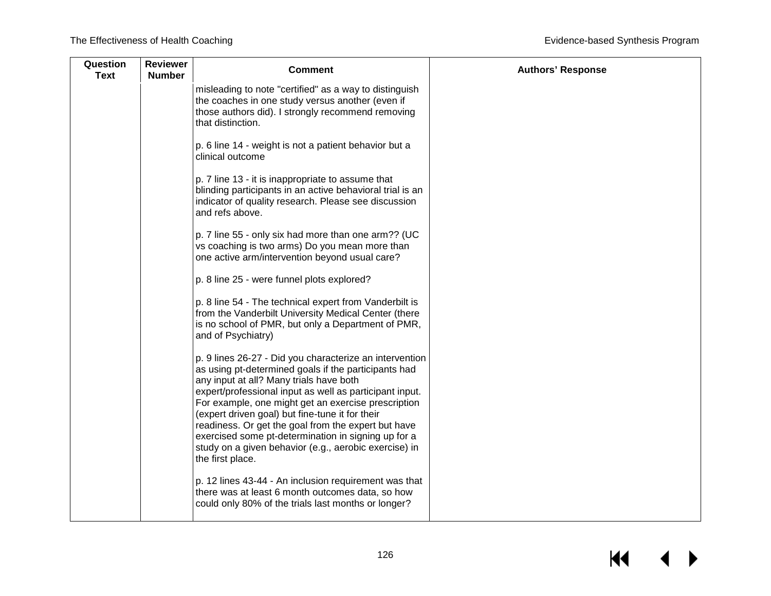| Question Text | Reviewer Number | Comment | Authors' Response |
|---|---|---|---|
| | | misleading to note "certified" as a way to distinguish the coaches in one study versus another (even if those authors did). I strongly recommend removing that distinction.<br><br>p. 6 line 14 - weight is not a patient behavior but a clinical outcome<br><br>p. 7 line 13 - it is inappropriate to assume that blinding participants in an active behavioral trial is an indicator of quality research. Please see discussion and refs above.<br><br>p. 7 line 55 - only six had more than one arm?? (UC vs coaching is two arms) Do you mean more than one active arm/intervention beyond usual care?<br><br>p. 8 line 25 - were funnel plots explored?<br><br>p. 8 line 54 - The technical expert from Vanderbilt is from the Vanderbilt University Medical Center (there is no school of PMR, but only a Department of PMR, and of Psychiatry)<br><br>p. 9 lines 26-27 - Did you characterize an intervention as using pt-determined goals if the participants had any input at all? Many trials have both expert/professional input as well as participant input. For example, one might get an exercise prescription (expert driven goal) but fine-tune it for their readiness. Or get the goal from the expert but have exercised some pt-determination in signing up for a study on a given behavior (e.g., aerobic exercise) in the first place.<br><br>p. 12 lines 43-44 - An inclusion requirement was that there was at least 6 month outcomes data, so how could only 80% of the trials last months or longer? | |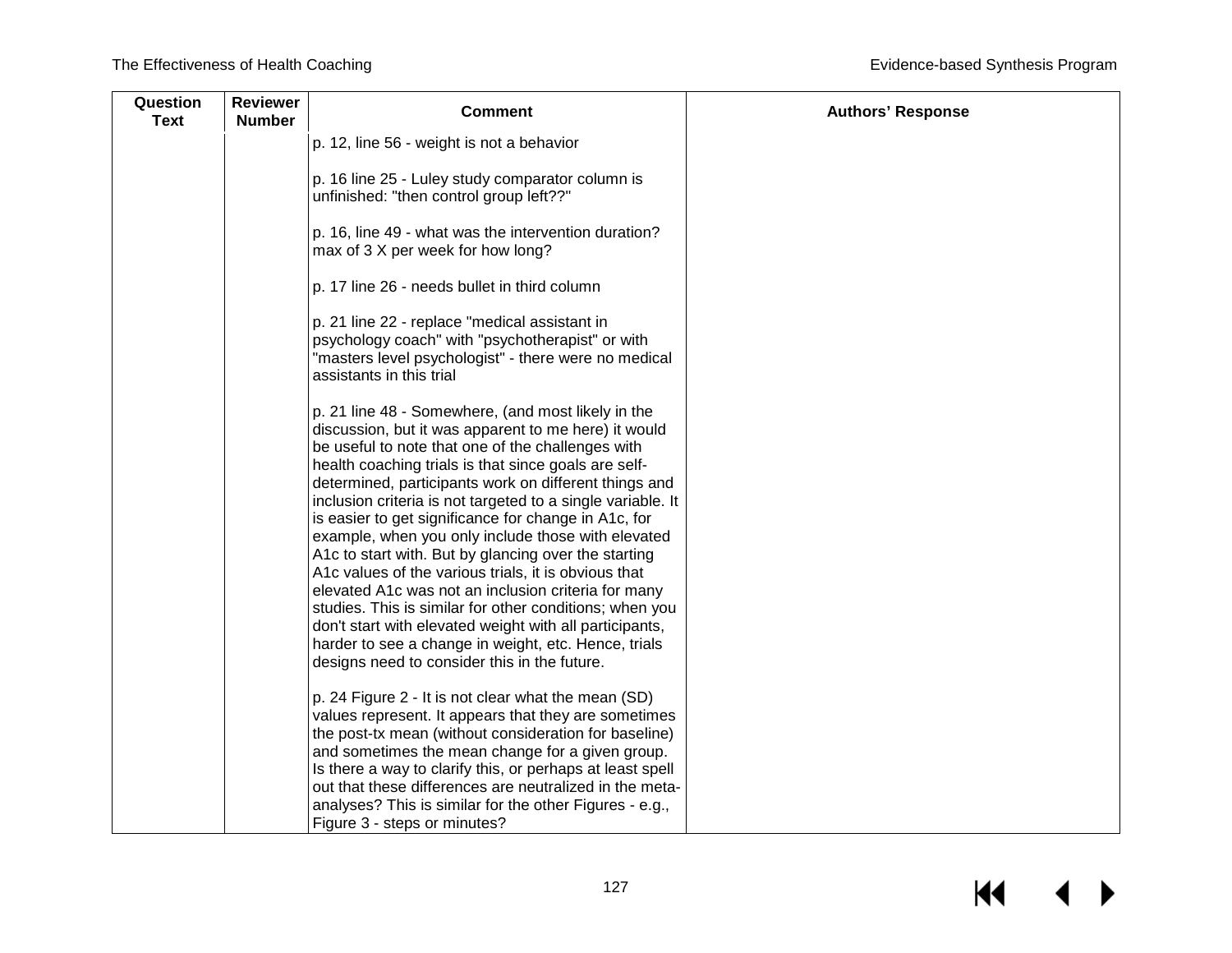| Question Text | Reviewer Number | Comment | Authors' Response |
|---|---|---|---|
| | | p. 12, line 56 - weight is not a behavior<br><br>p. 16 line 25 - Luley study comparator column is unfinished: "then control group left??"<br><br>p. 16, line 49 - what was the intervention duration? max of 3 X per week for how long?<br><br>p. 17 line 26 - needs bullet in third column<br><br>p. 21 line 22 - replace "medical assistant in psychology coach" with "psychotherapist" or with "masters level psychologist" - there were no medical assistants in this trial<br><br>p. 21 line 48 - Somewhere, (and most likely in the discussion, but it was apparent to me here) it would be useful to note that one of the challenges with health coaching trials is that since goals are self-determined, participants work on different things and inclusion criteria is not targeted to a single variable. It is easier to get significance for change in A1c, for example, when you only include those with elevated A1c to start with. But by glancing over the starting A1c values of the various trials, it is obvious that elevated A1c was not an inclusion criteria for many studies. This is similar for other conditions; when you don't start with elevated weight with all participants, harder to see a change in weight, etc. Hence, trials designs need to consider this in the future.<br><br>p. 24 Figure 2 - It is not clear what the mean (SD) values represent. It appears that they are sometimes the post-tx mean (without consideration for baseline) and sometimes the mean change for a given group. Is there a way to clarify this, or perhaps at least spell out that these differences are neutralized in the meta-analyses? This is similar for the other Figures - e.g., Figure 3 - steps or minutes? | |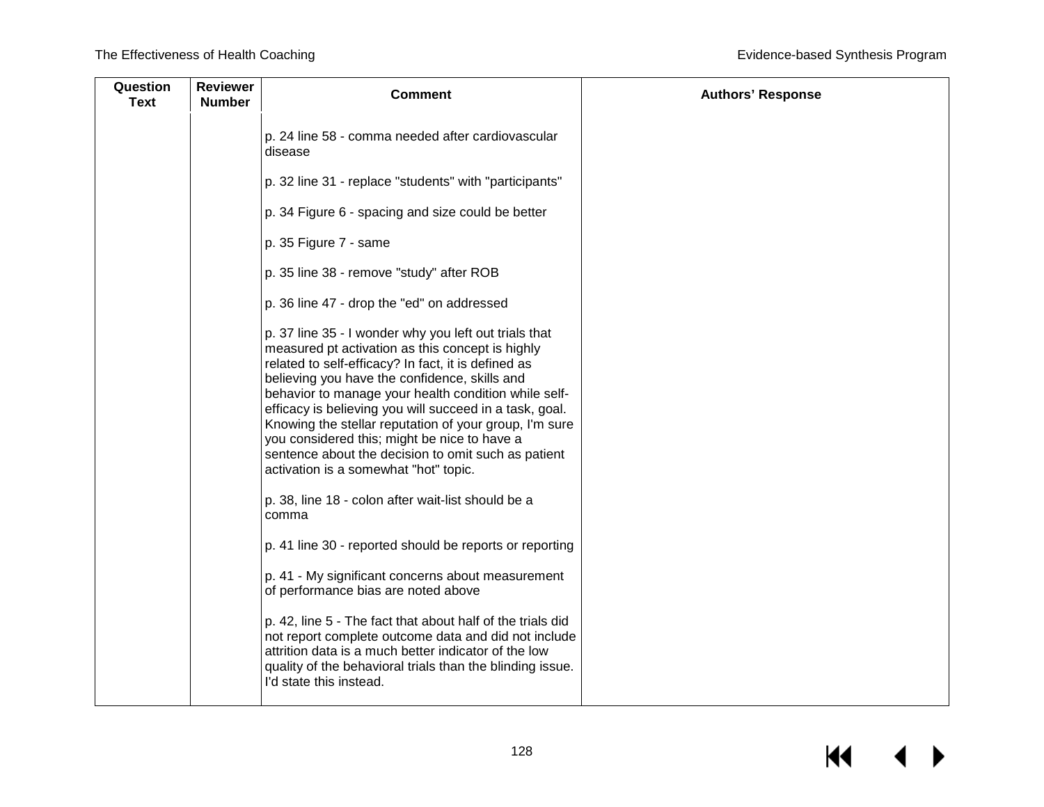| Question Text | Reviewer Number | Comment | Authors' Response |
|---|---|---|---|
| | | p. 24 line 58 - comma needed after cardiovascular disease<br><br>p. 32 line 31 - replace "students" with "participants"<br><br>p. 34 Figure 6 - spacing and size could be better<br><br>p. 35 Figure 7 - same<br><br>p. 35 line 38 - remove "study" after ROB<br><br>p. 36 line 47 - drop the "ed" on addressed<br><br>p. 37 line 35 - I wonder why you left out trials that measured pt activation as this concept is highly related to self-efficacy? In fact, it is defined as believing you have the confidence, skills and behavior to manage your health condition while self-efficacy is believing you will succeed in a task, goal. Knowing the stellar reputation of your group, I'm sure you considered this; might be nice to have a sentence about the decision to omit such as patient activation is a somewhat "hot" topic.<br><br>p. 38, line 18 - colon after wait-list should be a comma<br><br>p. 41 line 30 - reported should be reports or reporting<br><br>p. 41 - My significant concerns about measurement of performance bias are noted above<br><br>p. 42, line 5 - The fact that about half of the trials did not report complete outcome data and did not include attrition data is a much better indicator of the low quality of the behavioral trials than the blinding issue. I'd state this instead. | |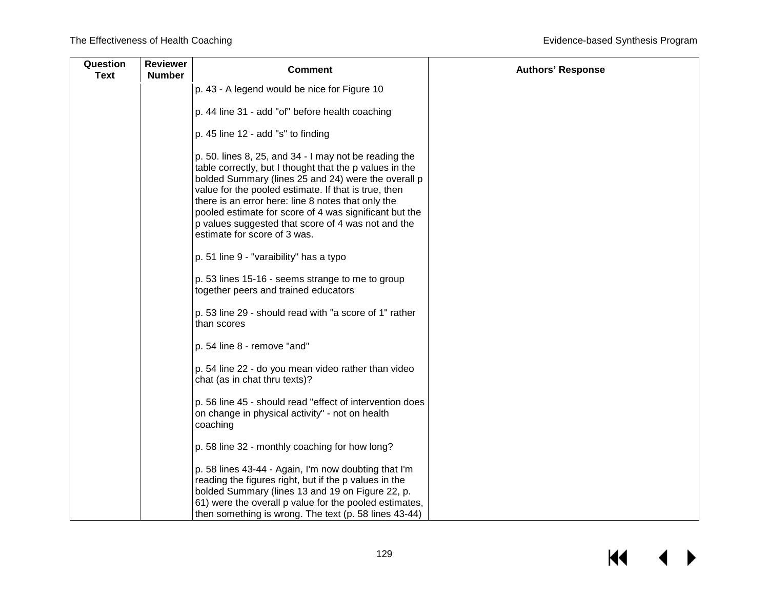| Question Text | Reviewer Number | Comment | Authors' Response |
|---|---|---|---|
| | | p. 43 - A legend would be nice for Figure 10<br><br>p. 44 line 31 - add "of" before health coaching<br><br>p. 45 line 12 - add "s" to finding<br><br>p. 50. lines 8, 25, and 34 - I may not be reading the table correctly, but I thought that the p values in the bolded Summary (lines 25 and 24) were the overall p value for the pooled estimate. If that is true, then there is an error here: line 8 notes that only the pooled estimate for score of 4 was significant but the p values suggested that score of 4 was not and the estimate for score of 3 was.<br><br>p. 51 line 9 - "varaibility" has a typo<br><br>p. 53 lines 15-16 - seems strange to me to group together peers and trained educators<br><br>p. 53 line 29 - should read with "a score of 1" rather than scores<br><br>p. 54 line 8 - remove "and"<br><br>p. 54 line 22 - do you mean video rather than video chat (as in chat thru texts)?<br><br>p. 56 line 45 - should read "effect of intervention does on change in physical activity" - not on health coaching<br><br>p. 58 line 32 - monthly coaching for how long?<br><br>p. 58 lines 43-44 - Again, I'm now doubting that I'm reading the figures right, but if the p values in the bolded Summary (lines 13 and 19 on Figure 22, p. 61) were the overall p value for the pooled estimates, then something is wrong. The text (p. 58 lines 43-44) | |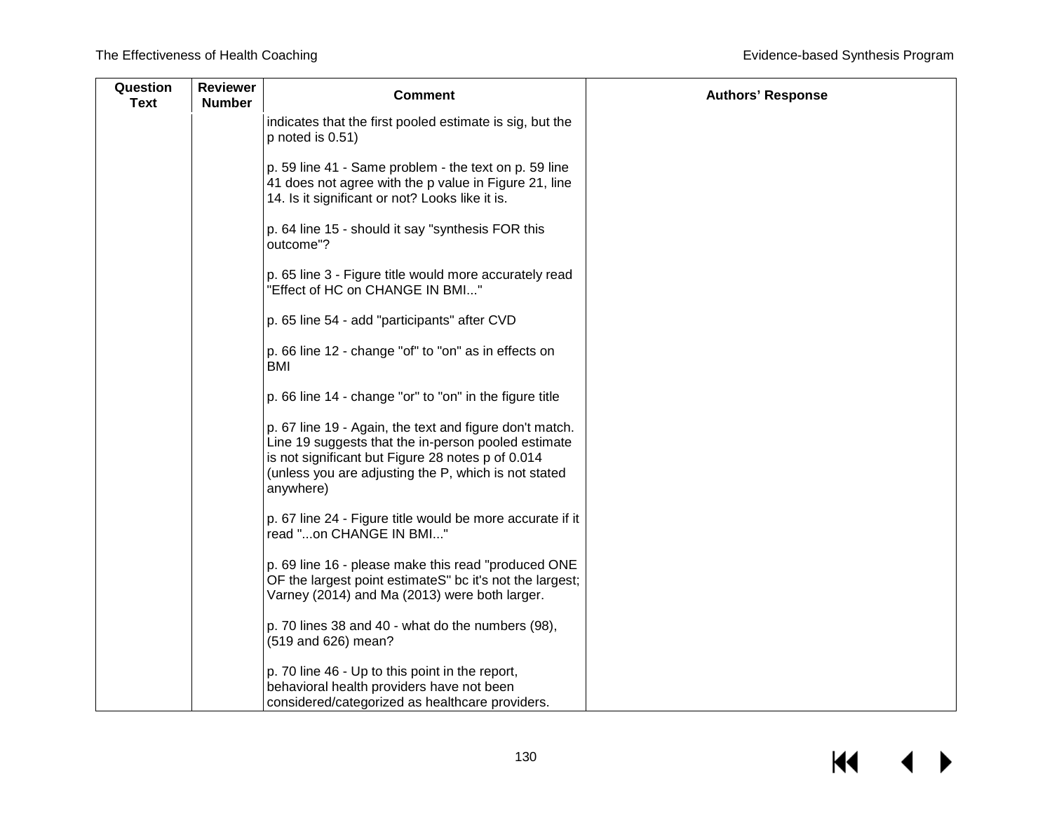| Question Text | Reviewer Number | Comment | Authors' Response |
|---|---|---|---|
| | | indicates that the first pooled estimate is sig, but the p noted is 0.51)<br><br>p. 59 line 41 - Same problem - the text on p. 59 line 41 does not agree with the p value in Figure 21, line 14. Is it significant or not? Looks like it is.<br><br>p. 64 line 15 - should it say "synthesis FOR this outcome"?<br><br>p. 65 line 3 - Figure title would more accurately read "Effect of HC on CHANGE IN BMI..."<br><br>p. 65 line 54 - add "participants" after CVD<br><br>p. 66 line 12 - change "of" to "on" as in effects on BMI<br><br>p. 66 line 14 - change "or" to "on" in the figure title<br><br>p. 67 line 19 - Again, the text and figure don't match. Line 19 suggests that the in-person pooled estimate is not significant but Figure 28 notes p of 0.014 (unless you are adjusting the P, which is not stated anywhere)<br><br>p. 67 line 24 - Figure title would be more accurate if it read "...on CHANGE IN BMI..."<br><br>p. 69 line 16 - please make this read "produced ONE OF the largest point estimateS" bc it's not the largest; Varney (2014) and Ma (2013) were both larger.<br><br>p. 70 lines 38 and 40 - what do the numbers (98), (519 and 626) mean?<br><br>p. 70 line 46 - Up to this point in the report, behavioral health providers have not been considered/categorized as healthcare providers. | |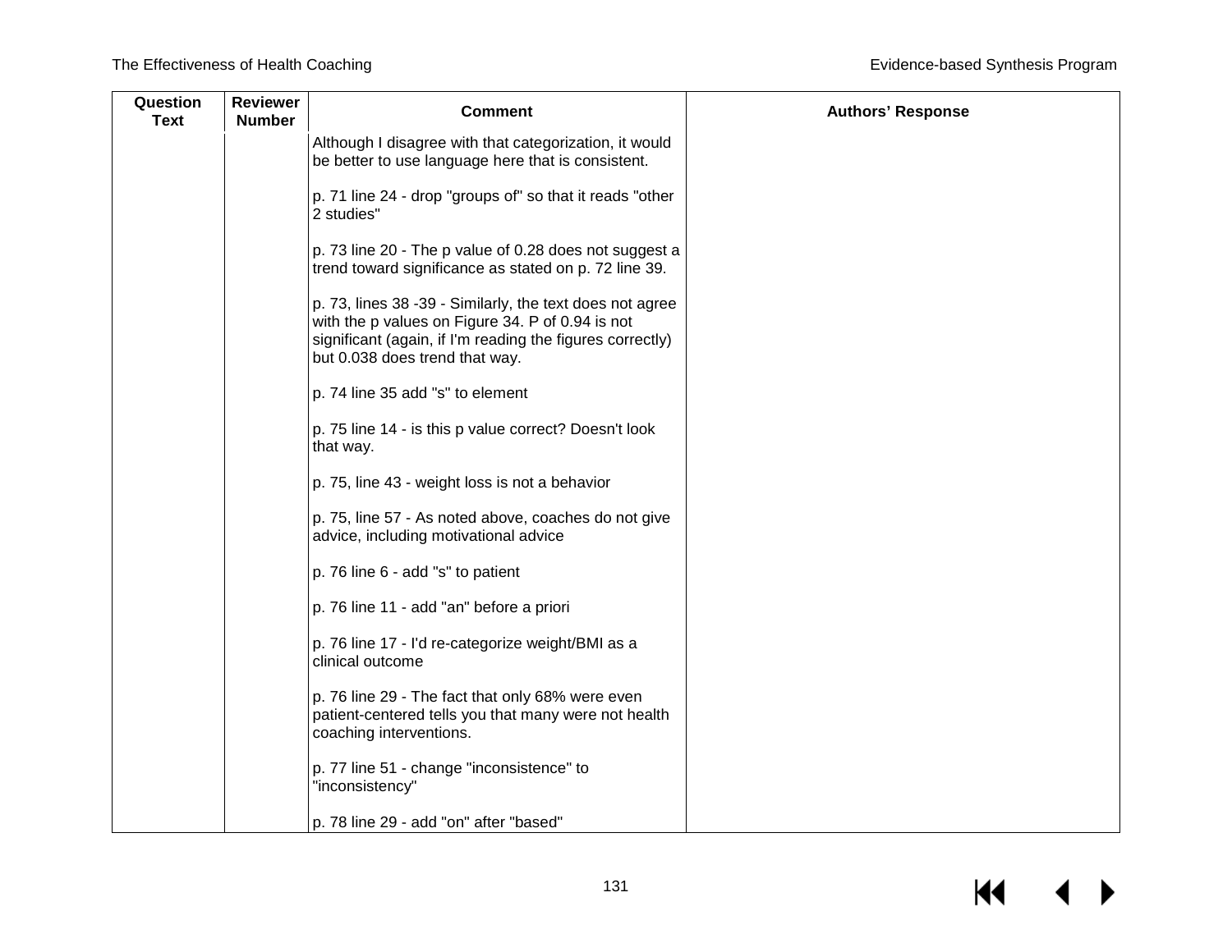| Question Text | Reviewer Number | Comment | Authors' Response |
|---|---|---|---|
| | | Although I disagree with that categorization, it would be better to use language here that is consistent.<br><br>p. 71 line 24 - drop "groups of" so that it reads "other 2 studies"<br><br>p. 73 line 20 - The p value of 0.28 does not suggest a trend toward significance as stated on p. 72 line 39.<br><br>p. 73, lines 38 -39 - Similarly, the text does not agree with the p values on Figure 34. P of 0.94 is not significant (again, if I'm reading the figures correctly) but 0.038 does trend that way.<br><br>p. 74 line 35 add "s" to element<br><br>p. 75 line 14 - is this p value correct? Doesn't look that way.<br><br>p. 75, line 43 - weight loss is not a behavior<br><br>p. 75, line 57 - As noted above, coaches do not give advice, including motivational advice<br><br>p. 76 line 6 - add "s" to patient<br><br>p. 76 line 11 - add "an" before a priori<br><br>p. 76 line 17 - I'd re-categorize weight/BMI as a clinical outcome<br><br>p. 76 line 29 - The fact that only 68% were even patient-centered tells you that many were not health coaching interventions.<br><br>p. 77 line 51 - change "inconsistence" to "inconsistency"<br><br>p. 78 line 29 - add "on" after "based" | |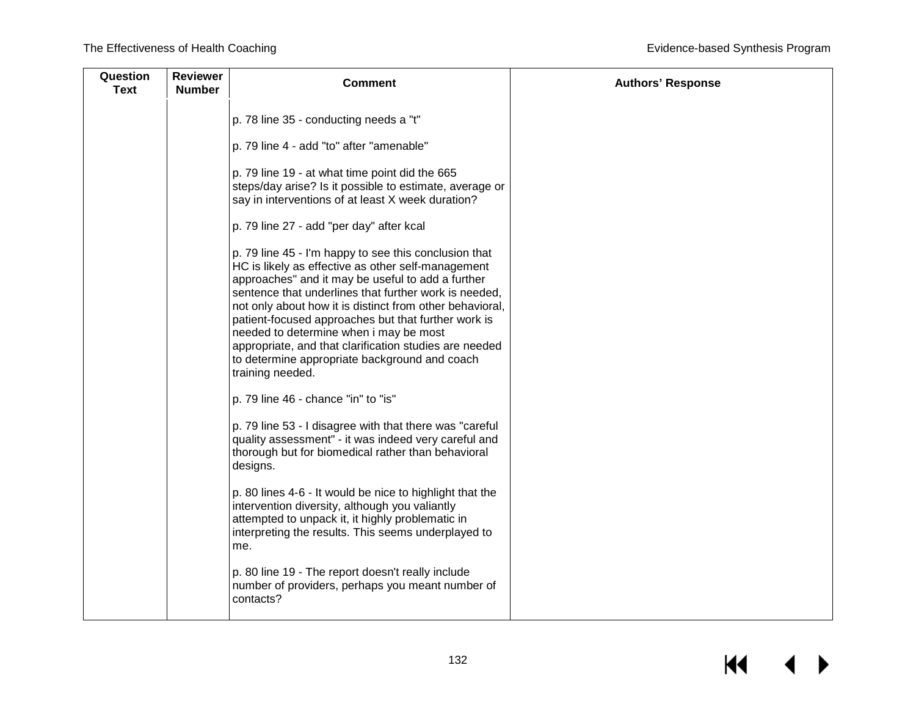| Question Text | Reviewer Number | Comment | Authors' Response |
|---|---|---|---|
| | | p. 78 line 35 - conducting needs a "t"<br><br>p. 79 line 4 - add "to" after "amenable"<br><br>p. 79 line 19 - at what time point did the 665 steps/day arise? Is it possible to estimate, average or say in interventions of at least X week duration?<br><br>p. 79 line 27 - add "per day" after kcal<br><br>p. 79 line 45 - I'm happy to see this conclusion that HC is likely as effective as other self-management approaches" and it may be useful to add a further sentence that underlines that further work is needed, not only about how it is distinct from other behavioral, patient-focused approaches but that further work is needed to determine when i may be most appropriate, and that clarification studies are needed to determine appropriate background and coach training needed.<br><br>p. 79 line 46 - chance "in" to "is"<br><br>p. 79 line 53 - I disagree with that there was "careful quality assessment" - it was indeed very careful and thorough but for biomedical rather than behavioral designs.<br><br>p. 80 lines 4-6 - It would be nice to highlight that the intervention diversity, although you valiantly attempted to unpack it, it highly problematic in interpreting the results. This seems underplayed to me.<br><br>p. 80 line 19 - The report doesn't really include number of providers, perhaps you meant number of contacts? | |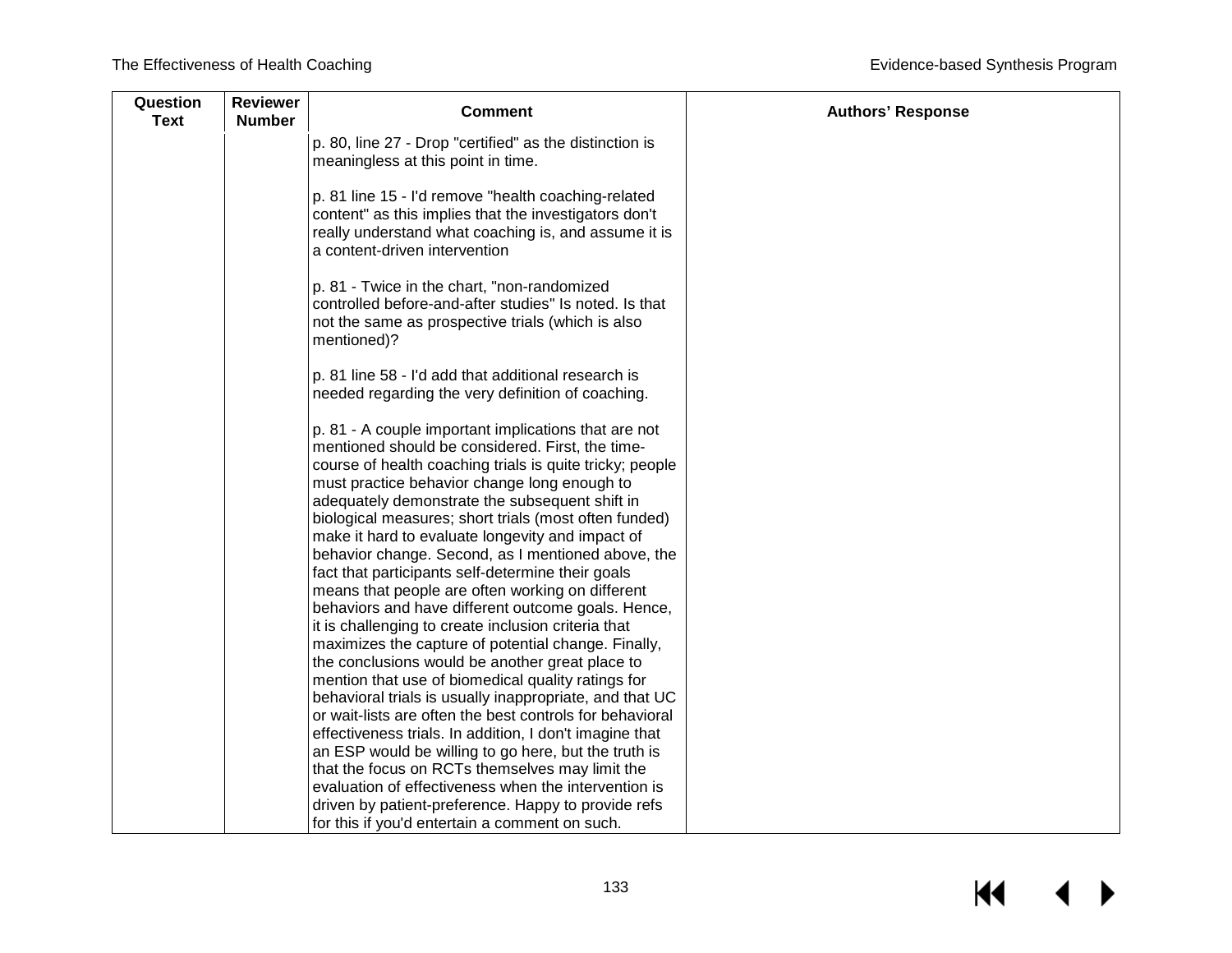| Question Text | Reviewer Number | Comment | Authors' Response |
|---|---|---|---|
| | | p. 80, line 27 - Drop "certified" as the distinction is meaningless at this point in time.<br><br>p. 81 line 15 - I'd remove "health coaching-related content" as this implies that the investigators don't really understand what coaching is, and assume it is a content-driven intervention<br><br>p. 81 - Twice in the chart, "non-randomized controlled before-and-after studies" Is noted. Is that not the same as prospective trials (which is also mentioned)?<br><br>p. 81 line 58 - I'd add that additional research is needed regarding the very definition of coaching.<br><br>p. 81 - A couple important implications that are not mentioned should be considered. First, the time-course of health coaching trials is quite tricky; people must practice behavior change long enough to adequately demonstrate the subsequent shift in biological measures; short trials (most often funded) make it hard to evaluate longevity and impact of behavior change. Second, as I mentioned above, the fact that participants self-determine their goals means that people are often working on different behaviors and have different outcome goals. Hence, it is challenging to create inclusion criteria that maximizes the capture of potential change. Finally, the conclusions would be another great place to mention that use of biomedical quality ratings for behavioral trials is usually inappropriate, and that UC or wait-lists are often the best controls for behavioral effectiveness trials. In addition, I don't imagine that an ESP would be willing to go here, but the truth is that the focus on RCTs themselves may limit the evaluation of effectiveness when the intervention is driven by patient-preference. Happy to provide refs for this if you'd entertain a comment on such. | |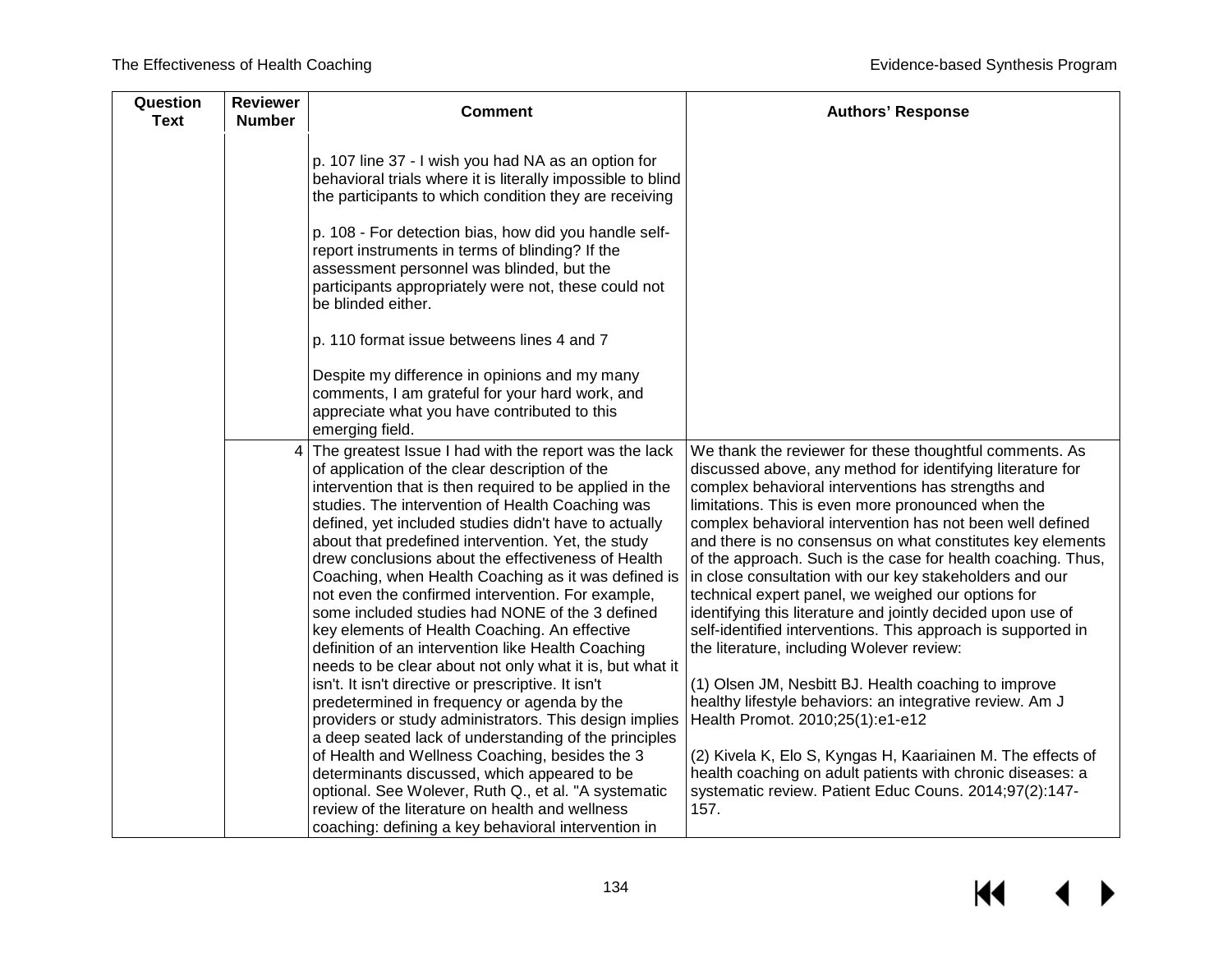| Question Text | Reviewer Number | Comment | Authors' Response |
|---|---|---|---|
| | | p. 107 line 37 - I wish you had NA as an option for behavioral trials where it is literally impossible to blind the participants to which condition they are receiving<br><br>p. 108 - For detection bias, how did you handle self-report instruments in terms of blinding? If the assessment personnel was blinded, but the participants appropriately were not, these could not be blinded either.<br><br>p. 110 format issue betweens lines 4 and 7<br><br>Despite my difference in opinions and my many comments, I am grateful for your hard work, and appreciate what you have contributed to this emerging field. | |
| | 4 | The greatest Issue I had with the report was the lack of application of the clear description of the intervention that is then required to be applied in the studies. The intervention of Health Coaching was defined, yet included studies didn't have to actually about that predefined intervention. Yet, the study drew conclusions about the effectiveness of Health Coaching, when Health Coaching as it was defined is not even the confirmed intervention. For example, some included studies had NONE of the 3 defined key elements of Health Coaching. An effective definition of an intervention like Health Coaching needs to be clear about not only what it is, but what it isn't. It isn't directive or prescriptive. It isn't predetermined in frequency or agenda by the providers or study administrators. This design implies a deep seated lack of understanding of the principles of Health and Wellness Coaching, besides the 3 determinants discussed, which appeared to be optional. See Wolever, Ruth Q., et al. "A systematic review of the literature on health and wellness coaching: defining a key behavioral intervention in | We thank the reviewer for these thoughtful comments. As discussed above, any method for identifying literature for complex behavioral interventions has strengths and limitations. This is even more pronounced when the complex behavioral intervention has not been well defined and there is no consensus on what constitutes key elements of the approach. Such is the case for health coaching. Thus, in close consultation with our key stakeholders and our technical expert panel, we weighed our options for identifying this literature and jointly decided upon use of self-identified interventions. This approach is supported in the literature, including Wolever review:<br><br>(1) Olsen JM, Nesbitt BJ. Health coaching to improve healthy lifestyle behaviors: an integrative review. Am J Health Promot. 2010;25(1):e1-e12<br><br>(2) Kivela K, Elo S, Kyngas H, Kaariainen M. The effects of health coaching on adult patients with chronic diseases: a systematic review. Patient Educ Couns. 2014;97(2):147-157. |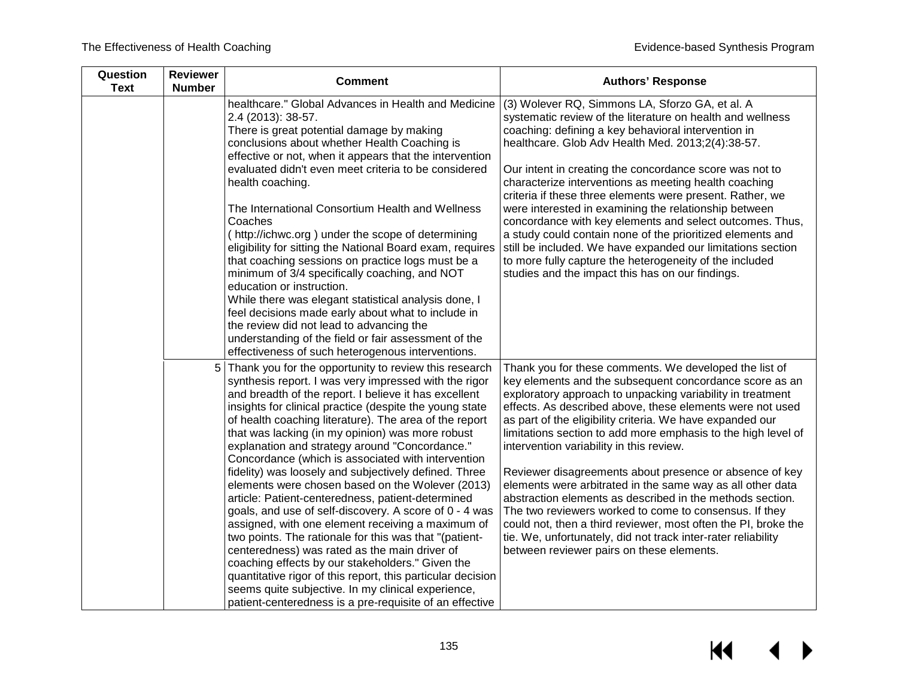| Question Text | Reviewer Number | Comment | Authors' Response |
|---|---|---|---|
| | | healthcare." Global Advances in Health and Medicine 2.4 (2013): 38-57.<br>There is great potential damage by making conclusions about whether Health Coaching is effective or not, when it appears that the intervention evaluated didn't even meet criteria to be considered health coaching.<br><br>The International Consortium Health and Wellness Coaches<br>( http://ichwc.org ) under the scope of determining eligibility for sitting the National Board exam, requires that coaching sessions on practice logs must be a minimum of 3/4 specifically coaching, and NOT education or instruction.<br>While there was elegant statistical analysis done, I feel decisions made early about what to include in the review did not lead to advancing the understanding of the field or fair assessment of the effectiveness of such heterogenous interventions. | (3) Wolever RQ, Simmons LA, Sforzo GA, et al. A systematic review of the literature on health and wellness coaching: defining a key behavioral intervention in healthcare. Glob Adv Health Med. 2013;2(4):38-57.<br><br>Our intent in creating the concordance score was not to characterize interventions as meeting health coaching criteria if these three elements were present. Rather, we were interested in examining the relationship between concordance with key elements and select outcomes. Thus, a study could contain none of the prioritized elements and still be included. We have expanded our limitations section to more fully capture the heterogeneity of the included studies and the impact this has on our findings. |
| | 5 | Thank you for the opportunity to review this research synthesis report. I was very impressed with the rigor and breadth of the report. I believe it has excellent insights for clinical practice (despite the young state of health coaching literature). The area of the report that was lacking (in my opinion) was more robust explanation and strategy around "Concordance." Concordance (which is associated with intervention fidelity) was loosely and subjectively defined. Three elements were chosen based on the Wolever (2013) article: Patient-centeredness, patient-determined goals, and use of self-discovery. A score of 0 - 4 was assigned, with one element receiving a maximum of two points. The rationale for this was that "(patient-centeredness) was rated as the main driver of coaching effects by our stakeholders." Given the quantitative rigor of this report, this particular decision seems quite subjective. In my clinical experience, patient-centeredness is a pre-requisite of an effective | Thank you for these comments. We developed the list of key elements and the subsequent concordance score as an exploratory approach to unpacking variability in treatment effects. As described above, these elements were not used as part of the eligibility criteria. We have expanded our limitations section to add more emphasis to the high level of intervention variability in this review.<br><br>Reviewer disagreements about presence or absence of key elements were arbitrated in the same way as all other data abstraction elements as described in the methods section. The two reviewers worked to come to consensus. If they could not, then a third reviewer, most often the PI, broke the tie. We, unfortunately, did not track inter-rater reliability between reviewer pairs on these elements. |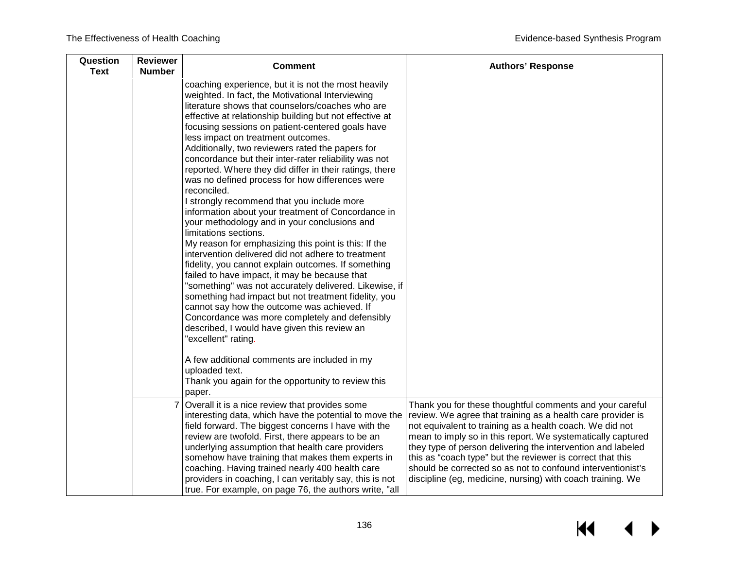| Question Text | Reviewer Number | Comment | Authors' Response |
|---|---|---|---|
| | | coaching experience, but it is not the most heavily weighted. In fact, the Motivational Interviewing literature shows that counselors/coaches who are effective at relationship building but not effective at focusing sessions on patient-centered goals have less impact on treatment outcomes.<br>Additionally, two reviewers rated the papers for concordance but their inter-rater reliability was not reported. Where they did differ in their ratings, there was no defined process for how differences were reconciled.<br>I strongly recommend that you include more information about your treatment of Concordance in your methodology and in your conclusions and limitations sections.<br>My reason for emphasizing this point is this: If the intervention delivered did not adhere to treatment fidelity, you cannot explain outcomes. If something failed to have impact, it may be because that "something" was not accurately delivered. Likewise, if something had impact but not treatment fidelity, you cannot say how the outcome was achieved. If Concordance was more completely and defensibly described, I would have given this review an "excellent" rating.<br><br>A few additional comments are included in my uploaded text.<br>Thank you again for the opportunity to review this paper. | |
| | 7 | Overall it is a nice review that provides some interesting data, which have the potential to move the field forward. The biggest concerns I have with the review are twofold. First, there appears to be an underlying assumption that health care providers somehow have training that makes them experts in coaching. Having trained nearly 400 health care providers in coaching, I can veritably say, this is not true. For example, on page 76, the authors write, "all | Thank you for these thoughtful comments and your careful review. We agree that training as a health care provider is not equivalent to training as a health coach. We did not mean to imply so in this report. We systematically captured they type of person delivering the intervention and labeled this as "coach type" but the reviewer is correct that this should be corrected so as not to confound interventionist's discipline (eg, medicine, nursing) with coach training. We |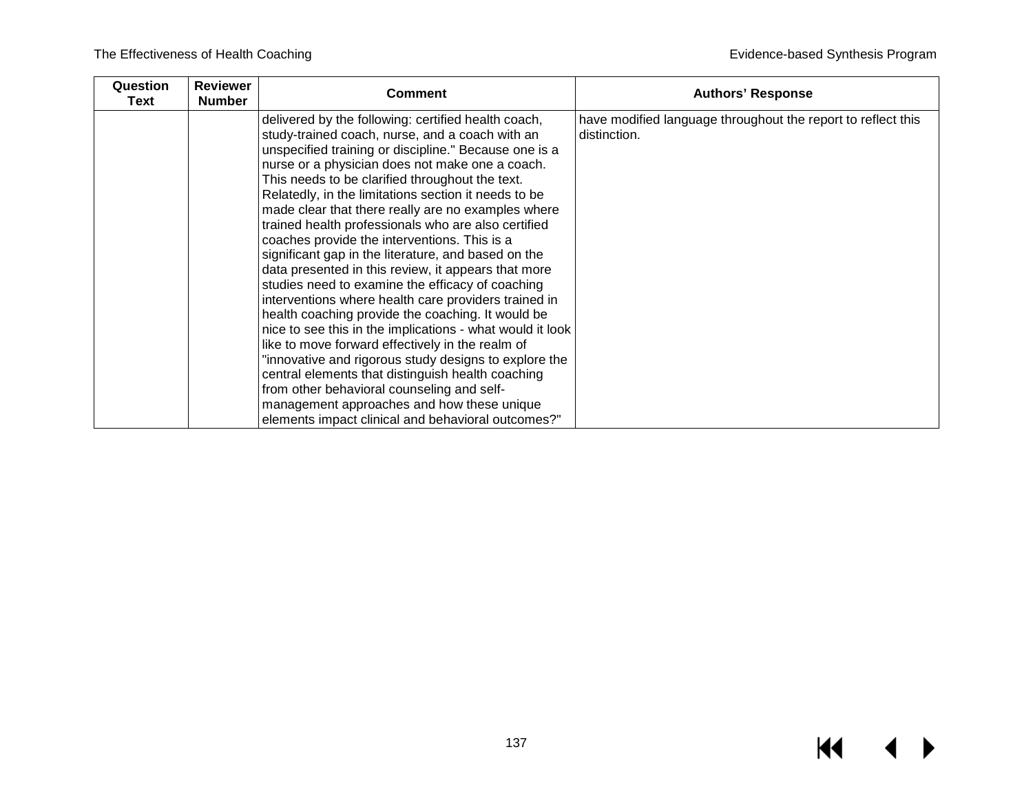| Question Text | Reviewer Number | Comment | Authors' Response |
|---|---|---|---|
| | | delivered by the following: certified health coach, study-trained coach, nurse, and a coach with an unspecified training or discipline." Because one is a nurse or a physician does not make one a coach. This needs to be clarified throughout the text. Relatedly, in the limitations section it needs to be made clear that there really are no examples where trained health professionals who are also certified coaches provide the interventions. This is a significant gap in the literature, and based on the data presented in this review, it appears that more studies need to examine the efficacy of coaching interventions where health care providers trained in health coaching provide the coaching. It would be nice to see this in the implications - what would it look like to move forward effectively in the realm of "innovative and rigorous study designs to explore the central elements that distinguish health coaching from other behavioral counseling and self-management approaches and how these unique elements impact clinical and behavioral outcomes?" | have modified language throughout the report to reflect this distinction. |